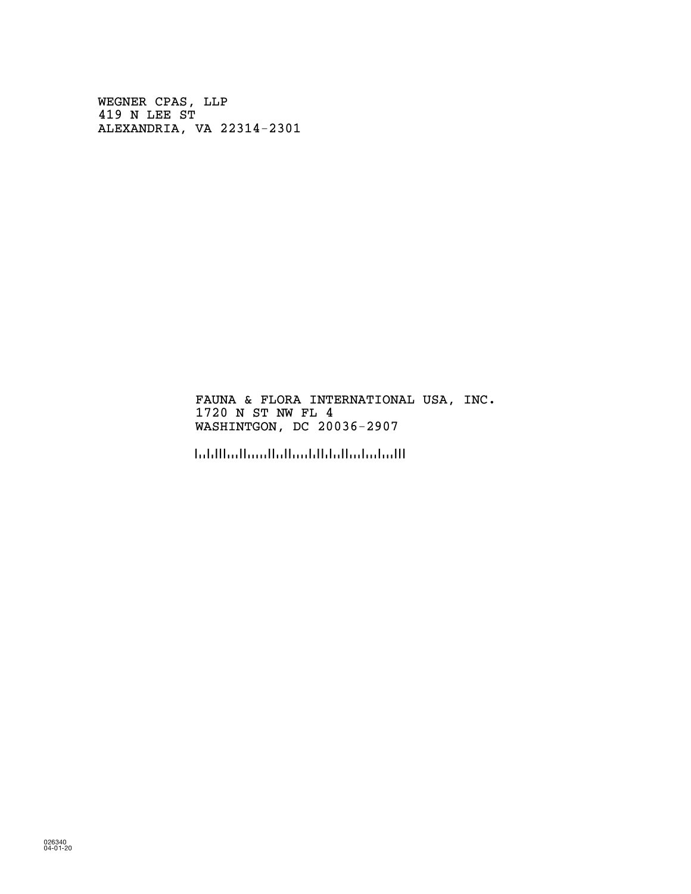WEGNER CPAS, LLP
419 N LEE ST
ALEXANDRIA, VA 22314-2301

FAUNA & FLORA INTERNATIONAL USA, INC.
1720 N ST NW FL 4
WASHINTGON, DC 20036-2907

026340
04-01-20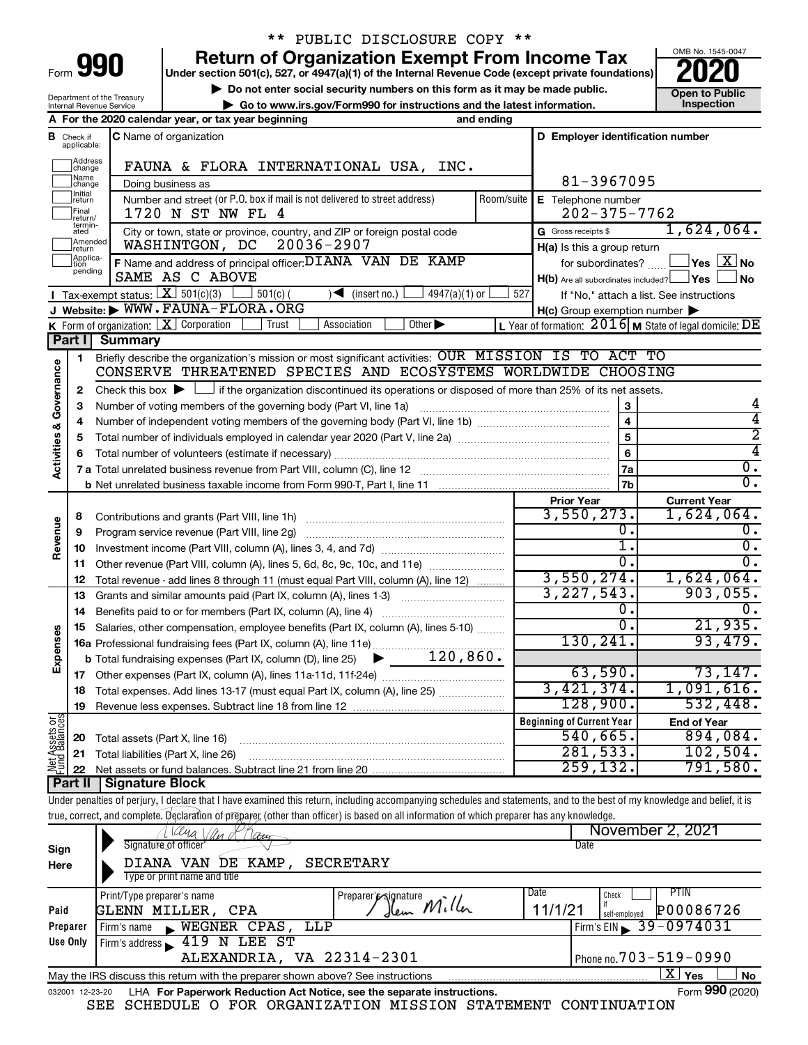\*\* PUBLIC DISCLOSURE COPY \*\*

# Form 990 — Return of Organization Exempt From Income Tax (2020)

Under section 501(c), 527, or 4947(a)(1) of the Internal Revenue Code (except private foundations)

▶ Do not enter social security numbers on this form as it may be made public.

▶ Go to www.irs.gov/Form990 for instructions and the latest information.

Department of the Treasury
Internal Revenue Service

OMB No. 1545-0047 — Open to Public Inspection

**A** For the 2020 calendar year, or tax year beginning and ending

**B** Check if applicable: Address change, Name change, Initial return, Final return/terminated, Amended return, Application pending

**C** Name of organization: FAUNA & FLORA INTERNATIONAL USA, INC.

Doing business as

Number and street (or P.O. box if mail is not delivered to street address): 1720 N ST NW FL 4 — Room/suite

City or town, state or province, country, and ZIP or foreign postal code: WASHINTGON, DC 20036-2907

**D** Employer identification number: 81-3967095

**E** Telephone number: 202-375-7762

**G** Gross receipts $ 1,624,064.

**F** Name and address of principal officer: DIANA VAN DE KAMP, SAME AS C ABOVE

**H(a)** Is this a group return for subordinates? ☐ Yes ☒ No

**H(b)** Are all subordinates included? ☐ Yes ☐ No — If "No," attach a list. See instructions

**H(c)** Group exemption number ▶

**I** Tax-exempt status: ☒ 501(c)(3) ☐ 501(c) ( ) ◀ (insert no.) ☐ 4947(a)(1) or ☐ 527

**J** Website: ▶ WWW.FAUNA-FLORA.ORG

**K** Form of organization: ☒ Corporation ☐ Trust ☐ Association ☐ Other ▶

**L** Year of formation: 2016 **M** State of legal domicile: DE

## Part I Summary

**Activities & Governance**

1. Briefly describe the organization's mission or most significant activities: OUR MISSION IS TO ACT TO CONSERVE THREATENED SPECIES AND ECOSYSTEMS WORLDWIDE CHOOSING
2. Check this box ▶ ☐ if the organization discontinued its operations or disposed of more than 25% of its net assets.

| Line | Description | Box | Value |
|---|---|---|---|
| 3 | Number of voting members of the governing body (Part VI, line 1a) | 3 | 4 |
| 4 | Number of independent voting members of the governing body (Part VI, line 1b) | 4 | 4 |
| 5 | Total number of individuals employed in calendar year 2020 (Part V, line 2a) | 5 | 2 |
| 6 | Total number of volunteers (estimate if necessary) | 6 | 4 |
| 7a | Total unrelated business revenue from Part VIII, column (C), line 12 | 7a | 0. |
| 7b | Net unrelated business taxable income from Form 990-T, Part I, line 11 | 7b | 0. |

| Line | Description | Prior Year | Current Year |
|---|---|---|---|
| | **Revenue** | | |
| 8 | Contributions and grants (Part VIII, line 1h) | 3,550,273. | 1,624,064. |
| 9 | Program service revenue (Part VIII, line 2g) | 0. | 0. |
| 10 | Investment income (Part VIII, column (A), lines 3, 4, and 7d) | 1. | 0. |
| 11 | Other revenue (Part VIII, column (A), lines 5, 6d, 8c, 9c, 10c, and 11e) | 0. | 0. |
| 12 | Total revenue - add lines 8 through 11 (must equal Part VIII, column (A), line 12) | 3,550,274. | 1,624,064. |
| | **Expenses** | | |
| 13 | Grants and similar amounts paid (Part IX, column (A), lines 1-3) | 3,227,543. | 903,055. |
| 14 | Benefits paid to or for members (Part IX, column (A), line 4) | 0. | 0. |
| 15 | Salaries, other compensation, employee benefits (Part IX, column (A), lines 5-10) | 0. | 21,935. |
| 16a | Professional fundraising fees (Part IX, column (A), line 11e) | 130,241. | 93,479. |
| b | Total fundraising expenses (Part IX, column (D), line 25) ▶ 120,860. | | |
| 17 | Other expenses (Part IX, column (A), lines 11a-11d, 11f-24e) | 63,590. | 73,147. |
| 18 | Total expenses. Add lines 13-17 (must equal Part IX, column (A), line 25) | 3,421,374. | 1,091,616. |
| 19 | Revenue less expenses. Subtract line 18 from line 12 | 128,900. | 532,448. |

| Line | Net Assets or Fund Balances | Beginning of Current Year | End of Year |
|---|---|---|---|
| 20 | Total assets (Part X, line 16) | 540,665. | 894,084. |
| 21 | Total liabilities (Part X, line 26) | 281,533. | 102,504. |
| 22 | Net assets or fund balances. Subtract line 21 from line 20 | 259,132. | 791,580. |

## Part II Signature Block

Under penalties of perjury, I declare that I have examined this return, including accompanying schedules and statements, and to the best of my knowledge and belief, it is true, correct, and complete. Declaration of preparer (other than officer) is based on all information of which preparer has any knowledge.

**Sign Here**

Signature of officer — Date: November 2, 2021

DIANA VAN DE KAMP, SECRETARY
Type or print name and title

**Paid Preparer Use Only**

| Print/Type preparer's name | Preparer's signature | Date | Check if self-employed | PTIN |
|---|---|---|---|---|
| GLENN MILLER, CPA | Glenn Miller | 11/1/21 | ☐ | P00086726 |

Firm's name ▶ WEGNER CPAS, LLP — Firm's EIN ▶ 39-0974031

Firm's address ▶ 419 N LEE ST, ALEXANDRIA, VA 22314-2301 — Phone no. 703-519-0990

May the IRS discuss this return with the preparer shown above? See instructions ☒ Yes ☐ No

032001 12-23-20 LHA For Paperwork Reduction Act Notice, see the separate instructions. Form **990** (2020)

SEE SCHEDULE O FOR ORGANIZATION MISSION STATEMENT CONTINUATION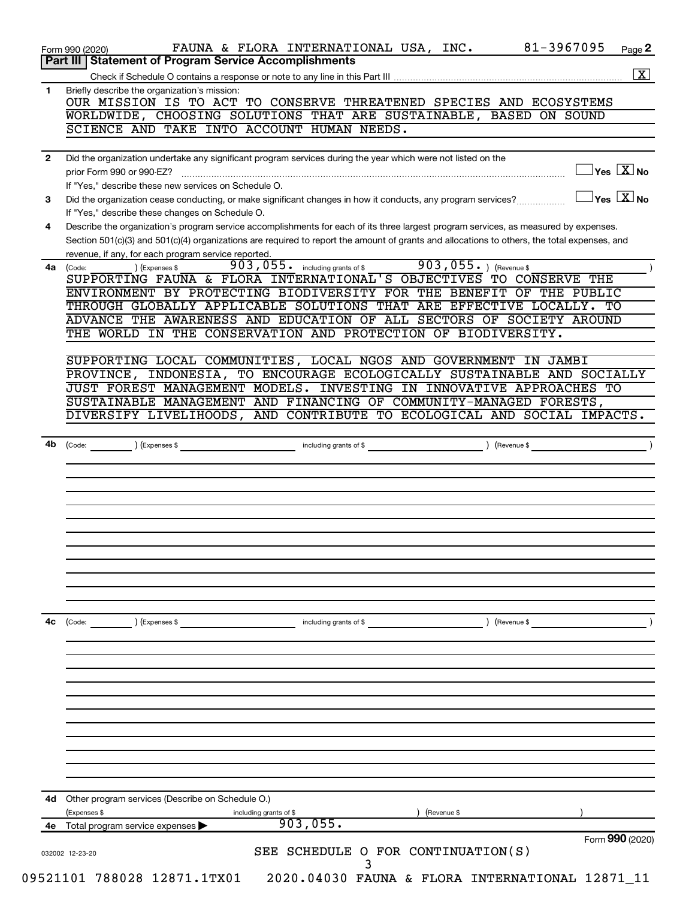Form 990 (2020) FAUNA & FLORA INTERNATIONAL USA, INC. 81-3967095 Page 2

## Part III Statement of Program Service Accomplishments

Check if Schedule O contains a response or note to any line in this Part III [X]

**1** Briefly describe the organization's mission:

OUR MISSION IS TO ACT TO CONSERVE THREATENED SPECIES AND ECOSYSTEMS WORLDWIDE, CHOOSING SOLUTIONS THAT ARE SUSTAINABLE, BASED ON SOUND SCIENCE AND TAKE INTO ACCOUNT HUMAN NEEDS.

**2** Did the organization undertake any significant program services during the year which were not listed on the prior Form 990 or 990-EZ? [ ] Yes [X] No

If "Yes," describe these new services on Schedule O.

**3** Did the organization cease conducting, or make significant changes in how it conducts, any program services? [ ] Yes [X] No

If "Yes," describe these changes on Schedule O.

**4** Describe the organization's program service accomplishments for each of its three largest program services, as measured by expenses. Section 501(c)(3) and 501(c)(4) organizations are required to report the amount of grants and allocations to others, the total expenses, and revenue, if any, for each program service reported.

**4a** (Code: ) (Expenses $ 903,055. including grants of $ 903,055. ) (Revenue $ )

SUPPORTING FAUNA & FLORA INTERNATIONAL'S OBJECTIVES TO CONSERVE THE ENVIRONMENT BY PROTECTING BIODIVERSITY FOR THE BENEFIT OF THE PUBLIC THROUGH GLOBALLY APPLICABLE SOLUTIONS THAT ARE EFFECTIVE LOCALLY. TO ADVANCE THE AWARENESS AND EDUCATION OF ALL SECTORS OF SOCIETY AROUND THE WORLD IN THE CONSERVATION AND PROTECTION OF BIODIVERSITY.

SUPPORTING LOCAL COMMUNITIES, LOCAL NGOS AND GOVERNMENT IN JAMBI PROVINCE, INDONESIA, TO ENCOURAGE ECOLOGICALLY SUSTAINABLE AND SOCIALLY JUST FOREST MANAGEMENT MODELS. INVESTING IN INNOVATIVE APPROACHES TO SUSTAINABLE MANAGEMENT AND FINANCING OF COMMUNITY-MANAGED FORESTS, DIVERSIFY LIVELIHOODS, AND CONTRIBUTE TO ECOLOGICAL AND SOCIAL IMPACTS.

**4b** (Code: ) (Expenses $ including grants of $ ) (Revenue $ )

**4c** (Code: ) (Expenses $ including grants of $ ) (Revenue $ )

**4d** Other program services (Describe on Schedule O.)

(Expenses $ including grants of $ ) (Revenue $ )

**4e** Total program service expenses ▶ 903,055.

Form **990** (2020)

032002 12-23-20

SEE SCHEDULE O FOR CONTINUATION(S)

09521101 788028 12871.1TX01 2020.04030 FAUNA & FLORA INTERNATIONAL 12871_11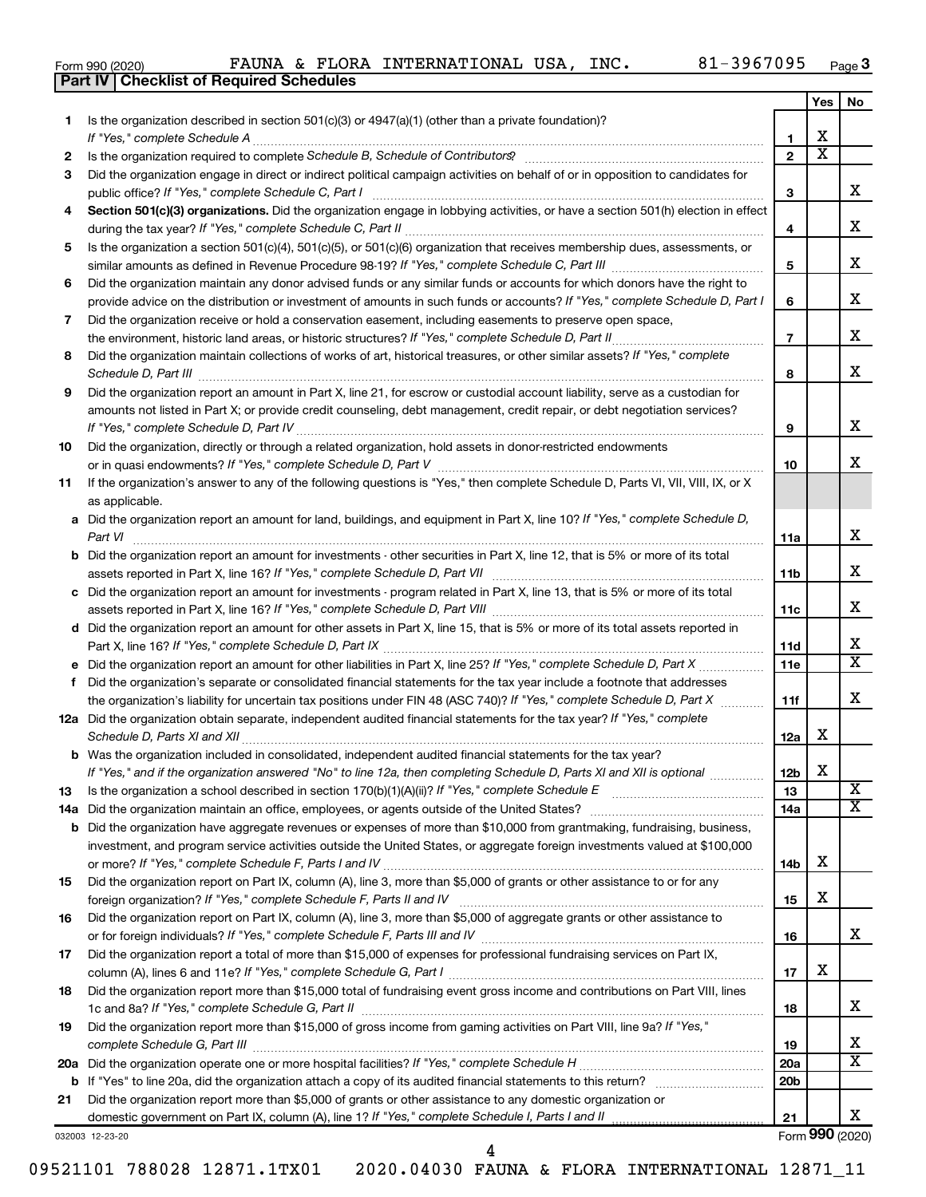Form 990 (2020) FAUNA & FLORA INTERNATIONAL USA, INC. 81-3967095 Page 3

**Part IV | Checklist of Required Schedules**

| | | | Yes | No |
|---|---|---|---|---|
| 1 | Is the organization described in section 501(c)(3) or 4947(a)(1) (other than a private foundation)? *If "Yes," complete Schedule A* | 1 | X | |
| 2 | Is the organization required to complete *Schedule B, Schedule of Contributors*? | 2 | X | |
| 3 | Did the organization engage in direct or indirect political campaign activities on behalf of or in opposition to candidates for public office? *If "Yes," complete Schedule C, Part I* | 3 | | X |
| 4 | **Section 501(c)(3) organizations.** Did the organization engage in lobbying activities, or have a section 501(h) election in effect during the tax year? *If "Yes," complete Schedule C, Part II* | 4 | | X |
| 5 | Is the organization a section 501(c)(4), 501(c)(5), or 501(c)(6) organization that receives membership dues, assessments, or similar amounts as defined in Revenue Procedure 98-19? *If "Yes," complete Schedule C, Part III* | 5 | | X |
| 6 | Did the organization maintain any donor advised funds or any similar funds or accounts for which donors have the right to provide advice on the distribution or investment of amounts in such funds or accounts? *If "Yes," complete Schedule D, Part I* | 6 | | X |
| 7 | Did the organization receive or hold a conservation easement, including easements to preserve open space, the environment, historic land areas, or historic structures? *If "Yes," complete Schedule D, Part II* | 7 | | X |
| 8 | Did the organization maintain collections of works of art, historical treasures, or other similar assets? *If "Yes," complete Schedule D, Part III* | 8 | | X |
| 9 | Did the organization report an amount in Part X, line 21, for escrow or custodial account liability, serve as a custodian for amounts not listed in Part X; or provide credit counseling, debt management, credit repair, or debt negotiation services? *If "Yes," complete Schedule D, Part IV* | 9 | | X |
| 10 | Did the organization, directly or through a related organization, hold assets in donor-restricted endowments or in quasi endowments? *If "Yes," complete Schedule D, Part V* | 10 | | X |
| 11 | If the organization's answer to any of the following questions is "Yes," then complete Schedule D, Parts VI, VII, VIII, IX, or X as applicable. | | | |
| a | Did the organization report an amount for land, buildings, and equipment in Part X, line 10? *If "Yes," complete Schedule D, Part VI* | 11a | | X |
| b | Did the organization report an amount for investments - other securities in Part X, line 12, that is 5% or more of its total assets reported in Part X, line 16? *If "Yes," complete Schedule D, Part VII* | 11b | | X |
| c | Did the organization report an amount for investments - program related in Part X, line 13, that is 5% or more of its total assets reported in Part X, line 16? *If "Yes," complete Schedule D, Part VIII* | 11c | | X |
| d | Did the organization report an amount for other assets in Part X, line 15, that is 5% or more of its total assets reported in Part X, line 16? *If "Yes," complete Schedule D, Part IX* | 11d | | X |
| e | Did the organization report an amount for other liabilities in Part X, line 25? *If "Yes," complete Schedule D, Part X* | 11e | | X |
| f | Did the organization's separate or consolidated financial statements for the tax year include a footnote that addresses the organization's liability for uncertain tax positions under FIN 48 (ASC 740)? *If "Yes," complete Schedule D, Part X* | 11f | | X |
| 12a | Did the organization obtain separate, independent audited financial statements for the tax year? *If "Yes," complete Schedule D, Parts XI and XII* | 12a | X | |
| b | Was the organization included in consolidated, independent audited financial statements for the tax year? *If "Yes," and if the organization answered "No" to line 12a, then completing Schedule D, Parts XI and XII is optional* | 12b | X | |
| 13 | Is the organization a school described in section 170(b)(1)(A)(ii)? *If "Yes," complete Schedule E* | 13 | | X |
| 14a | Did the organization maintain an office, employees, or agents outside of the United States? | 14a | | X |
| b | Did the organization have aggregate revenues or expenses of more than $10,000 from grantmaking, fundraising, business, investment, and program service activities outside the United States, or aggregate foreign investments valued at $100,000 or more? *If "Yes," complete Schedule F, Parts I and IV* | 14b | X | |
| 15 | Did the organization report on Part IX, column (A), line 3, more than $5,000 of grants or other assistance to or for any foreign organization? *If "Yes," complete Schedule F, Parts II and IV* | 15 | X | |
| 16 | Did the organization report on Part IX, column (A), line 3, more than $5,000 of aggregate grants or other assistance to or for foreign individuals? *If "Yes," complete Schedule F, Parts III and IV* | 16 | | X |
| 17 | Did the organization report a total of more than $15,000 of expenses for professional fundraising services on Part IX, column (A), lines 6 and 11e? *If "Yes," complete Schedule G, Part I* | 17 | X | |
| 18 | Did the organization report more than $15,000 total of fundraising event gross income and contributions on Part VIII, lines 1c and 8a? *If "Yes," complete Schedule G, Part II* | 18 | | X |
| 19 | Did the organization report more than $15,000 of gross income from gaming activities on Part VIII, line 9a? *If "Yes," complete Schedule G, Part III* | 19 | | X |
| 20a | Did the organization operate one or more hospital facilities? *If "Yes," complete Schedule H* | 20a | | X |
| b | If "Yes" to line 20a, did the organization attach a copy of its audited financial statements to this return? | 20b | | |
| 21 | Did the organization report more than $5,000 of grants or other assistance to any domestic organization or domestic government on Part IX, column (A), line 1? *If "Yes," complete Schedule I, Parts I and II* | 21 | | X |

032003 12-23-20

Form **990** (2020)

09521101 788028 12871.1TX01 2020.04030 FAUNA & FLORA INTERNATIONAL 12871_11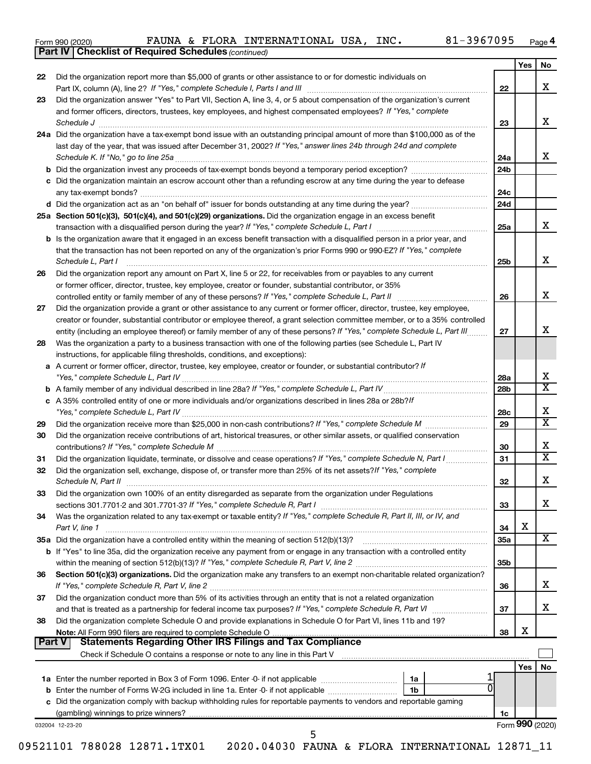Form 990 (2020) FAUNA & FLORA INTERNATIONAL USA, INC. 81-3967095 Page 4

**Part IV | Checklist of Required Schedules** *(continued)*

| | | | Yes | No |
|---|---|---|---|---|
| 22 | Did the organization report more than $5,000 of grants or other assistance to or for domestic individuals on Part IX, column (A), line 2? *If "Yes," complete Schedule I, Parts I and III* | 22 | | X |
| 23 | Did the organization answer "Yes" to Part VII, Section A, line 3, 4, or 5 about compensation of the organization's current and former officers, directors, trustees, key employees, and highest compensated employees? *If "Yes," complete Schedule J* | 23 | | X |
| 24a | Did the organization have a tax-exempt bond issue with an outstanding principal amount of more than $100,000 as of the last day of the year, that was issued after December 31, 2002? *If "Yes," answer lines 24b through 24d and complete Schedule K. If "No," go to line 25a* | 24a | | X |
| b | Did the organization invest any proceeds of tax-exempt bonds beyond a temporary period exception? | 24b | | |
| c | Did the organization maintain an escrow account other than a refunding escrow at any time during the year to defease any tax-exempt bonds? | 24c | | |
| d | Did the organization act as an "on behalf of" issuer for bonds outstanding at any time during the year? | 24d | | |
| 25a | **Section 501(c)(3), 501(c)(4), and 501(c)(29) organizations.** Did the organization engage in an excess benefit transaction with a disqualified person during the year? *If "Yes," complete Schedule L, Part I* | 25a | | X |
| b | Is the organization aware that it engaged in an excess benefit transaction with a disqualified person in a prior year, and that the transaction has not been reported on any of the organization's prior Forms 990 or 990-EZ? *If "Yes," complete Schedule L, Part I* | 25b | | X |
| 26 | Did the organization report any amount on Part X, line 5 or 22, for receivables from or payables to any current or former officer, director, trustee, key employee, creator or founder, substantial contributor, or 35% controlled entity or family member of any of these persons? *If "Yes," complete Schedule L, Part II* | 26 | | X |
| 27 | Did the organization provide a grant or other assistance to any current or former officer, director, trustee, key employee, creator or founder, substantial contributor or employee thereof, a grant selection committee member, or to a 35% controlled entity (including an employee thereof) or family member of any of these persons? *If "Yes," complete Schedule L, Part III* | 27 | | X |
| 28 | Was the organization a party to a business transaction with one of the following parties (see Schedule L, Part IV instructions, for applicable filing thresholds, conditions, and exceptions): | | | |
| a | A current or former officer, director, trustee, key employee, creator or founder, or substantial contributor? *If "Yes," complete Schedule L, Part IV* | 28a | | X |
| b | A family member of any individual described in line 28a? *If "Yes," complete Schedule L, Part IV* | 28b | | X |
| c | A 35% controlled entity of one or more individuals and/or organizations described in lines 28a or 28b? *If "Yes," complete Schedule L, Part IV* | 28c | | X |
| 29 | Did the organization receive more than $25,000 in non-cash contributions? *If "Yes," complete Schedule M* | 29 | | X |
| 30 | Did the organization receive contributions of art, historical treasures, or other similar assets, or qualified conservation contributions? *If "Yes," complete Schedule M* | 30 | | X |
| 31 | Did the organization liquidate, terminate, or dissolve and cease operations? *If "Yes," complete Schedule N, Part I* | 31 | | X |
| 32 | Did the organization sell, exchange, dispose of, or transfer more than 25% of its net assets? *If "Yes," complete Schedule N, Part II* | 32 | | X |
| 33 | Did the organization own 100% of an entity disregarded as separate from the organization under Regulations sections 301.7701-2 and 301.7701-3? *If "Yes," complete Schedule R, Part I* | 33 | | X |
| 34 | Was the organization related to any tax-exempt or taxable entity? *If "Yes," complete Schedule R, Part II, III, or IV, and Part V, line 1* | 34 | X | |
| 35a | Did the organization have a controlled entity within the meaning of section 512(b)(13)? | 35a | | X |
| b | If "Yes" to line 35a, did the organization receive any payment from or engage in any transaction with a controlled entity within the meaning of section 512(b)(13)? *If "Yes," complete Schedule R, Part V, line 2* | 35b | | |
| 36 | **Section 501(c)(3) organizations.** Did the organization make any transfers to an exempt non-charitable related organization? *If "Yes," complete Schedule R, Part V, line 2* | 36 | | X |
| 37 | Did the organization conduct more than 5% of its activities through an entity that is not a related organization and that is treated as a partnership for federal income tax purposes? *If "Yes," complete Schedule R, Part VI* | 37 | | X |
| 38 | Did the organization complete Schedule O and provide explanations in Schedule O for Part VI, lines 11b and 19? **Note:** All Form 990 filers are required to complete Schedule O | 38 | X | |

**Part V | Statements Regarding Other IRS Filings and Tax Compliance**

Check if Schedule O contains a response or note to any line in this Part V ☐

| | | | | | Yes | No |
|---|---|---|---|---|---|---|
| 1a | Enter the number reported in Box 3 of Form 1096. Enter -0- if not applicable | 1a | 1 | | | |
| b | Enter the number of Forms W-2G included in line 1a. Enter -0- if not applicable | 1b | 0 | | | |
| c | Did the organization comply with backup withholding rules for reportable payments to vendors and reportable gaming (gambling) winnings to prize winners? | | | 1c | | |

032004 12-23-20 Form **990** (2020)

09521101 788028 12871.1TX01 2020.04030 FAUNA & FLORA INTERNATIONAL 12871_11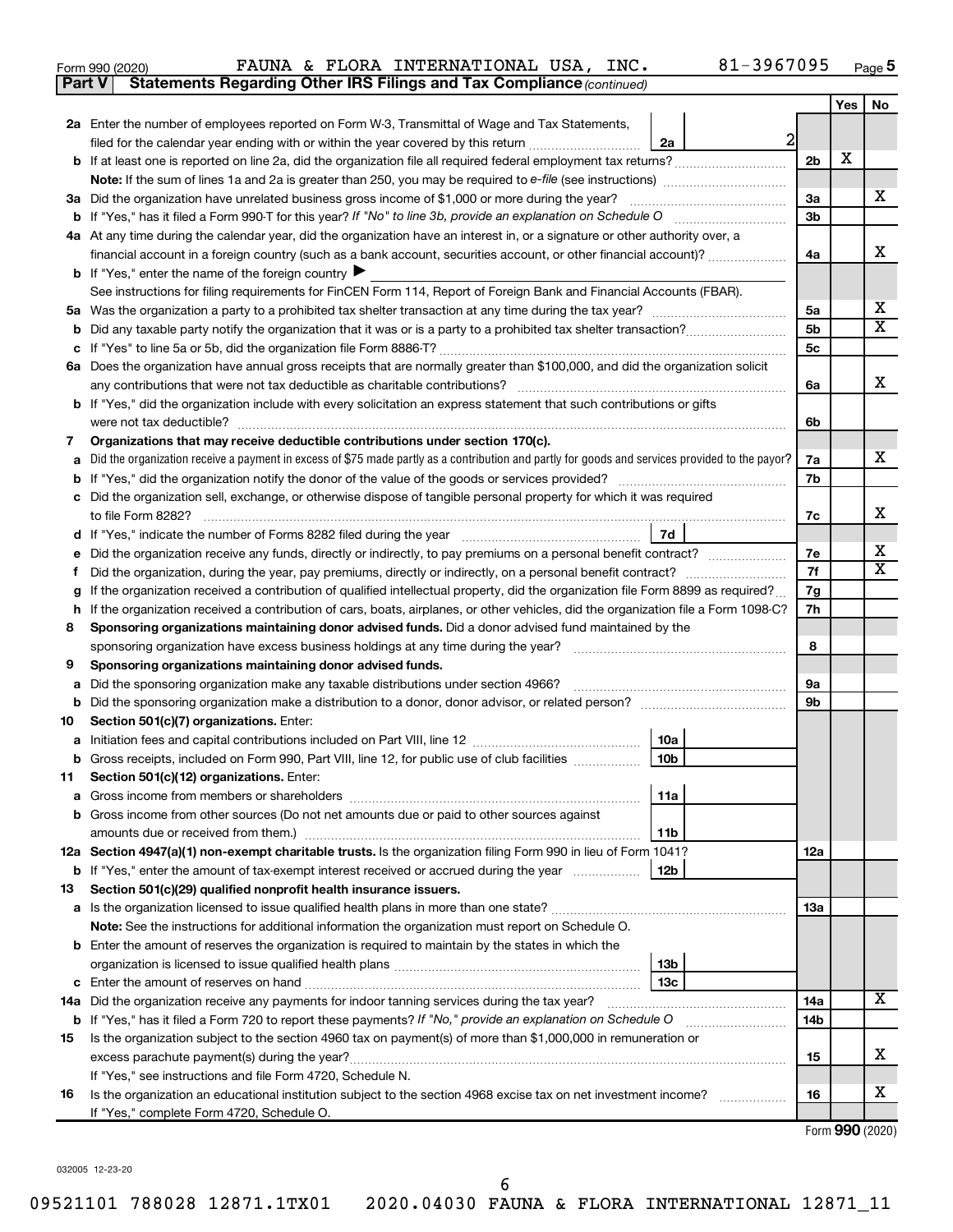Form 990 (2020) FAUNA & FLORA INTERNATIONAL USA, INC. 81-3967095 Page 5

**Part V Statements Regarding Other IRS Filings and Tax Compliance** *(continued)*

| | | | | | Yes | No |
|---|---|---|---|---|---|---|
| **2a** | Enter the number of employees reported on Form W-3, Transmittal of Wage and Tax Statements, filed for the calendar year ending with or within the year covered by this return | 2a | 2 | | | |
| **b** | If at least one is reported on line 2a, did the organization file all required federal employment tax returns? | | | 2b | X | |
| | **Note:** If the sum of lines 1a and 2a is greater than 250, you may be required to *e-file* (see instructions) | | | | | |
| **3a** | Did the organization have unrelated business gross income of $1,000 or more during the year? | | | 3a | | X |
| **b** | If "Yes," has it filed a Form 990-T for this year? *If "No" to line 3b, provide an explanation on Schedule O* | | | 3b | | |
| **4a** | At any time during the calendar year, did the organization have an interest in, or a signature or other authority over, a financial account in a foreign country (such as a bank account, securities account, or other financial account)? | | | 4a | | X |
| **b** | If "Yes," enter the name of the foreign country ▶ | | | | | |
| | See instructions for filing requirements for FinCEN Form 114, Report of Foreign Bank and Financial Accounts (FBAR). | | | | | |
| **5a** | Was the organization a party to a prohibited tax shelter transaction at any time during the tax year? | | | 5a | | X |
| **b** | Did any taxable party notify the organization that it was or is a party to a prohibited tax shelter transaction? | | | 5b | | X |
| **c** | If "Yes" to line 5a or 5b, did the organization file Form 8886-T? | | | 5c | | |
| **6a** | Does the organization have annual gross receipts that are normally greater than $100,000, and did the organization solicit any contributions that were not tax deductible as charitable contributions? | | | 6a | | X |
| **b** | If "Yes," did the organization include with every solicitation an express statement that such contributions or gifts were not tax deductible? | | | 6b | | |
| **7** | **Organizations that may receive deductible contributions under section 170(c).** | | | | | |
| **a** | Did the organization receive a payment in excess of $75 made partly as a contribution and partly for goods and services provided to the payor? | | | 7a | | X |
| **b** | If "Yes," did the organization notify the donor of the value of the goods or services provided? | | | 7b | | |
| **c** | Did the organization sell, exchange, or otherwise dispose of tangible personal property for which it was required to file Form 8282? | | | 7c | | X |
| **d** | If "Yes," indicate the number of Forms 8282 filed during the year | 7d | | | | |
| **e** | Did the organization receive any funds, directly or indirectly, to pay premiums on a personal benefit contract? | | | 7e | | X |
| **f** | Did the organization, during the year, pay premiums, directly or indirectly, on a personal benefit contract? | | | 7f | | X |
| **g** | If the organization received a contribution of qualified intellectual property, did the organization file Form 8899 as required? | | | 7g | | |
| **h** | If the organization received a contribution of cars, boats, airplanes, or other vehicles, did the organization file a Form 1098-C? | | | 7h | | |
| **8** | **Sponsoring organizations maintaining donor advised funds.** Did a donor advised fund maintained by the sponsoring organization have excess business holdings at any time during the year? | | | 8 | | |
| **9** | **Sponsoring organizations maintaining donor advised funds.** | | | | | |
| **a** | Did the sponsoring organization make any taxable distributions under section 4966? | | | 9a | | |
| **b** | Did the sponsoring organization make a distribution to a donor, donor advisor, or related person? | | | 9b | | |
| **10** | **Section 501(c)(7) organizations.** Enter: | | | | | |
| **a** | Initiation fees and capital contributions included on Part VIII, line 12 | 10a | | | | |
| **b** | Gross receipts, included on Form 990, Part VIII, line 12, for public use of club facilities | 10b | | | | |
| **11** | **Section 501(c)(12) organizations.** Enter: | | | | | |
| **a** | Gross income from members or shareholders | 11a | | | | |
| **b** | Gross income from other sources (Do not net amounts due or paid to other sources against amounts due or received from them.) | 11b | | | | |
| **12a** | **Section 4947(a)(1) non-exempt charitable trusts.** Is the organization filing Form 990 in lieu of Form 1041? | | | 12a | | |
| **b** | If "Yes," enter the amount of tax-exempt interest received or accrued during the year | 12b | | | | |
| **13** | **Section 501(c)(29) qualified nonprofit health insurance issuers.** | | | | | |
| **a** | Is the organization licensed to issue qualified health plans in more than one state? | | | 13a | | |
| | **Note:** See the instructions for additional information the organization must report on Schedule O. | | | | | |
| **b** | Enter the amount of reserves the organization is required to maintain by the states in which the organization is licensed to issue qualified health plans | 13b | | | | |
| **c** | Enter the amount of reserves on hand | 13c | | | | |
| **14a** | Did the organization receive any payments for indoor tanning services during the tax year? | | | 14a | | X |
| **b** | If "Yes," has it filed a Form 720 to report these payments? *If "No," provide an explanation on Schedule O* | | | 14b | | |
| **15** | Is the organization subject to the section 4960 tax on payment(s) of more than $1,000,000 in remuneration or excess parachute payment(s) during the year? | | | 15 | | X |
| | If "Yes," see instructions and file Form 4720, Schedule N. | | | | | |
| **16** | Is the organization an educational institution subject to the section 4968 excise tax on net investment income? | | | 16 | | X |
| | If "Yes," complete Form 4720, Schedule O. | | | | | |

Form **990** (2020)

032005 12-23-20

09521101 788028 12871.1TX01 2020.04030 FAUNA & FLORA INTERNATIONAL 12871_11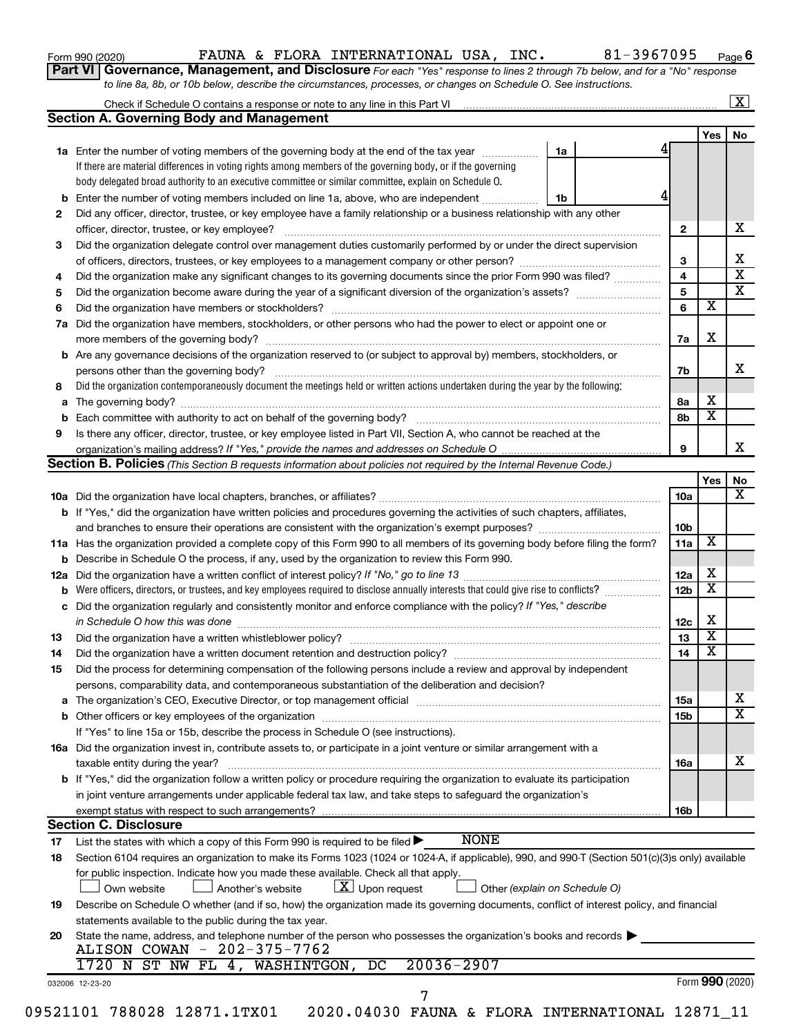Form 990 (2020) FAUNA & FLORA INTERNATIONAL USA, INC. 81-3967095 Page 6

**Part VI Governance, Management, and Disclosure** *For each "Yes" response to lines 2 through 7b below, and for a "No" response to line 8a, 8b, or 10b below, describe the circumstances, processes, or changes on Schedule O. See instructions.*

Check if Schedule O contains a response or note to any line in this Part VI ... [X]

## Section A. Governing Body and Management

| | | | Yes | No |
|---|---|---|---|---|
| **1a** | Enter the number of voting members of the governing body at the end of the tax year ... **1a** 4. If there are material differences in voting rights among members of the governing body, or if the governing body delegated broad authority to an executive committee or similar committee, explain on Schedule O. | | | |
| **b** | Enter the number of voting members included on line 1a, above, who are independent ... **1b** 4 | | | |
| **2** | Did any officer, director, trustee, or key employee have a family relationship or a business relationship with any other officer, director, trustee, or key employee? | 2 | | X |
| **3** | Did the organization delegate control over management duties customarily performed by or under the direct supervision of officers, directors, trustees, or key employees to a management company or other person? | 3 | | X |
| **4** | Did the organization make any significant changes to its governing documents since the prior Form 990 was filed? | 4 | | X |
| **5** | Did the organization become aware during the year of a significant diversion of the organization's assets? | 5 | | X |
| **6** | Did the organization have members or stockholders? | 6 | X | |
| **7a** | Did the organization have members, stockholders, or other persons who had the power to elect or appoint one or more members of the governing body? | 7a | X | |
| **b** | Are any governance decisions of the organization reserved to (or subject to approval by) members, stockholders, or persons other than the governing body? | 7b | | X |
| **8** | Did the organization contemporaneously document the meetings held or written actions undertaken during the year by the following: | | | |
| **a** | The governing body? | 8a | X | |
| **b** | Each committee with authority to act on behalf of the governing body? | 8b | X | |
| **9** | Is there any officer, director, trustee, or key employee listed in Part VII, Section A, who cannot be reached at the organization's mailing address? *If "Yes," provide the names and addresses on Schedule O* | 9 | | X |

## Section B. Policies *(This Section B requests information about policies not required by the Internal Revenue Code.)*

| | | | Yes | No |
|---|---|---|---|---|
| **10a** | Did the organization have local chapters, branches, or affiliates? | 10a | | X |
| **b** | If "Yes," did the organization have written policies and procedures governing the activities of such chapters, affiliates, and branches to ensure their operations are consistent with the organization's exempt purposes? | 10b | | |
| **11a** | Has the organization provided a complete copy of this Form 990 to all members of its governing body before filing the form? | 11a | X | |
| **b** | Describe in Schedule O the process, if any, used by the organization to review this Form 990. | | | |
| **12a** | Did the organization have a written conflict of interest policy? *If "No," go to line 13* | 12a | X | |
| **b** | Were officers, directors, or trustees, and key employees required to disclose annually interests that could give rise to conflicts? | 12b | X | |
| **c** | Did the organization regularly and consistently monitor and enforce compliance with the policy? *If "Yes," describe in Schedule O how this was done* | 12c | X | |
| **13** | Did the organization have a written whistleblower policy? | 13 | X | |
| **14** | Did the organization have a written document retention and destruction policy? | 14 | X | |
| **15** | Did the process for determining compensation of the following persons include a review and approval by independent persons, comparability data, and contemporaneous substantiation of the deliberation and decision? | | | |
| **a** | The organization's CEO, Executive Director, or top management official | 15a | | X |
| **b** | Other officers or key employees of the organization | 15b | | X |
| | If "Yes" to line 15a or 15b, describe the process in Schedule O (see instructions). | | | |
| **16a** | Did the organization invest in, contribute assets to, or participate in a joint venture or similar arrangement with a taxable entity during the year? | 16a | | X |
| **b** | If "Yes," did the organization follow a written policy or procedure requiring the organization to evaluate its participation in joint venture arrangements under applicable federal tax law, and take steps to safeguard the organization's exempt status with respect to such arrangements? | 16b | | |

## Section C. Disclosure

**17** List the states with which a copy of this Form 990 is required to be filed ▶ NONE

**18** Section 6104 requires an organization to make its Forms 1023 (1024 or 1024-A, if applicable), 990, and 990-T (Section 501(c)(3)s only) available for public inspection. Indicate how you made these available. Check all that apply.

[ ] Own website [ ] Another's website [X] Upon request [ ] Other *(explain on Schedule O)*

**19** Describe on Schedule O whether (and if so, how) the organization made its governing documents, conflict of interest policy, and financial statements available to the public during the tax year.

**20** State the name, address, and telephone number of the person who possesses the organization's books and records ▶

ALISON COWAN - 202-375-7762
1720 N ST NW FL 4, WASHINTGON, DC 20036-2907

032006 12-23-20 Form **990** (2020)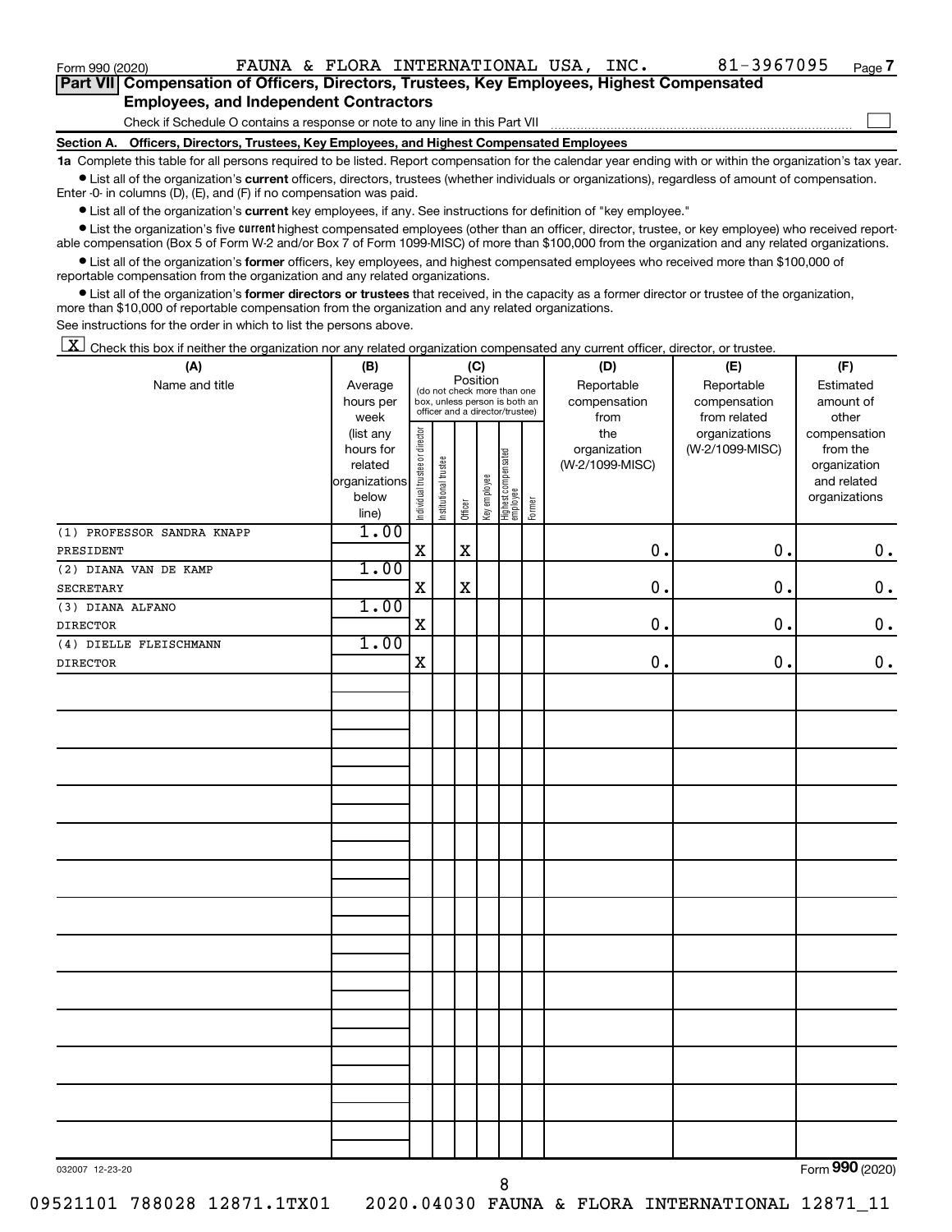Form 990 (2020) FAUNA & FLORA INTERNATIONAL USA, INC. 81-3967095 Page 7

**Part VII Compensation of Officers, Directors, Trustees, Key Employees, Highest Compensated Employees, and Independent Contractors**

Check if Schedule O contains a response or note to any line in this Part VII

**Section A. Officers, Directors, Trustees, Key Employees, and Highest Compensated Employees**

**1a** Complete this table for all persons required to be listed. Report compensation for the calendar year ending with or within the organization's tax year.

- List all of the organization's **current** officers, directors, trustees (whether individuals or organizations), regardless of amount of compensation. Enter -0- in columns (D), (E), and (F) if no compensation was paid.
- List all of the organization's **current** key employees, if any. See instructions for definition of "key employee."
- List the organization's five **current** highest compensated employees (other than an officer, director, trustee, or key employee) who received reportable compensation (Box 5 of Form W-2 and/or Box 7 of Form 1099-MISC) of more than $100,000 from the organization and any related organizations.
- List all of the organization's **former** officers, key employees, and highest compensated employees who received more than $100,000 of reportable compensation from the organization and any related organizations.
- List all of the organization's **former directors or trustees** that received, in the capacity as a former director or trustee of the organization, more than $10,000 of reportable compensation from the organization and any related organizations.

See instructions for the order in which to list the persons above.

[X] Check this box if neither the organization nor any related organization compensated any current officer, director, or trustee.

| (A) Name and title | (B) Average hours per week (list any hours for related organizations below line) | (C) Position: Individual trustee or director | Institutional trustee | Officer | Key employee | Highest compensated employee | Former | (D) Reportable compensation from the organization (W-2/1099-MISC) | (E) Reportable compensation from related organizations (W-2/1099-MISC) | (F) Estimated amount of other compensation from the organization and related organizations |
|---|---|---|---|---|---|---|---|---|---|---|
| (1) PROFESSOR SANDRA KNAPP PRESIDENT | 1.00 | X | | X | | | | 0. | 0. | 0. |
| (2) DIANA VAN DE KAMP SECRETARY | 1.00 | X | | X | | | | 0. | 0. | 0. |
| (3) DIANA ALFANO DIRECTOR | 1.00 | X | | | | | | 0. | 0. | 0. |
| (4) DIELLE FLEISCHMANN DIRECTOR | 1.00 | X | | | | | | 0. | 0. | 0. |

032007 12-23-20 Form **990** (2020)

09521101 788028 12871.1TX01 2020.04030 FAUNA & FLORA INTERNATIONAL 12871_11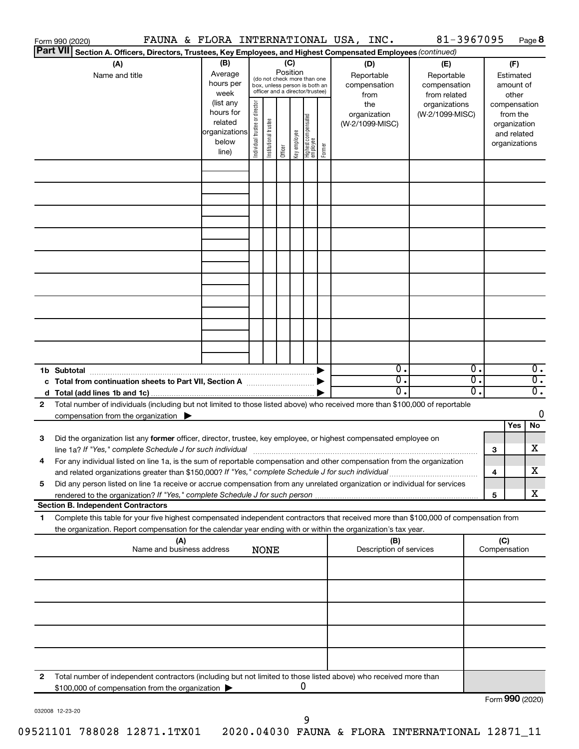Form 990 (2020) FAUNA & FLORA INTERNATIONAL USA, INC. 81-3967095 Page **8**

**Part VII** **Section A. Officers, Directors, Trustees, Key Employees, and Highest Compensated Employees** *(continued)*

| (A) Name and title | (B) Average hours per week (list any hours for related organizations below line) | (C) Position (do not check more than one box, unless person is both an officer and a director/trustee) Individual trustee or director | Institutional trustee | Officer | Key employee | Highest compensated employee | Former | (D) Reportable compensation from the organization (W-2/1099-MISC) | (E) Reportable compensation from related organizations (W-2/1099-MISC) | (F) Estimated amount of other compensation from the organization and related organizations |
|---|---|---|---|---|---|---|---|---|---|---|
| | | | | | | | | | | |
| | | | | | | | | | | |
| | | | | | | | | | | |
| | | | | | | | | | | |
| | | | | | | | | | | |
| | | | | | | | | | | |
| | | | | | | | | | | |
| | | | | | | | | | | |
| | | | | | | | | | | |
| **1b Subtotal** | | | | | | | ▶ | 0. | 0. | 0. |
| **c Total from continuation sheets to Part VII, Section A** | | | | | | | ▶ | 0. | 0. | 0. |
| **d Total (add lines 1b and 1c)** | | | | | | | ▶ | 0. | 0. | 0. |

**2** Total number of individuals (including but not limited to those listed above) who received more than $100,000 of reportable compensation from the organization ▶ 0

| | | | Yes | No |
|---|---|---|---|---|
| **3** | Did the organization list any **former** officer, director, trustee, key employee, or highest compensated employee on line 1a? *If "Yes," complete Schedule J for such individual* | **3** | | X |
| **4** | For any individual listed on line 1a, is the sum of reportable compensation and other compensation from the organization and related organizations greater than $150,000? *If "Yes," complete Schedule J for such individual* | **4** | | X |
| **5** | Did any person listed on line 1a receive or accrue compensation from any unrelated organization or individual for services rendered to the organization? *If "Yes," complete Schedule J for such person* | **5** | | X |

**Section B. Independent Contractors**

**1** Complete this table for your five highest compensated independent contractors that received more than $100,000 of compensation from the organization. Report compensation for the calendar year ending with or within the organization's tax year.

| (A) Name and business address | (B) Description of services | (C) Compensation |
|---|---|---|
| NONE | | |
| | | |
| | | |
| | | |
| | | |
| | | |

**2** Total number of independent contractors (including but not limited to those listed above) who received more than $100,000 of compensation from the organization ▶ 0

Form **990** (2020)

032008 12-23-20

09521101 788028 12871.1TX01 2020.04030 FAUNA & FLORA INTERNATIONAL 12871_11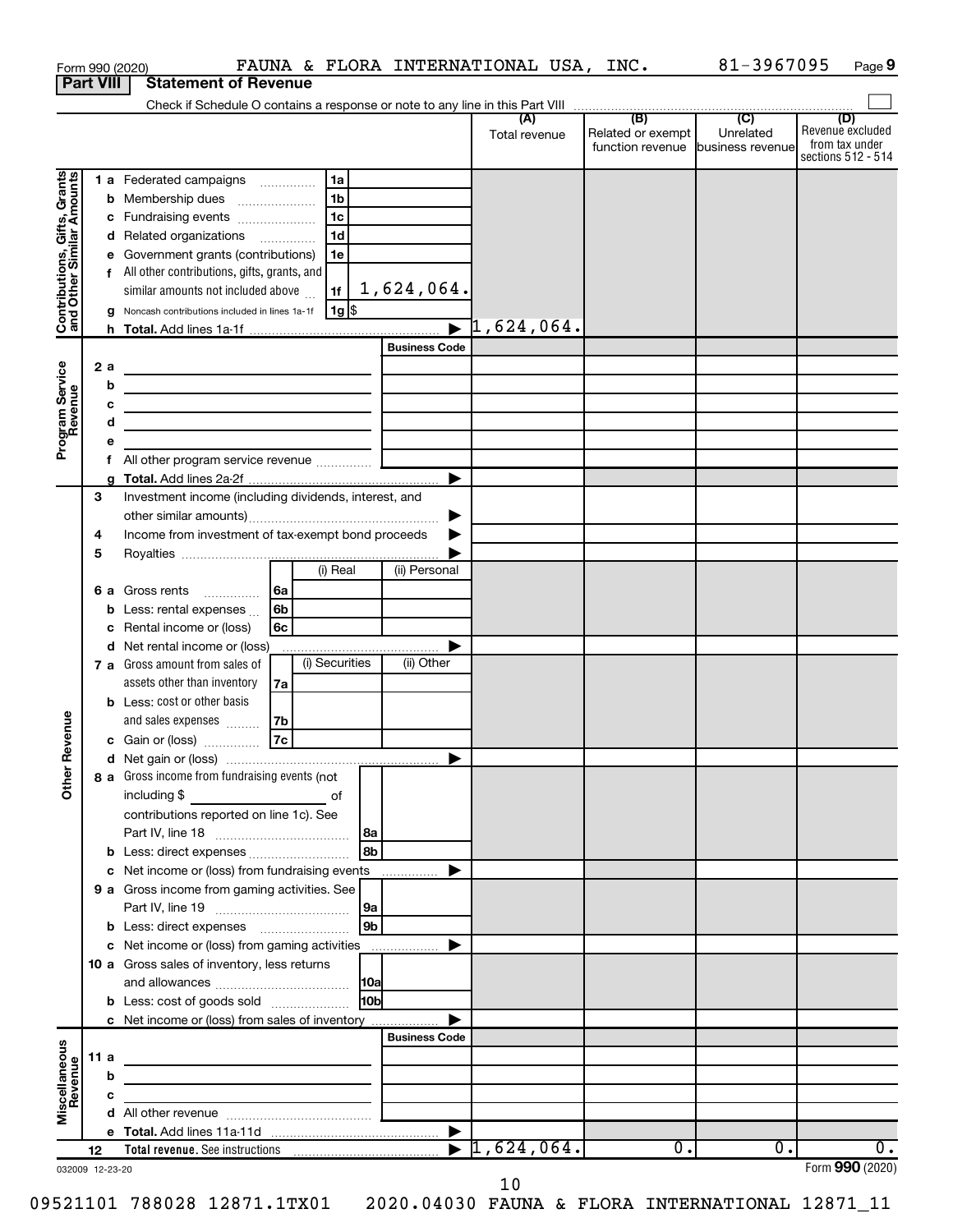Form 990 (2020) FAUNA & FLORA INTERNATIONAL USA, INC. 81-3967095 Page 9

**Part VIII Statement of Revenue**

Check if Schedule O contains a response or note to any line in this Part VIII

| | | | (A) Total revenue | (B) Related or exempt function revenue | (C) Unrelated business revenue | (D) Revenue excluded from tax under sections 512 - 514 |
|---|---|---|---|---|---|---|
| **Contributions, Gifts, Grants and Other Similar Amounts** | 1 a Federated campaigns | 1a | | | | |
| | b Membership dues | 1b | | | | |
| | c Fundraising events | 1c | | | | |
| | d Related organizations | 1d | | | | |
| | e Government grants (contributions) | 1e | | | | |
| | f All other contributions, gifts, grants, and similar amounts not included above | 1f 1,624,064. | | | | |
| | g Noncash contributions included in lines 1a-1f | 1g $ | | | | |
| | h **Total.** Add lines 1a-1f | | 1,624,064. | | | |
| **Program Service Revenue** | | Business Code | | | | |
| | 2 a | | | | | |
| | b | | | | | |
| | c | | | | | |
| | d | | | | | |
| | e | | | | | |
| | f All other program service revenue | | | | | |
| | g **Total.** Add lines 2a-2f | | | | | |
| **Other Revenue** | 3 Investment income (including dividends, interest, and other similar amounts) | | | | | |
| | 4 Income from investment of tax-exempt bond proceeds | | | | | |
| | 5 Royalties | | | | | |
| | | (i) Real / (ii) Personal | | | | |
| | 6 a Gross rents | 6a | | | | |
| | b Less: rental expenses | 6b | | | | |
| | c Rental income or (loss) | 6c | | | | |
| | d Net rental income or (loss) | | | | | |
| | | (i) Securities / (ii) Other | | | | |
| | 7 a Gross amount from sales of assets other than inventory | 7a | | | | |
| | b Less: cost or other basis and sales expenses | 7b | | | | |
| | c Gain or (loss) | 7c | | | | |
| | d Net gain or (loss) | | | | | |
| | 8 a Gross income from fundraising events (not including $ of contributions reported on line 1c). See Part IV, line 18 | 8a | | | | |
| | b Less: direct expenses | 8b | | | | |
| | c Net income or (loss) from fundraising events | | | | | |
| | 9 a Gross income from gaming activities. See Part IV, line 19 | 9a | | | | |
| | b Less: direct expenses | 9b | | | | |
| | c Net income or (loss) from gaming activities | | | | | |
| | 10 a Gross sales of inventory, less returns and allowances | 10a | | | | |
| | b Less: cost of goods sold | 10b | | | | |
| | c Net income or (loss) from sales of inventory | | | | | |
| **Miscellaneous Revenue** | | Business Code | | | | |
| | 11 a | | | | | |
| | b | | | | | |
| | c | | | | | |
| | d All other revenue | | | | | |
| | e **Total.** Add lines 11a-11d | | | | | |
| | 12 **Total revenue.** See instructions | | 1,624,064. | 0. | 0. | 0. |

032009 12-23-20

Form **990** (2020)

09521101 788028 12871.1TX01 2020.04030 FAUNA & FLORA INTERNATIONAL 12871_11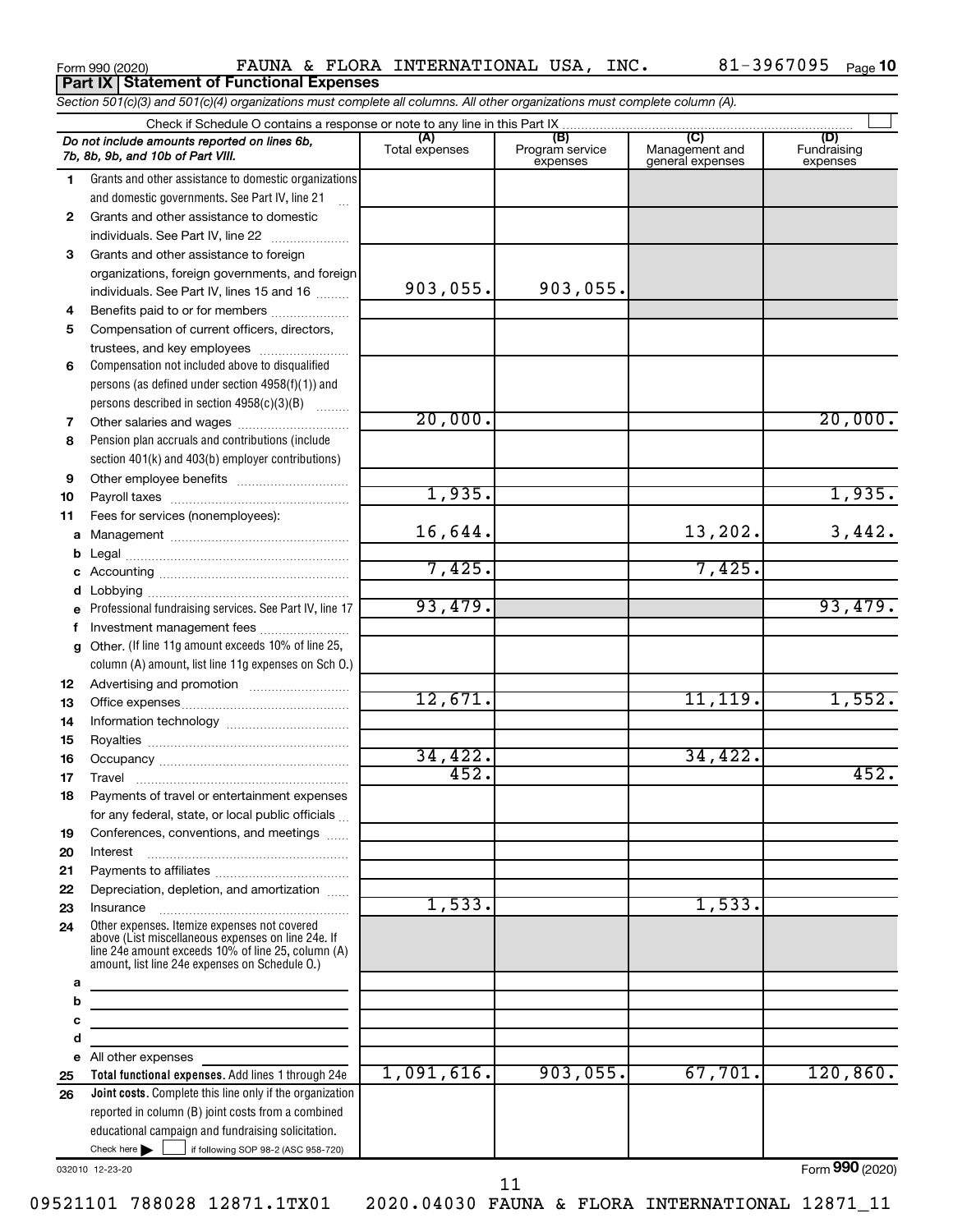Form 990 (2020) FAUNA & FLORA INTERNATIONAL USA, INC. 81-3967095 Page 10

**Part IX Statement of Functional Expenses**

*Section 501(c)(3) and 501(c)(4) organizations must complete all columns. All other organizations must complete column (A).*

Check if Schedule O contains a response or note to any line in this Part IX

| *Do not include amounts reported on lines 6b, 7b, 8b, 9b, and 10b of Part VIII.* | (A) Total expenses | (B) Program service expenses | (C) Management and general expenses | (D) Fundraising expenses |
|---|---|---|---|---|
| 1 Grants and other assistance to domestic organizations and domestic governments. See Part IV, line 21 | | | | |
| 2 Grants and other assistance to domestic individuals. See Part IV, line 22 | | | | |
| 3 Grants and other assistance to foreign organizations, foreign governments, and foreign individuals. See Part IV, lines 15 and 16 | 903,055. | 903,055. | | |
| 4 Benefits paid to or for members | | | | |
| 5 Compensation of current officers, directors, trustees, and key employees | | | | |
| 6 Compensation not included above to disqualified persons (as defined under section 4958(f)(1)) and persons described in section 4958(c)(3)(B) | | | | |
| 7 Other salaries and wages | 20,000. | | | 20,000. |
| 8 Pension plan accruals and contributions (include section 401(k) and 403(b) employer contributions) | | | | |
| 9 Other employee benefits | | | | |
| 10 Payroll taxes | 1,935. | | | 1,935. |
| 11 Fees for services (nonemployees): | | | | |
| a Management | 16,644. | | 13,202. | 3,442. |
| b Legal | | | | |
| c Accounting | 7,425. | | 7,425. | |
| d Lobbying | | | | |
| e Professional fundraising services. See Part IV, line 17 | 93,479. | | | 93,479. |
| f Investment management fees | | | | |
| g Other. (If line 11g amount exceeds 10% of line 25, column (A) amount, list line 11g expenses on Sch O.) | | | | |
| 12 Advertising and promotion | | | | |
| 13 Office expenses | 12,671. | | 11,119. | 1,552. |
| 14 Information technology | | | | |
| 15 Royalties | | | | |
| 16 Occupancy | 34,422. | | 34,422. | |
| 17 Travel | 452. | | | 452. |
| 18 Payments of travel or entertainment expenses for any federal, state, or local public officials | | | | |
| 19 Conferences, conventions, and meetings | | | | |
| 20 Interest | | | | |
| 21 Payments to affiliates | | | | |
| 22 Depreciation, depletion, and amortization | | | | |
| 23 Insurance | 1,533. | | 1,533. | |
| 24 Other expenses. Itemize expenses not covered above (List miscellaneous expenses on line 24e. If line 24e amount exceeds 10% of line 25, column (A) amount, list line 24e expenses on Schedule O.) | | | | |
| a | | | | |
| b | | | | |
| c | | | | |
| d | | | | |
| e All other expenses | | | | |
| 25 **Total functional expenses.** Add lines 1 through 24e | 1,091,616. | 903,055. | 67,701. | 120,860. |
| 26 **Joint costs.** Complete this line only if the organization reported in column (B) joint costs from a combined educational campaign and fundraising solicitation. Check here ▶ ☐ if following SOP 98-2 (ASC 958-720) | | | | |

032010 12-23-20 Form **990** (2020)

09521101 788028 12871.1TX01 2020.04030 FAUNA & FLORA INTERNATIONAL 12871_11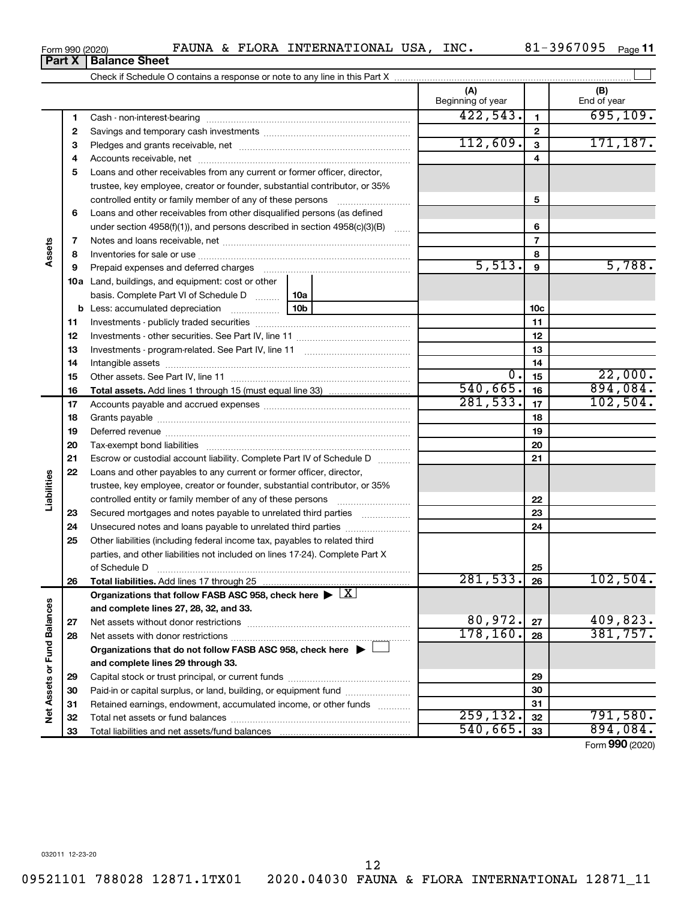Form 990 (2020) FAUNA & FLORA INTERNATIONAL USA, INC. 81-3967095 Page 11

## Part X Balance Sheet

Check if Schedule O contains a response or note to any line in this Part X

| | | | (A) Beginning of year | | (B) End of year |
|---|---|---|---|---|---|
| Assets | 1 | Cash - non-interest-bearing | 422,543. | 1 | 695,109. |
| | 2 | Savings and temporary cash investments | | 2 | |
| | 3 | Pledges and grants receivable, net | 112,609. | 3 | 171,187. |
| | 4 | Accounts receivable, net | | 4 | |
| | 5 | Loans and other receivables from any current or former officer, director, trustee, key employee, creator or founder, substantial contributor, or 35% controlled entity or family member of any of these persons | | 5 | |
| | 6 | Loans and other receivables from other disqualified persons (as defined under section 4958(f)(1)), and persons described in section 4958(c)(3)(B) | | 6 | |
| | 7 | Notes and loans receivable, net | | 7 | |
| | 8 | Inventories for sale or use | | 8 | |
| | 9 | Prepaid expenses and deferred charges | 5,513. | 9 | 5,788. |
| | 10a | Land, buildings, and equipment: cost or other basis. Complete Part VI of Schedule D — 10a | | | |
| | b | Less: accumulated depreciation — 10b | | 10c | |
| | 11 | Investments - publicly traded securities | | 11 | |
| | 12 | Investments - other securities. See Part IV, line 11 | | 12 | |
| | 13 | Investments - program-related. See Part IV, line 11 | | 13 | |
| | 14 | Intangible assets | | 14 | |
| | 15 | Other assets. See Part IV, line 11 | 0. | 15 | 22,000. |
| | 16 | **Total assets.** Add lines 1 through 15 (must equal line 33) | 540,665. | 16 | 894,084. |
| Liabilities | 17 | Accounts payable and accrued expenses | 281,533. | 17 | 102,504. |
| | 18 | Grants payable | | 18 | |
| | 19 | Deferred revenue | | 19 | |
| | 20 | Tax-exempt bond liabilities | | 20 | |
| | 21 | Escrow or custodial account liability. Complete Part IV of Schedule D | | 21 | |
| | 22 | Loans and other payables to any current or former officer, director, trustee, key employee, creator or founder, substantial contributor, or 35% controlled entity or family member of any of these persons | | 22 | |
| | 23 | Secured mortgages and notes payable to unrelated third parties | | 23 | |
| | 24 | Unsecured notes and loans payable to unrelated third parties | | 24 | |
| | 25 | Other liabilities (including federal income tax, payables to related third parties, and other liabilities not included on lines 17-24). Complete Part X of Schedule D | | 25 | |
| | 26 | **Total liabilities.** Add lines 17 through 25 | 281,533. | 26 | 102,504. |
| Net Assets or Fund Balances | | **Organizations that follow FASB ASC 958, check here ▶ [X] and complete lines 27, 28, 32, and 33.** | | | |
| | 27 | Net assets without donor restrictions | 80,972. | 27 | 409,823. |
| | 28 | Net assets with donor restrictions | 178,160. | 28 | 381,757. |
| | | **Organizations that do not follow FASB ASC 958, check here ▶ [ ] and complete lines 29 through 33.** | | | |
| | 29 | Capital stock or trust principal, or current funds | | 29 | |
| | 30 | Paid-in or capital surplus, or land, building, or equipment fund | | 30 | |
| | 31 | Retained earnings, endowment, accumulated income, or other funds | | 31 | |
| | 32 | Total net assets or fund balances | 259,132. | 32 | 791,580. |
| | 33 | Total liabilities and net assets/fund balances | 540,665. | 33 | 894,084. |

Form **990** (2020)

032011 12-23-20

09521101 788028 12871.1TX01 2020.04030 FAUNA & FLORA INTERNATIONAL 12871_11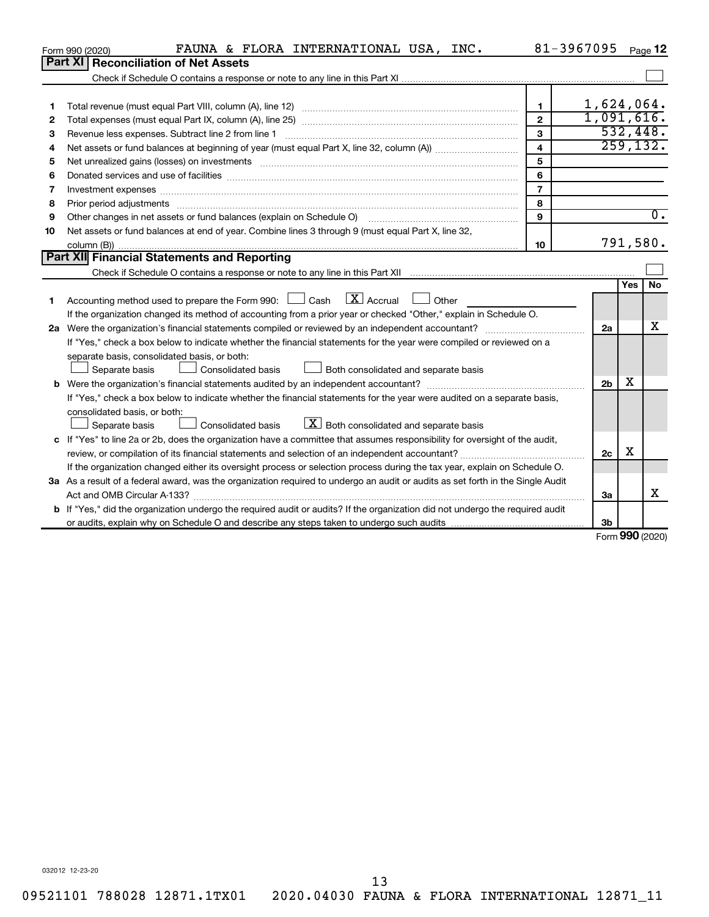Form 990 (2020) FAUNA & FLORA INTERNATIONAL USA, INC. 81-3967095 Page 12

## Part XI Reconciliation of Net Assets

Check if Schedule O contains a response or note to any line in this Part XI ☐

| | | | |
|---|---|---|---|
| 1 | Total revenue (must equal Part VIII, column (A), line 12) | 1 | 1,624,064. |
| 2 | Total expenses (must equal Part IX, column (A), line 25) | 2 | 1,091,616. |
| 3 | Revenue less expenses. Subtract line 2 from line 1 | 3 | 532,448. |
| 4 | Net assets or fund balances at beginning of year (must equal Part X, line 32, column (A)) | 4 | 259,132. |
| 5 | Net unrealized gains (losses) on investments | 5 | |
| 6 | Donated services and use of facilities | 6 | |
| 7 | Investment expenses | 7 | |
| 8 | Prior period adjustments | 8 | |
| 9 | Other changes in net assets or fund balances (explain on Schedule O) | 9 | 0. |
| 10 | Net assets or fund balances at end of year. Combine lines 3 through 9 (must equal Part X, line 32, column (B)) | 10 | 791,580. |

## Part XII Financial Statements and Reporting

Check if Schedule O contains a response or note to any line in this Part XII ☐

| | | | Yes | No |
|---|---|---|---|---|
| 1 | Accounting method used to prepare the Form 990: ☐ Cash ☒ Accrual ☐ Other<br>If the organization changed its method of accounting from a prior year or checked "Other," explain in Schedule O. | | | |
| 2a | Were the organization's financial statements compiled or reviewed by an independent accountant?<br>If "Yes," check a box below to indicate whether the financial statements for the year were compiled or reviewed on a separate basis, consolidated basis, or both:<br>☐ Separate basis ☐ Consolidated basis ☐ Both consolidated and separate basis | 2a | | X |
| b | Were the organization's financial statements audited by an independent accountant?<br>If "Yes," check a box below to indicate whether the financial statements for the year were audited on a separate basis, consolidated basis, or both:<br>☐ Separate basis ☐ Consolidated basis ☒ Both consolidated and separate basis | 2b | X | |
| c | If "Yes" to line 2a or 2b, does the organization have a committee that assumes responsibility for oversight of the audit, review, or compilation of its financial statements and selection of an independent accountant?<br>If the organization changed either its oversight process or selection process during the tax year, explain on Schedule O. | 2c | X | |
| 3a | As a result of a federal award, was the organization required to undergo an audit or audits as set forth in the Single Audit Act and OMB Circular A-133? | 3a | | X |
| b | If "Yes," did the organization undergo the required audit or audits? If the organization did not undergo the required audit or audits, explain why on Schedule O and describe any steps taken to undergo such audits | 3b | | |

Form 990 (2020)

032012 12-23-20

09521101 788028 12871.1TX01 2020.04030 FAUNA & FLORA INTERNATIONAL 12871_11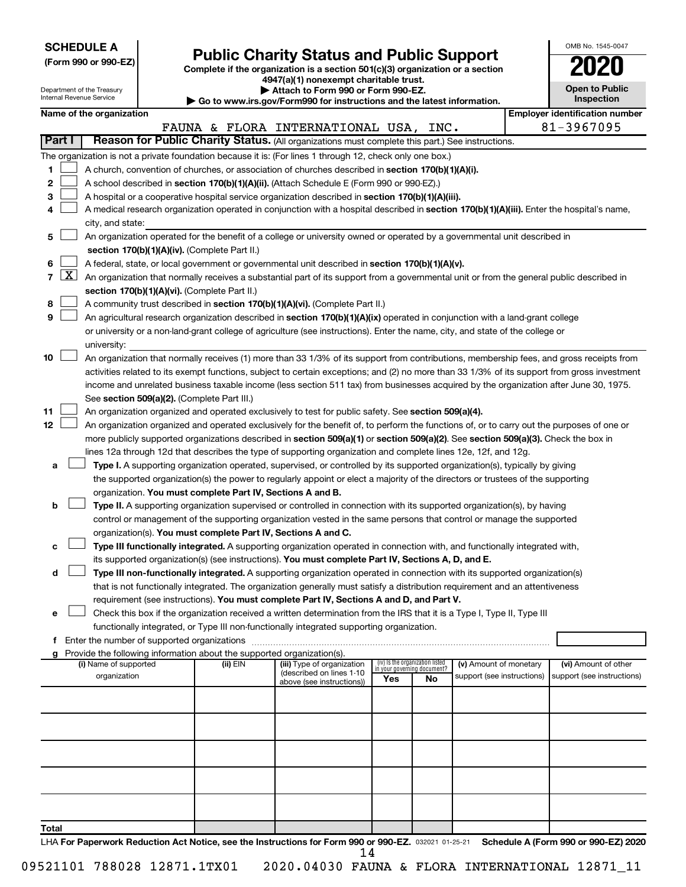**SCHEDULE A**
**(Form 990 or 990-EZ)**

Department of the Treasury
Internal Revenue Service

# Public Charity Status and Public Support

**Complete if the organization is a section 501(c)(3) organization or a section 4947(a)(1) nonexempt charitable trust.**
**▶ Attach to Form 990 or Form 990-EZ.**
**▶ Go to www.irs.gov/Form990 for instructions and the latest information.**

OMB No. 1545-0047

**2020**

**Open to Public Inspection**

| Name of the organization | Employer identification number |
|---|---|
| FAUNA & FLORA INTERNATIONAL USA, INC. | 81-3967095 |

**Part I** **Reason for Public Charity Status.** (All organizations must complete this part.) See instructions.

The organization is not a private foundation because it is: (For lines 1 through 12, check only one box.)

1. ☐ A church, convention of churches, or association of churches described in **section 170(b)(1)(A)(i).**
2. ☐ A school described in **section 170(b)(1)(A)(ii).** (Attach Schedule E (Form 990 or 990-EZ).)
3. ☐ A hospital or a cooperative hospital service organization described in **section 170(b)(1)(A)(iii).**
4. ☐ A medical research organization operated in conjunction with a hospital described in **section 170(b)(1)(A)(iii).** Enter the hospital's name, city, and state:
5. ☐ An organization operated for the benefit of a college or university owned or operated by a governmental unit described in **section 170(b)(1)(A)(iv).** (Complete Part II.)
6. ☐ A federal, state, or local government or governmental unit described in **section 170(b)(1)(A)(v).**
7. ☒ An organization that normally receives a substantial part of its support from a governmental unit or from the general public described in **section 170(b)(1)(A)(vi).** (Complete Part II.)
8. ☐ A community trust described in **section 170(b)(1)(A)(vi).** (Complete Part II.)
9. ☐ An agricultural research organization described in **section 170(b)(1)(A)(ix)** operated in conjunction with a land-grant college or university or a non-land-grant college of agriculture (see instructions). Enter the name, city, and state of the college or university:
10. ☐ An organization that normally receives (1) more than 33 1/3% of its support from contributions, membership fees, and gross receipts from activities related to its exempt functions, subject to certain exceptions; and (2) no more than 33 1/3% of its support from gross investment income and unrelated business taxable income (less section 511 tax) from businesses acquired by the organization after June 30, 1975. See **section 509(a)(2).** (Complete Part III.)
11. ☐ An organization organized and operated exclusively to test for public safety. See **section 509(a)(4).**
12. ☐ An organization organized and operated exclusively for the benefit of, to perform the functions of, or to carry out the purposes of one or more publicly supported organizations described in **section 509(a)(1)** or **section 509(a)(2)**. See **section 509(a)(3).** Check the box in lines 12a through 12d that describes the type of supporting organization and complete lines 12e, 12f, and 12g.

   a. ☐ **Type I.** A supporting organization operated, supervised, or controlled by its supported organization(s), typically by giving the supported organization(s) the power to regularly appoint or elect a majority of the directors or trustees of the supporting organization. **You must complete Part IV, Sections A and B.**

   b. ☐ **Type II.** A supporting organization supervised or controlled in connection with its supported organization(s), by having control or management of the supporting organization vested in the same persons that control or manage the supported organization(s). **You must complete Part IV, Sections A and C.**

   c. ☐ **Type III functionally integrated.** A supporting organization operated in connection with, and functionally integrated with, its supported organization(s) (see instructions). **You must complete Part IV, Sections A, D, and E.**

   d. ☐ **Type III non-functionally integrated.** A supporting organization operated in connection with its supported organization(s) that is not functionally integrated. The organization generally must satisfy a distribution requirement and an attentiveness requirement (see instructions). **You must complete Part IV, Sections A and D, and Part V.**

   e. ☐ Check this box if the organization received a written determination from the IRS that it is a Type I, Type II, Type III functionally integrated, or Type III non-functionally integrated supporting organization.

   f. Enter the number of supported organizations

   g. Provide the following information about the supported organization(s).

| (i) Name of supported organization | (ii) EIN | (iii) Type of organization (described on lines 1-10 above (see instructions)) | (iv) Is the organization listed in your governing document? Yes | No | (v) Amount of monetary support (see instructions) | (vi) Amount of other support (see instructions) |
|---|---|---|---|---|---|---|
| | | | | | | |
| | | | | | | |
| | | | | | | |
| | | | | | | |
| | | | | | | |
| **Total** | | | | | | |

LHA **For Paperwork Reduction Act Notice, see the Instructions for Form 990 or 990-EZ.** 032021 01-25-21 **Schedule A (Form 990 or 990-EZ) 2020**

09521101 788028 12871.1TX01 2020.04030 FAUNA & FLORA INTERNATIONAL 12871_11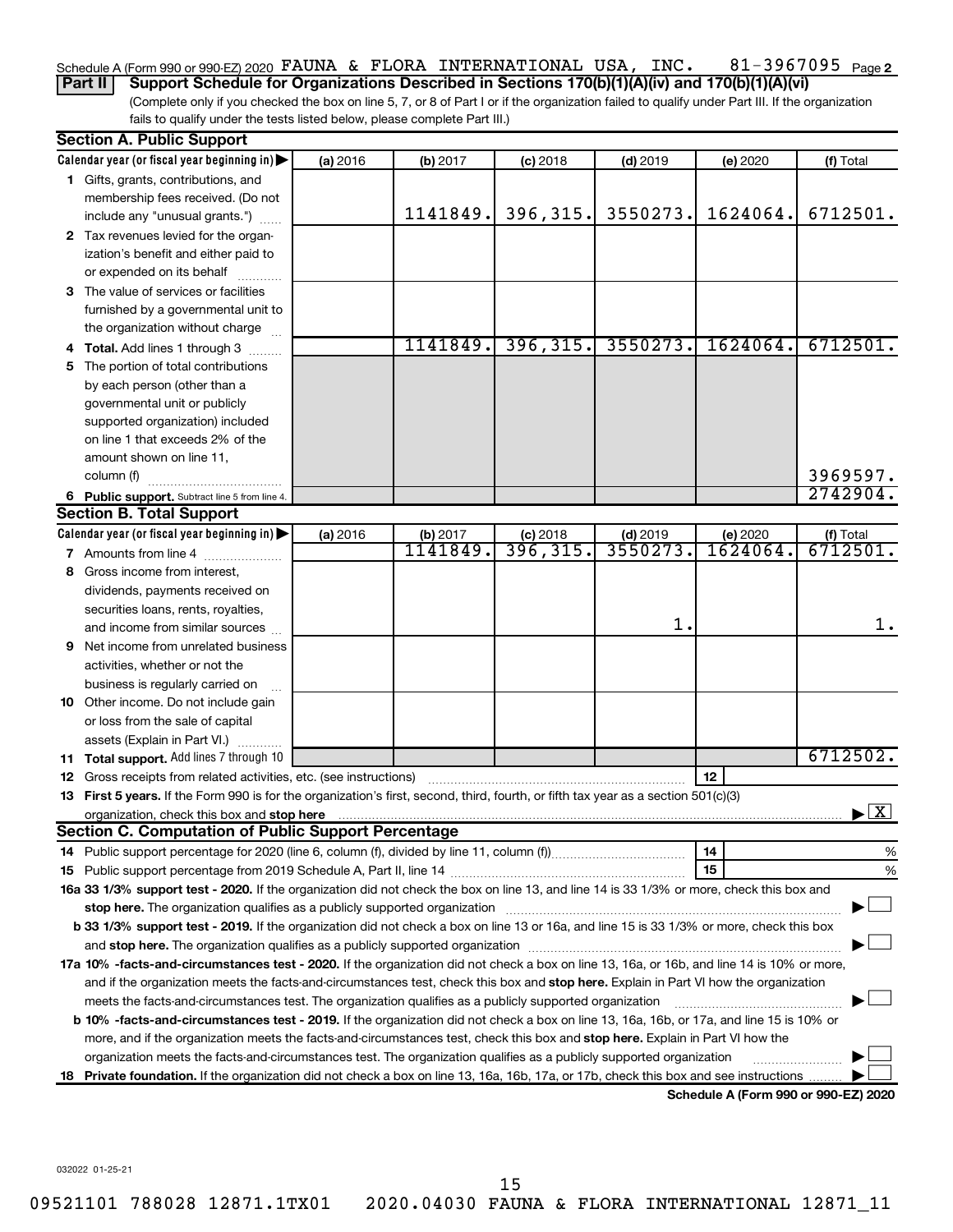Schedule A (Form 990 or 990-EZ) 2020 FAUNA & FLORA INTERNATIONAL USA, INC. 81-3967095 Page 2

**Part II** **Support Schedule for Organizations Described in Sections 170(b)(1)(A)(iv) and 170(b)(1)(A)(vi)**

(Complete only if you checked the box on line 5, 7, or 8 of Part I or if the organization failed to qualify under Part III. If the organization fails to qualify under the tests listed below, please complete Part III.)

**Section A. Public Support**

| Calendar year (or fiscal year beginning in) | (a) 2016 | (b) 2017 | (c) 2018 | (d) 2019 | (e) 2020 | (f) Total |
|---|---|---|---|---|---|---|
| 1 Gifts, grants, contributions, and membership fees received. (Do not include any "unusual grants.") | | 1141849. | 396,315. | 3550273. | 1624064. | 6712501. |
| 2 Tax revenues levied for the organization's benefit and either paid to or expended on its behalf | | | | | | |
| 3 The value of services or facilities furnished by a governmental unit to the organization without charge | | | | | | |
| 4 **Total.** Add lines 1 through 3 | | 1141849. | 396,315. | 3550273. | 1624064. | 6712501. |
| 5 The portion of total contributions by each person (other than a governmental unit or publicly supported organization) included on line 1 that exceeds 2% of the amount shown on line 11, column (f) | | | | | | 3969597. |
| 6 **Public support.** Subtract line 5 from line 4. | | | | | | 2742904. |

**Section B. Total Support**

| Calendar year (or fiscal year beginning in) | (a) 2016 | (b) 2017 | (c) 2018 | (d) 2019 | (e) 2020 | (f) Total |
|---|---|---|---|---|---|---|
| 7 Amounts from line 4 | | 1141849. | 396,315. | 3550273. | 1624064. | 6712501. |
| 8 Gross income from interest, dividends, payments received on securities loans, rents, royalties, and income from similar sources | | | | 1. | | 1. |
| 9 Net income from unrelated business activities, whether or not the business is regularly carried on | | | | | | |
| 10 Other income. Do not include gain or loss from the sale of capital assets (Explain in Part VI.) | | | | | | |
| 11 **Total support.** Add lines 7 through 10 | | | | | | 6712502. |

12 Gross receipts from related activities, etc. (see instructions) | 12 |

13 **First 5 years.** If the Form 990 is for the organization's first, second, third, fourth, or fifth tax year as a section 501(c)(3) organization, check this box and **stop here** ▶ [X]

**Section C. Computation of Public Support Percentage**

14 Public support percentage for 2020 (line 6, column (f), divided by line 11, column (f)) | 14 | %

15 Public support percentage from 2019 Schedule A, Part II, line 14 | 15 | %

**16a 33 1/3% support test - 2020.** If the organization did not check the box on line 13, and line 14 is 33 1/3% or more, check this box and **stop here.** The organization qualifies as a publicly supported organization ▶ [ ]

**b 33 1/3% support test - 2019.** If the organization did not check a box on line 13 or 16a, and line 15 is 33 1/3% or more, check this box and **stop here.** The organization qualifies as a publicly supported organization ▶ [ ]

**17a 10% -facts-and-circumstances test - 2020.** If the organization did not check a box on line 13, 16a, or 16b, and line 14 is 10% or more, and if the organization meets the facts-and-circumstances test, check this box and **stop here.** Explain in Part VI how the organization meets the facts-and-circumstances test. The organization qualifies as a publicly supported organization ▶ [ ]

**b 10% -facts-and-circumstances test - 2019.** If the organization did not check a box on line 13, 16a, 16b, or 17a, and line 15 is 10% or more, and if the organization meets the facts-and-circumstances test, check this box and **stop here.** Explain in Part VI how the organization meets the facts-and-circumstances test. The organization qualifies as a publicly supported organization ▶ [ ]

**18 Private foundation.** If the organization did not check a box on line 13, 16a, 16b, 17a, or 17b, check this box and see instructions ▶ [ ]

**Schedule A (Form 990 or 990-EZ) 2020**

032022 01-25-21

09521101 788028 12871.1TX01 2020.04030 FAUNA & FLORA INTERNATIONAL 12871_11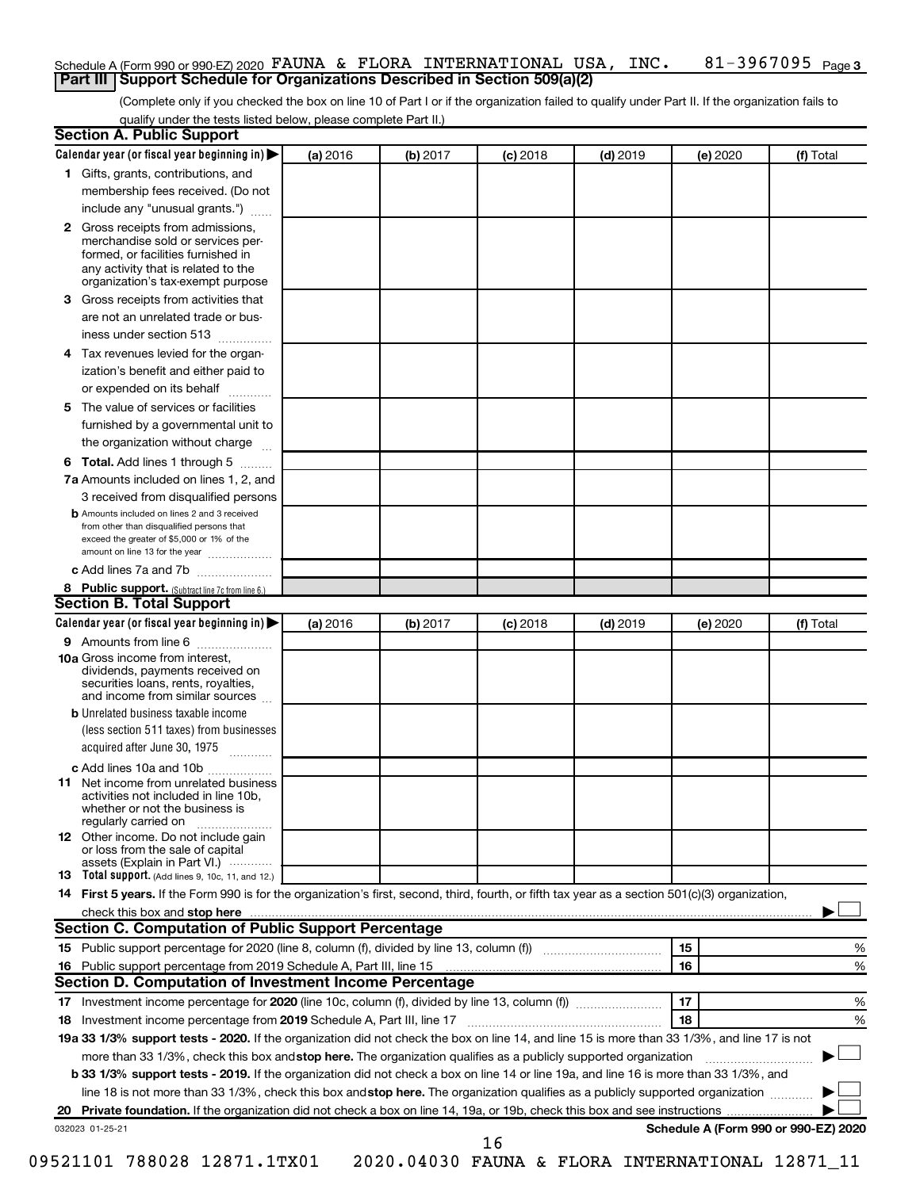Schedule A (Form 990 or 990-EZ) 2020 FAUNA & FLORA INTERNATIONAL USA, INC. 81-3967095 Page 3

## Part III Support Schedule for Organizations Described in Section 509(a)(2)

(Complete only if you checked the box on line 10 of Part I or if the organization failed to qualify under Part II. If the organization fails to qualify under the tests listed below, please complete Part II.)

### Section A. Public Support

| Calendar year (or fiscal year beginning in) ▶ | (a) 2016 | (b) 2017 | (c) 2018 | (d) 2019 | (e) 2020 | (f) Total |
|---|---|---|---|---|---|---|
| **1** Gifts, grants, contributions, and membership fees received. (Do not include any "unusual grants.") | | | | | | |
| **2** Gross receipts from admissions, merchandise sold or services performed, or facilities furnished in any activity that is related to the organization's tax-exempt purpose | | | | | | |
| **3** Gross receipts from activities that are not an unrelated trade or business under section 513 | | | | | | |
| **4** Tax revenues levied for the organization's benefit and either paid to or expended on its behalf | | | | | | |
| **5** The value of services or facilities furnished by a governmental unit to the organization without charge | | | | | | |
| **6 Total.** Add lines 1 through 5 | | | | | | |
| **7a** Amounts included on lines 1, 2, and 3 received from disqualified persons | | | | | | |
| **b** Amounts included on lines 2 and 3 received from other than disqualified persons that exceed the greater of $5,000 or 1% of the amount on line 13 for the year | | | | | | |
| **c** Add lines 7a and 7b | | | | | | |
| **8 Public support.** (Subtract line 7c from line 6.) | | | | | | |

### Section B. Total Support

| Calendar year (or fiscal year beginning in) ▶ | (a) 2016 | (b) 2017 | (c) 2018 | (d) 2019 | (e) 2020 | (f) Total |
|---|---|---|---|---|---|---|
| **9** Amounts from line 6 | | | | | | |
| **10a** Gross income from interest, dividends, payments received on securities loans, rents, royalties, and income from similar sources | | | | | | |
| **b** Unrelated business taxable income (less section 511 taxes) from businesses acquired after June 30, 1975 | | | | | | |
| **c** Add lines 10a and 10b | | | | | | |
| **11** Net income from unrelated business activities not included in line 10b, whether or not the business is regularly carried on | | | | | | |
| **12** Other income. Do not include gain or loss from the sale of capital assets (Explain in Part VI.) | | | | | | |
| **13 Total support.** (Add lines 9, 10c, 11, and 12.) | | | | | | |

**14 First 5 years.** If the Form 990 is for the organization's first, second, third, fourth, or fifth tax year as a section 501(c)(3) organization, check this box and **stop here** ▶ ☐

### Section C. Computation of Public Support Percentage

| | | | |
|---|---|---|---|
| **15** | Public support percentage for 2020 (line 8, column (f), divided by line 13, column (f)) | 15 | % |
| **16** | Public support percentage from 2019 Schedule A, Part III, line 15 | 16 | % |

### Section D. Computation of Investment Income Percentage

| | | | |
|---|---|---|---|
| **17** | Investment income percentage for **2020** (line 10c, column (f), divided by line 13, column (f)) | 17 | % |
| **18** | Investment income percentage from **2019** Schedule A, Part III, line 17 | 18 | % |

**19a 33 1/3% support tests - 2020.** If the organization did not check the box on line 14, and line 15 is more than 33 1/3%, and line 17 is not more than 33 1/3%, check this box and **stop here.** The organization qualifies as a publicly supported organization ▶ ☐

**b 33 1/3% support tests - 2019.** If the organization did not check a box on line 14 or line 19a, and line 16 is more than 33 1/3%, and line 18 is not more than 33 1/3%, check this box and **stop here.** The organization qualifies as a publicly supported organization ▶ ☐

**20 Private foundation.** If the organization did not check a box on line 14, 19a, or 19b, check this box and see instructions ▶ ☐

032023 01-25-21 **Schedule A (Form 990 or 990-EZ) 2020**

09521101 788028 12871.1TX01 2020.04030 FAUNA & FLORA INTERNATIONAL 12871_11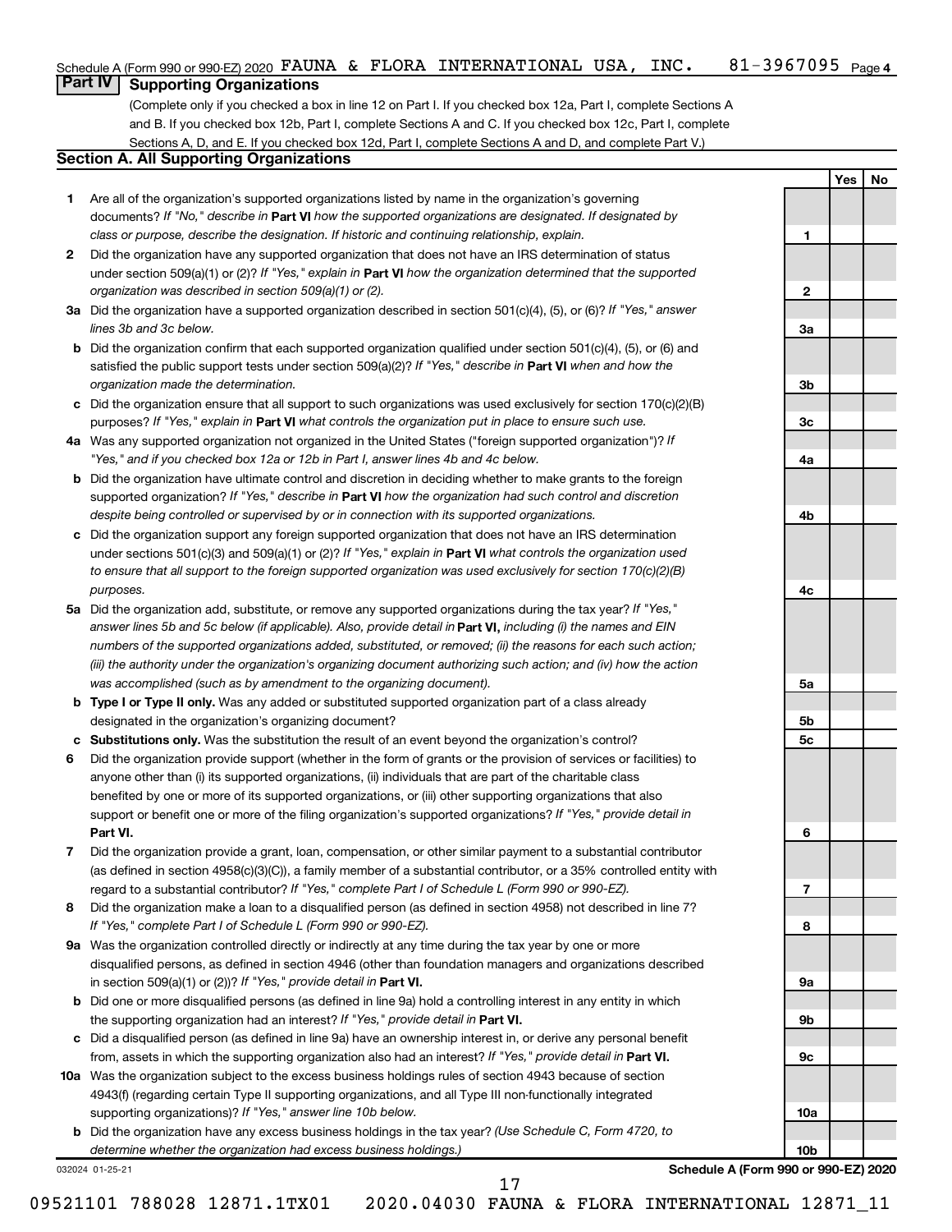Schedule A (Form 990 or 990-EZ) 2020 FAUNA & FLORA INTERNATIONAL USA, INC. 81-3967095 Page 4

## Part IV Supporting Organizations

(Complete only if you checked a box in line 12 on Part I. If you checked box 12a, Part I, complete Sections A and B. If you checked box 12b, Part I, complete Sections A and C. If you checked box 12c, Part I, complete Sections A, D, and E. If you checked box 12d, Part I, complete Sections A and D, and complete Part V.)

### Section A. All Supporting Organizations

| | | | Yes | No |
|---|---|---|---|---|
| 1 | Are all of the organization's supported organizations listed by name in the organization's governing documents? *If "No," describe in* **Part VI** *how the supported organizations are designated. If designated by class or purpose, describe the designation. If historic and continuing relationship, explain.* | 1 | | |
| 2 | Did the organization have any supported organization that does not have an IRS determination of status under section 509(a)(1) or (2)? *If "Yes," explain in* **Part VI** *how the organization determined that the supported organization was described in section 509(a)(1) or (2).* | 2 | | |
| 3a | Did the organization have a supported organization described in section 501(c)(4), (5), or (6)? *If "Yes," answer lines 3b and 3c below.* | 3a | | |
| b | Did the organization confirm that each supported organization qualified under section 501(c)(4), (5), or (6) and satisfied the public support tests under section 509(a)(2)? *If "Yes," describe in* **Part VI** *when and how the organization made the determination.* | 3b | | |
| c | Did the organization ensure that all support to such organizations was used exclusively for section 170(c)(2)(B) purposes? *If "Yes," explain in* **Part VI** *what controls the organization put in place to ensure such use.* | 3c | | |
| 4a | Was any supported organization not organized in the United States ("foreign supported organization")? *If "Yes," and if you checked box 12a or 12b in Part I, answer lines 4b and 4c below.* | 4a | | |
| b | Did the organization have ultimate control and discretion in deciding whether to make grants to the foreign supported organization? *If "Yes," describe in* **Part VI** *how the organization had such control and discretion despite being controlled or supervised by or in connection with its supported organizations.* | 4b | | |
| c | Did the organization support any foreign supported organization that does not have an IRS determination under sections 501(c)(3) and 509(a)(1) or (2)? *If "Yes," explain in* **Part VI** *what controls the organization used to ensure that all support to the foreign supported organization was used exclusively for section 170(c)(2)(B) purposes.* | 4c | | |
| 5a | Did the organization add, substitute, or remove any supported organizations during the tax year? *If "Yes," answer lines 5b and 5c below (if applicable). Also, provide detail in* **Part VI,** *including (i) the names and EIN numbers of the supported organizations added, substituted, or removed; (ii) the reasons for each such action; (iii) the authority under the organization's organizing document authorizing such action; and (iv) how the action was accomplished (such as by amendment to the organizing document).* | 5a | | |
| b | **Type I or Type II only.** Was any added or substituted supported organization part of a class already designated in the organization's organizing document? | 5b | | |
| c | **Substitutions only.** Was the substitution the result of an event beyond the organization's control? | 5c | | |
| 6 | Did the organization provide support (whether in the form of grants or the provision of services or facilities) to anyone other than (i) its supported organizations, (ii) individuals that are part of the charitable class benefited by one or more of its supported organizations, or (iii) other supporting organizations that also support or benefit one or more of the filing organization's supported organizations? *If "Yes," provide detail in* **Part VI.** | 6 | | |
| 7 | Did the organization provide a grant, loan, compensation, or other similar payment to a substantial contributor (as defined in section 4958(c)(3)(C)), a family member of a substantial contributor, or a 35% controlled entity with regard to a substantial contributor? *If "Yes," complete Part I of Schedule L (Form 990 or 990-EZ).* | 7 | | |
| 8 | Did the organization make a loan to a disqualified person (as defined in section 4958) not described in line 7? *If "Yes," complete Part I of Schedule L (Form 990 or 990-EZ).* | 8 | | |
| 9a | Was the organization controlled directly or indirectly at any time during the tax year by one or more disqualified persons, as defined in section 4946 (other than foundation managers and organizations described in section 509(a)(1) or (2))? *If "Yes," provide detail in* **Part VI.** | 9a | | |
| b | Did one or more disqualified persons (as defined in line 9a) hold a controlling interest in any entity in which the supporting organization had an interest? *If "Yes," provide detail in* **Part VI.** | 9b | | |
| c | Did a disqualified person (as defined in line 9a) have an ownership interest in, or derive any personal benefit from, assets in which the supporting organization also had an interest? *If "Yes," provide detail in* **Part VI.** | 9c | | |
| 10a | Was the organization subject to the excess business holdings rules of section 4943 because of section 4943(f) (regarding certain Type II supporting organizations, and all Type III non-functionally integrated supporting organizations)? *If "Yes," answer line 10b below.* | 10a | | |
| b | Did the organization have any excess business holdings in the tax year? *(Use Schedule C, Form 4720, to determine whether the organization had excess business holdings.)* | 10b | | |

032024 01-25-21 **Schedule A (Form 990 or 990-EZ) 2020**

09521101 788028 12871.1TX01 2020.04030 FAUNA & FLORA INTERNATIONAL 12871_11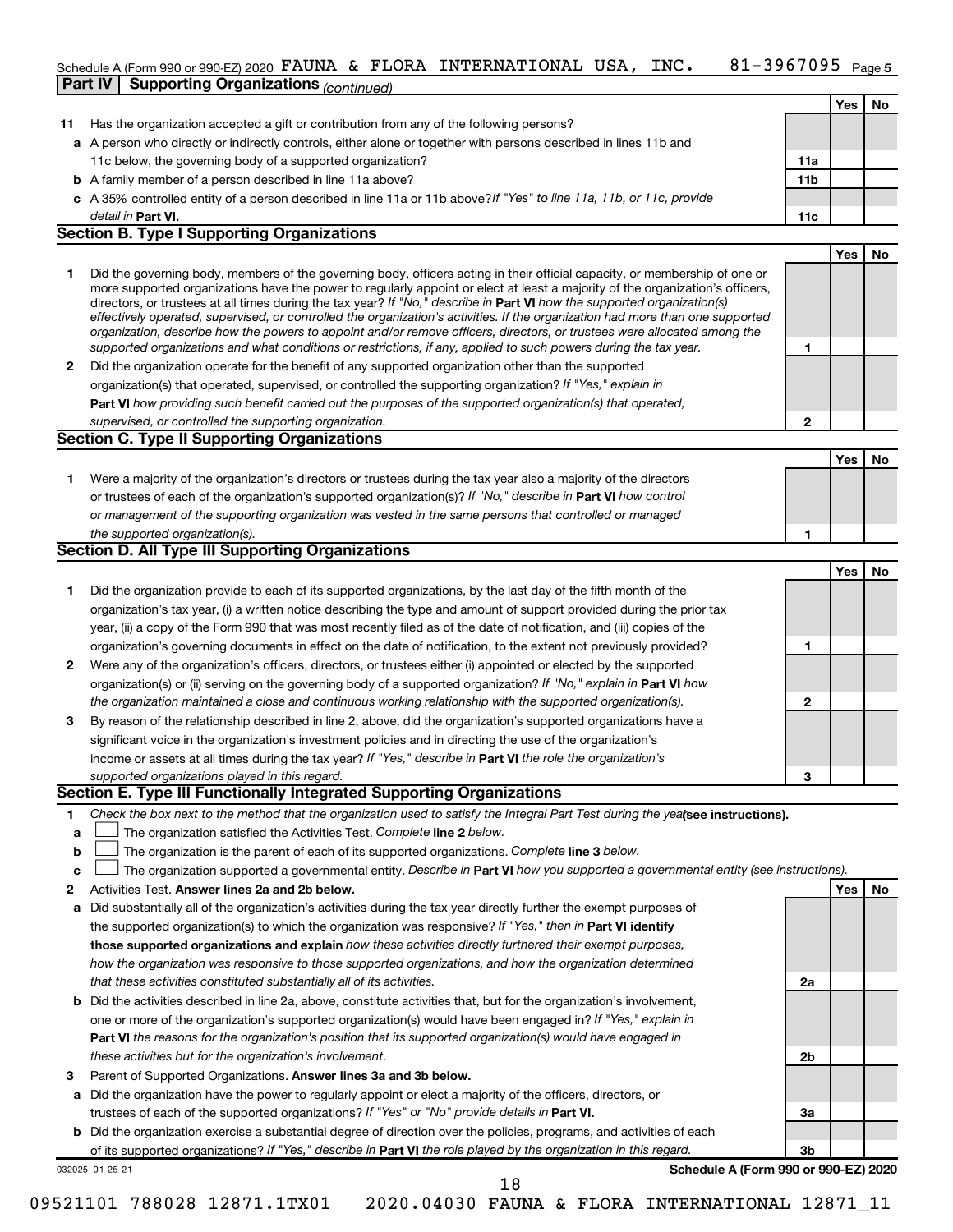Schedule A (Form 990 or 990-EZ) 2020 FAUNA & FLORA INTERNATIONAL USA, INC. 81-3967095 Page 5

**Part IV | Supporting Organizations** *(continued)*

| | | | Yes | No |
|---|---|---|---|---|
| **11** | Has the organization accepted a gift or contribution from any of the following persons? | | | |
| **a** | A person who directly or indirectly controls, either alone or together with persons described in lines 11b and 11c below, the governing body of a supported organization? | **11a** | | |
| **b** | A family member of a person described in line 11a above? | **11b** | | |
| **c** | A 35% controlled entity of a person described in line 11a or 11b above? *If "Yes" to line 11a, 11b, or 11c, provide detail in* **Part VI.** | **11c** | | |

**Section B. Type I Supporting Organizations**

| | | | Yes | No |
|---|---|---|---|---|
| **1** | Did the governing body, members of the governing body, officers acting in their official capacity, or membership of one or more supported organizations have the power to regularly appoint or elect at least a majority of the organization's officers, directors, or trustees at all times during the tax year? *If "No," describe in* **Part VI** *how the supported organization(s) effectively operated, supervised, or controlled the organization's activities. If the organization had more than one supported organization, describe how the powers to appoint and/or remove officers, directors, or trustees were allocated among the supported organizations and what conditions or restrictions, if any, applied to such powers during the tax year.* | **1** | | |
| **2** | Did the organization operate for the benefit of any supported organization other than the supported organization(s) that operated, supervised, or controlled the supporting organization? *If "Yes," explain in* **Part VI** *how providing such benefit carried out the purposes of the supported organization(s) that operated, supervised, or controlled the supporting organization.* | **2** | | |

**Section C. Type II Supporting Organizations**

| | | | Yes | No |
|---|---|---|---|---|
| **1** | Were a majority of the organization's directors or trustees during the tax year also a majority of the directors or trustees of each of the organization's supported organization(s)? *If "No," describe in* **Part VI** *how control or management of the supporting organization was vested in the same persons that controlled or managed the supported organization(s).* | **1** | | |

**Section D. All Type III Supporting Organizations**

| | | | Yes | No |
|---|---|---|---|---|
| **1** | Did the organization provide to each of its supported organizations, by the last day of the fifth month of the organization's tax year, (i) a written notice describing the type and amount of support provided during the prior tax year, (ii) a copy of the Form 990 that was most recently filed as of the date of notification, and (iii) copies of the organization's governing documents in effect on the date of notification, to the extent not previously provided? | **1** | | |
| **2** | Were any of the organization's officers, directors, or trustees either (i) appointed or elected by the supported organization(s) or (ii) serving on the governing body of a supported organization? *If "No," explain in* **Part VI** *how the organization maintained a close and continuous working relationship with the supported organization(s).* | **2** | | |
| **3** | By reason of the relationship described in line 2, above, did the organization's supported organizations have a significant voice in the organization's investment policies and in directing the use of the organization's income or assets at all times during the tax year? *If "Yes," describe in* **Part VI** *the role the organization's supported organizations played in this regard.* | **3** | | |

**Section E. Type III Functionally Integrated Supporting Organizations**

**1** *Check the box next to the method that the organization used to satisfy the Integral Part Test during the year* **(see instructions).**

- **a** ☐ The organization satisfied the Activities Test. *Complete* **line 2** *below.*
- **b** ☐ The organization is the parent of each of its supported organizations. *Complete* **line 3** *below.*
- **c** ☐ The organization supported a governmental entity. *Describe in* **Part VI** *how you supported a governmental entity (see instructions).*

| | | | Yes | No |
|---|---|---|---|---|
| **2** | Activities Test. **Answer lines 2a and 2b below.** | | | |
| **a** | Did substantially all of the organization's activities during the tax year directly further the exempt purposes of the supported organization(s) to which the organization was responsive? *If "Yes," then in* **Part VI identify those supported organizations and explain** *how these activities directly furthered their exempt purposes, how the organization was responsive to those supported organizations, and how the organization determined that these activities constituted substantially all of its activities.* | **2a** | | |
| **b** | Did the activities described in line 2a, above, constitute activities that, but for the organization's involvement, one or more of the organization's supported organization(s) would have been engaged in? *If "Yes," explain in* **Part VI** *the reasons for the organization's position that its supported organization(s) would have engaged in these activities but for the organization's involvement.* | **2b** | | |
| **3** | Parent of Supported Organizations. **Answer lines 3a and 3b below.** | | | |
| **a** | Did the organization have the power to regularly appoint or elect a majority of the officers, directors, or trustees of each of the supported organizations? *If "Yes" or "No" provide details in* **Part VI.** | **3a** | | |
| **b** | Did the organization exercise a substantial degree of direction over the policies, programs, and activities of each of its supported organizations? *If "Yes," describe in* **Part VI** *the role played by the organization in this regard.* | **3b** | | |

032025 01-25-21 **Schedule A (Form 990 or 990-EZ) 2020**

09521101 788028 12871.1TX01 2020.04030 FAUNA & FLORA INTERNATIONAL 12871_11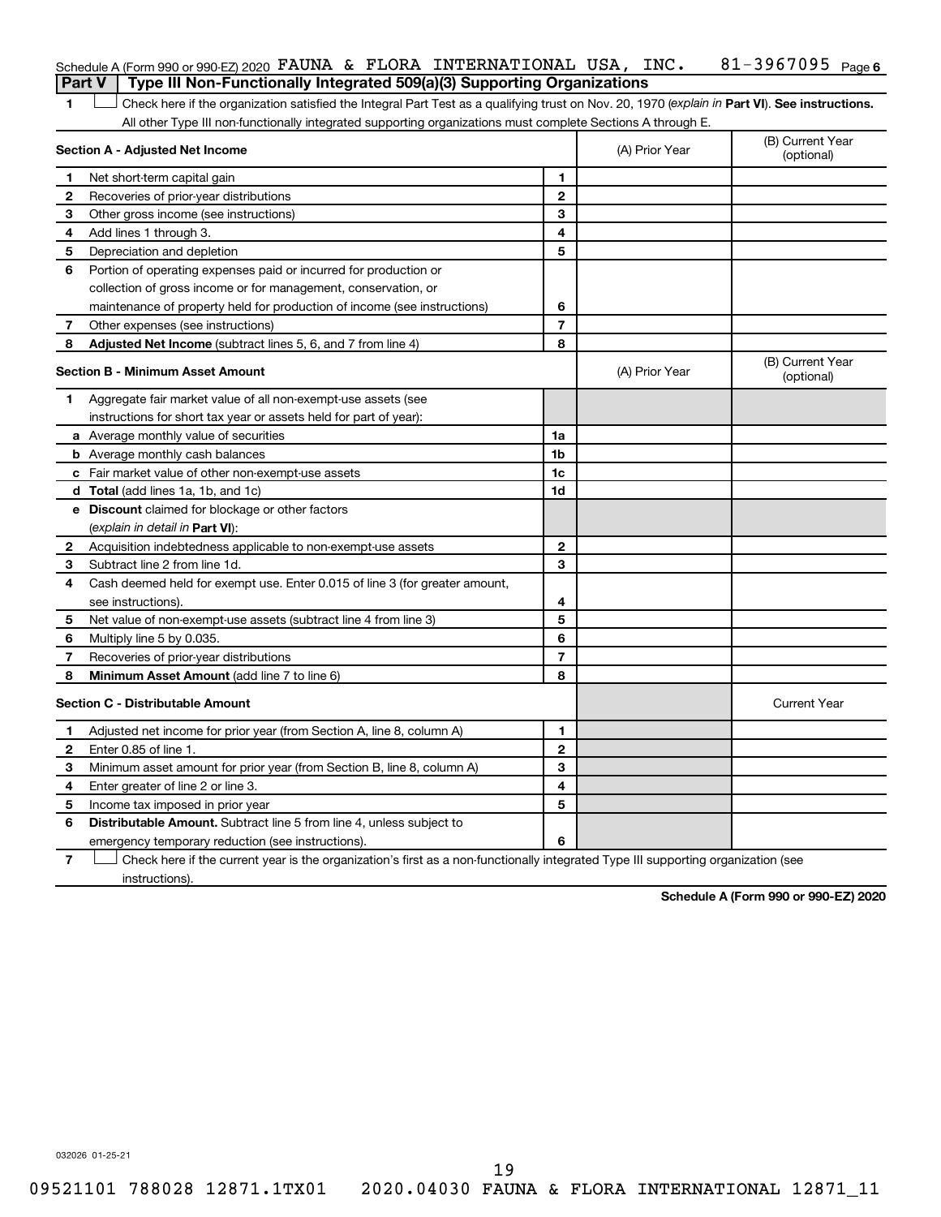Schedule A (Form 990 or 990-EZ) 2020 FAUNA & FLORA INTERNATIONAL USA, INC. 81-3967095 Page 6

## Part V Type III Non-Functionally Integrated 509(a)(3) Supporting Organizations

1 ☐ Check here if the organization satisfied the Integral Part Test as a qualifying trust on Nov. 20, 1970 (*explain in* **Part VI**). **See instructions.** All other Type III non-functionally integrated supporting organizations must complete Sections A through E.

| **Section A - Adjusted Net Income** | | | (A) Prior Year | (B) Current Year (optional) |
|---|---|---|---|---|
| 1 | Net short-term capital gain | 1 | | |
| 2 | Recoveries of prior-year distributions | 2 | | |
| 3 | Other gross income (see instructions) | 3 | | |
| 4 | Add lines 1 through 3. | 4 | | |
| 5 | Depreciation and depletion | 5 | | |
| 6 | Portion of operating expenses paid or incurred for production or collection of gross income or for management, conservation, or maintenance of property held for production of income (see instructions) | 6 | | |
| 7 | Other expenses (see instructions) | 7 | | |
| 8 | **Adjusted Net Income** (subtract lines 5, 6, and 7 from line 4) | 8 | | |

| **Section B - Minimum Asset Amount** | | | (A) Prior Year | (B) Current Year (optional) |
|---|---|---|---|---|
| 1 | Aggregate fair market value of all non-exempt-use assets (see instructions for short tax year or assets held for part of year): | | | |
| a | Average monthly value of securities | 1a | | |
| b | Average monthly cash balances | 1b | | |
| c | Fair market value of other non-exempt-use assets | 1c | | |
| d | **Total** (add lines 1a, 1b, and 1c) | 1d | | |
| e | **Discount** claimed for blockage or other factors (*explain in detail in* **Part VI**): | | | |
| 2 | Acquisition indebtedness applicable to non-exempt-use assets | 2 | | |
| 3 | Subtract line 2 from line 1d. | 3 | | |
| 4 | Cash deemed held for exempt use. Enter 0.015 of line 3 (for greater amount, see instructions). | 4 | | |
| 5 | Net value of non-exempt-use assets (subtract line 4 from line 3) | 5 | | |
| 6 | Multiply line 5 by 0.035. | 6 | | |
| 7 | Recoveries of prior-year distributions | 7 | | |
| 8 | **Minimum Asset Amount** (add line 7 to line 6) | 8 | | |

| **Section C - Distributable Amount** | | | | Current Year |
|---|---|---|---|---|
| 1 | Adjusted net income for prior year (from Section A, line 8, column A) | 1 | | |
| 2 | Enter 0.85 of line 1. | 2 | | |
| 3 | Minimum asset amount for prior year (from Section B, line 8, column A) | 3 | | |
| 4 | Enter greater of line 2 or line 3. | 4 | | |
| 5 | Income tax imposed in prior year | 5 | | |
| 6 | **Distributable Amount.** Subtract line 5 from line 4, unless subject to emergency temporary reduction (see instructions). | 6 | | |

7 ☐ Check here if the current year is the organization's first as a non-functionally integrated Type III supporting organization (see instructions).

**Schedule A (Form 990 or 990-EZ) 2020**

032026 01-25-21

09521101 788028 12871.1TX01 2020.04030 FAUNA & FLORA INTERNATIONAL 12871_11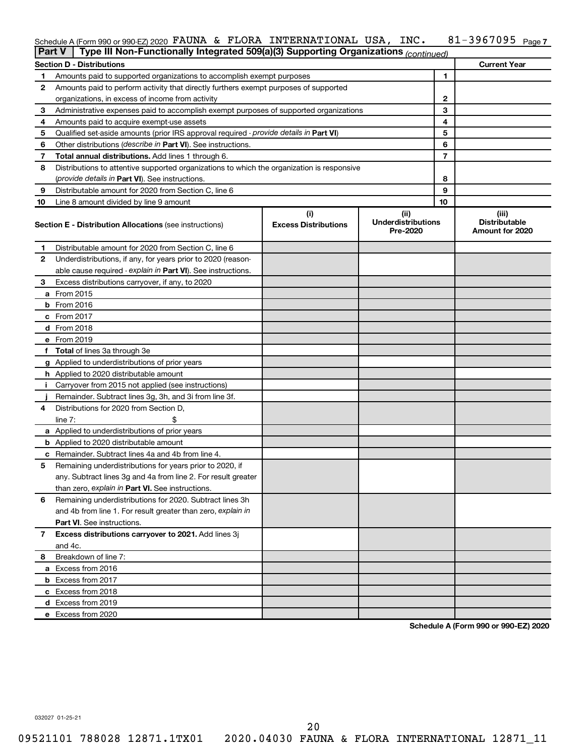Schedule A (Form 990 or 990-EZ) 2020 FAUNA & FLORA INTERNATIONAL USA, INC. 81-3967095 Page 7

**Part V | Type III Non-Functionally Integrated 509(a)(3) Supporting Organizations** *(continued)*

| **Section D - Distributions** | | | **Current Year** |
|---|---|---|---|
| 1 | Amounts paid to supported organizations to accomplish exempt purposes | 1 | |
| 2 | Amounts paid to perform activity that directly furthers exempt purposes of supported organizations, in excess of income from activity | 2 | |
| 3 | Administrative expenses paid to accomplish exempt purposes of supported organizations | 3 | |
| 4 | Amounts paid to acquire exempt-use assets | 4 | |
| 5 | Qualified set-aside amounts (prior IRS approval required - *provide details in* **Part VI**) | 5 | |
| 6 | Other distributions (*describe in* **Part VI**). See instructions. | 6 | |
| 7 | **Total annual distributions.** Add lines 1 through 6. | 7 | |
| 8 | Distributions to attentive supported organizations to which the organization is responsive (*provide details in* **Part VI**). See instructions. | 8 | |
| 9 | Distributable amount for 2020 from Section C, line 6 | 9 | |
| 10 | Line 8 amount divided by line 9 amount | 10 | |

| **Section E - Distribution Allocations** (see instructions) | **(i) Excess Distributions** | **(ii) Underdistributions Pre-2020** | **(iii) Distributable Amount for 2020** |
|---|---|---|---|
| **1** Distributable amount for 2020 from Section C, line 6 | | | |
| **2** Underdistributions, if any, for years prior to 2020 (reasonable cause required - *explain in* **Part VI**). See instructions. | | | |
| **3** Excess distributions carryover, if any, to 2020 | | | |
| **a** From 2015 | | | |
| **b** From 2016 | | | |
| **c** From 2017 | | | |
| **d** From 2018 | | | |
| **e** From 2019 | | | |
| **f** **Total** of lines 3a through 3e | | | |
| **g** Applied to underdistributions of prior years | | | |
| **h** Applied to 2020 distributable amount | | | |
| **i** Carryover from 2015 not applied (see instructions) | | | |
| **j** Remainder. Subtract lines 3g, 3h, and 3i from line 3f. | | | |
| **4** Distributions for 2020 from Section D, line 7: $ | | | |
| **a** Applied to underdistributions of prior years | | | |
| **b** Applied to 2020 distributable amount | | | |
| **c** Remainder. Subtract lines 4a and 4b from line 4. | | | |
| **5** Remaining underdistributions for years prior to 2020, if any. Subtract lines 3g and 4a from line 2. For result greater than zero, *explain in* **Part VI.** See instructions. | | | |
| **6** Remaining underdistributions for 2020. Subtract lines 3h and 4b from line 1. For result greater than zero, *explain in* **Part VI**. See instructions. | | | |
| **7** **Excess distributions carryover to 2021.** Add lines 3j and 4c. | | | |
| **8** Breakdown of line 7: | | | |
| **a** Excess from 2016 | | | |
| **b** Excess from 2017 | | | |
| **c** Excess from 2018 | | | |
| **d** Excess from 2019 | | | |
| **e** Excess from 2020 | | | |

**Schedule A (Form 990 or 990-EZ) 2020**

032027 01-25-21

09521101 788028 12871.1TX01 2020.04030 FAUNA & FLORA INTERNATIONAL 12871_11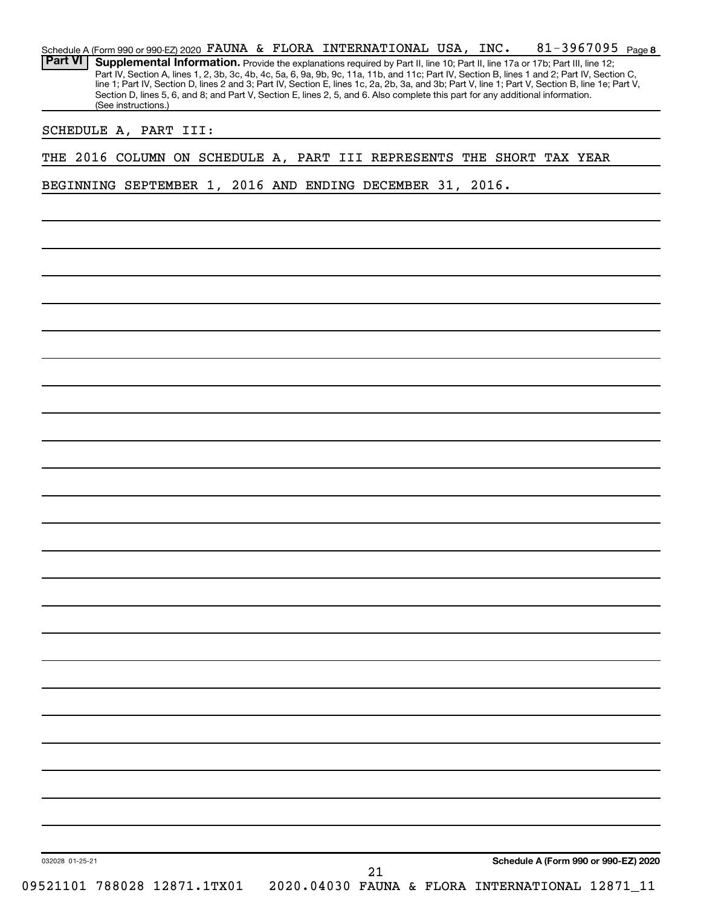Schedule A (Form 990 or 990-EZ) 2020 FAUNA & FLORA INTERNATIONAL USA, INC. 81-3967095 Page 8

**Part VI** **Supplemental Information.** Provide the explanations required by Part II, line 10; Part II, line 17a or 17b; Part III, line 12; Part IV, Section A, lines 1, 2, 3b, 3c, 4b, 4c, 5a, 6, 9a, 9b, 9c, 11a, 11b, and 11c; Part IV, Section B, lines 1 and 2; Part IV, Section C, line 1; Part IV, Section D, lines 2 and 3; Part IV, Section E, lines 1c, 2a, 2b, 3a, and 3b; Part V, line 1; Part V, Section B, line 1e; Part V, Section D, lines 5, 6, and 8; and Part V, Section E, lines 2, 5, and 6. Also complete this part for any additional information. (See instructions.)

SCHEDULE A, PART III:

THE 2016 COLUMN ON SCHEDULE A, PART III REPRESENTS THE SHORT TAX YEAR BEGINNING SEPTEMBER 1, 2016 AND ENDING DECEMBER 31, 2016.

032028 01-25-21

**Schedule A (Form 990 or 990-EZ) 2020**

09521101 788028 12871.1TX01 2020.04030 FAUNA & FLORA INTERNATIONAL 12871_11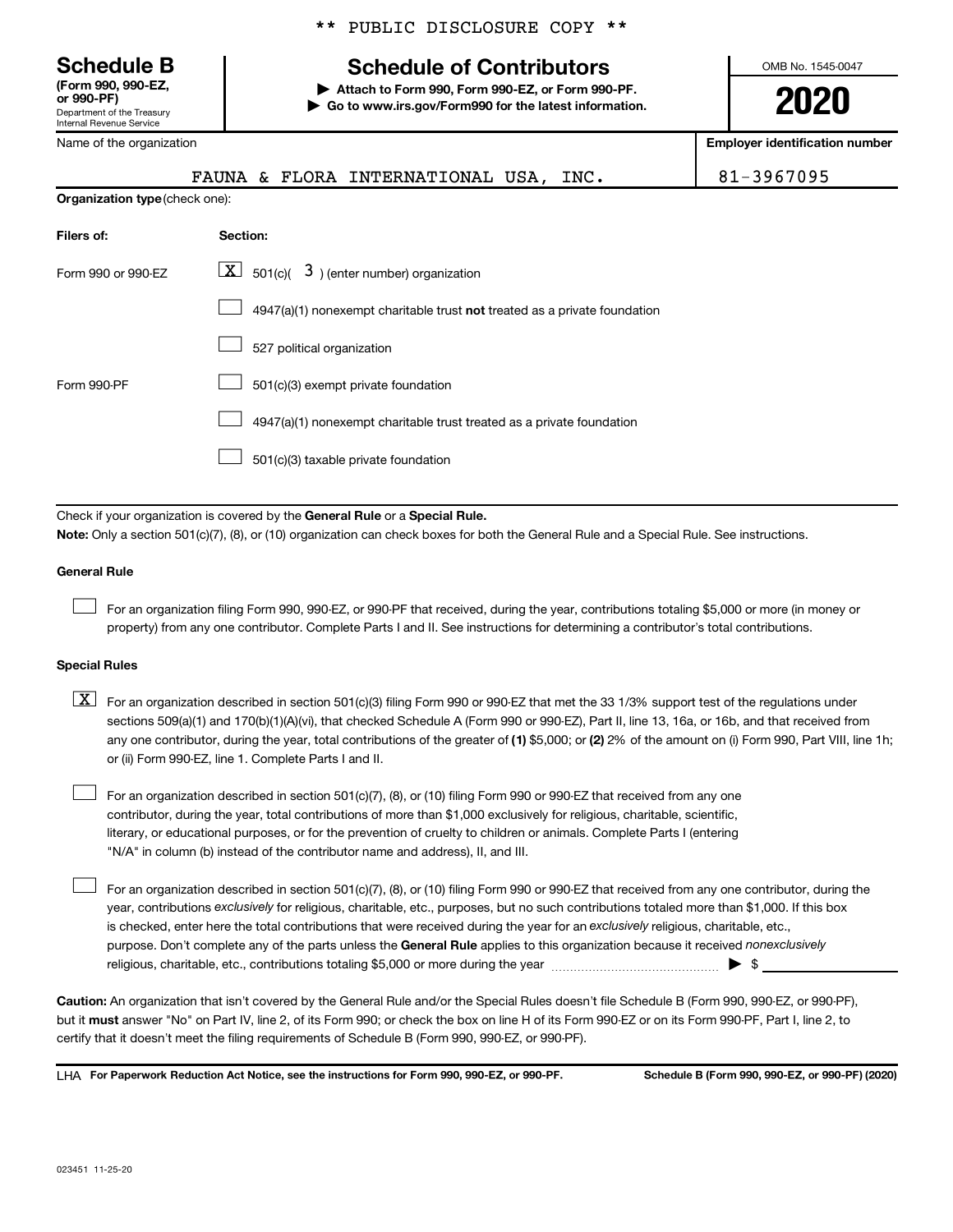** PUBLIC DISCLOSURE COPY **

**Schedule B**
**(Form 990, 990-EZ, or 990-PF)**
Department of the Treasury
Internal Revenue Service

# Schedule of Contributors

▶ **Attach to Form 990, Form 990-EZ, or Form 990-PF.**
▶ **Go to www.irs.gov/Form990 for the latest information.**

OMB No. 1545-0047

**2020**

| Name of the organization | Employer identification number |
|---|---|
| FAUNA & FLORA INTERNATIONAL USA, INC. | 81-3967095 |

**Organization type** (check one):

| Filers of: | Section: |
|---|---|
| Form 990 or 990-EZ | [X] 501(c)( 3 ) (enter number) organization |
| | [ ] 4947(a)(1) nonexempt charitable trust **not** treated as a private foundation |
| | [ ] 527 political organization |
| Form 990-PF | [ ] 501(c)(3) exempt private foundation |
| | [ ] 4947(a)(1) nonexempt charitable trust treated as a private foundation |
| | [ ] 501(c)(3) taxable private foundation |

Check if your organization is covered by the **General Rule** or a **Special Rule.**

**Note:** Only a section 501(c)(7), (8), or (10) organization can check boxes for both the General Rule and a Special Rule. See instructions.

**General Rule**

[ ] For an organization filing Form 990, 990-EZ, or 990-PF that received, during the year, contributions totaling $5,000 or more (in money or property) from any one contributor. Complete Parts I and II. See instructions for determining a contributor's total contributions.

**Special Rules**

[X] For an organization described in section 501(c)(3) filing Form 990 or 990-EZ that met the 33 1/3% support test of the regulations under sections 509(a)(1) and 170(b)(1)(A)(vi), that checked Schedule A (Form 990 or 990-EZ), Part II, line 13, 16a, or 16b, and that received from any one contributor, during the year, total contributions of the greater of **(1)** $5,000; or **(2)** 2% of the amount on (i) Form 990, Part VIII, line 1h; or (ii) Form 990-EZ, line 1. Complete Parts I and II.

[ ] For an organization described in section 501(c)(7), (8), or (10) filing Form 990 or 990-EZ that received from any one contributor, during the year, total contributions of more than $1,000 exclusively for religious, charitable, scientific, literary, or educational purposes, or for the prevention of cruelty to children or animals. Complete Parts I (entering "N/A" in column (b) instead of the contributor name and address), II, and III.

[ ] For an organization described in section 501(c)(7), (8), or (10) filing Form 990 or 990-EZ that received from any one contributor, during the year, contributions *exclusively* for religious, charitable, etc., purposes, but no such contributions totaled more than $1,000. If this box is checked, enter here the total contributions that were received during the year for an *exclusively* religious, charitable, etc., purpose. Don't complete any of the parts unless the **General Rule** applies to this organization because it received *nonexclusively* religious, charitable, etc., contributions totaling $5,000 or more during the year ▶ $ ____________

**Caution:** An organization that isn't covered by the General Rule and/or the Special Rules doesn't file Schedule B (Form 990, 990-EZ, or 990-PF), but it **must** answer "No" on Part IV, line 2, of its Form 990; or check the box on line H of its Form 990-EZ or on its Form 990-PF, Part I, line 2, to certify that it doesn't meet the filing requirements of Schedule B (Form 990, 990-EZ, or 990-PF).

LHA **For Paperwork Reduction Act Notice, see the instructions for Form 990, 990-EZ, or 990-PF.** **Schedule B (Form 990, 990-EZ, or 990-PF) (2020)**

023451 11-25-20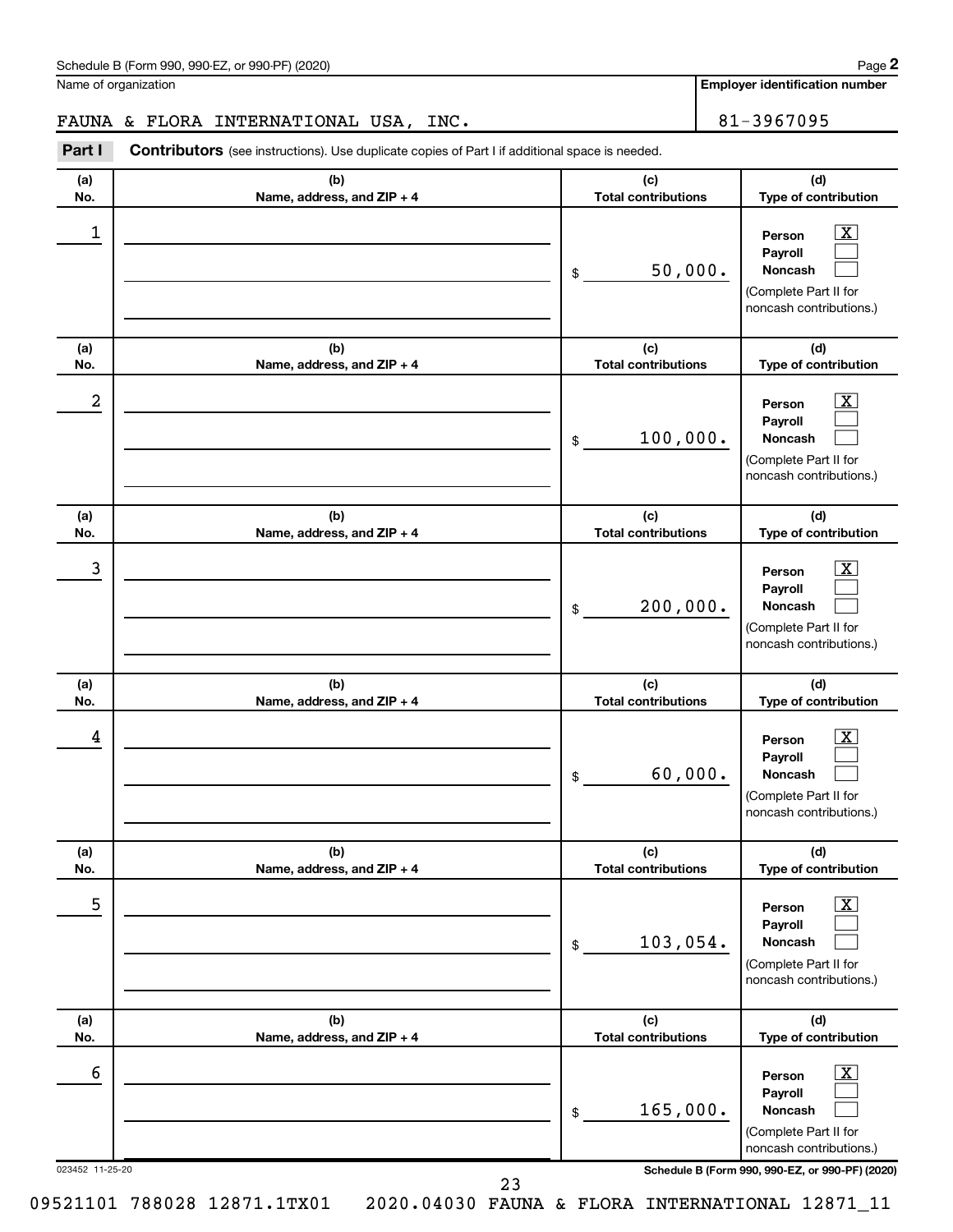Schedule B (Form 990, 990-EZ, or 990-PF) (2020)

Name of organization: FAUNA & FLORA INTERNATIONAL USA, INC.

Employer identification number: 81-3967095

**Part I** **Contributors** (see instructions). Use duplicate copies of Part I if additional space is needed.

| (a) No. | (b) Name, address, and ZIP + 4 | (c) Total contributions | (d) Type of contribution |
|---|---|---|---|
| 1 | | $ 50,000. | Person [X] Payroll [ ] Noncash [ ] (Complete Part II for noncash contributions.) |
| 2 | | $ 100,000. | Person [X] Payroll [ ] Noncash [ ] (Complete Part II for noncash contributions.) |
| 3 | | $ 200,000. | Person [X] Payroll [ ] Noncash [ ] (Complete Part II for noncash contributions.) |
| 4 | | $ 60,000. | Person [X] Payroll [ ] Noncash [ ] (Complete Part II for noncash contributions.) |
| 5 | | $ 103,054. | Person [X] Payroll [ ] Noncash [ ] (Complete Part II for noncash contributions.) |
| 6 | | $ 165,000. | Person [X] Payroll [ ] Noncash [ ] (Complete Part II for noncash contributions.) |

023452 11-25-20

Schedule B (Form 990, 990-EZ, or 990-PF) (2020)

09521101 788028 12871.1TX01 2020.04030 FAUNA & FLORA INTERNATIONAL 12871_11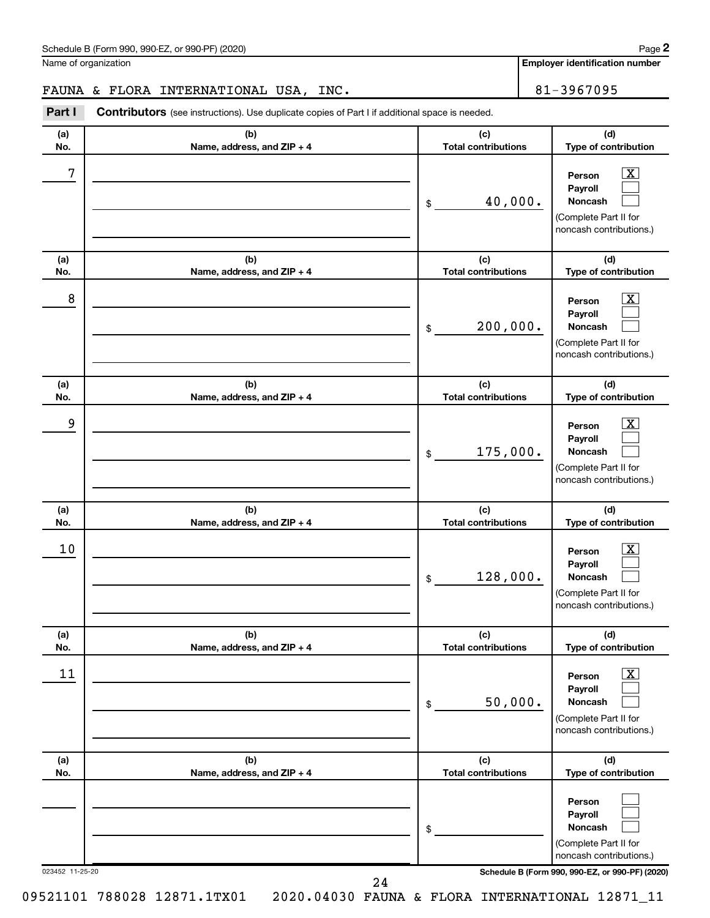Schedule B (Form 990, 990-EZ, or 990-PF) (2020)

Name of organization: FAUNA & FLORA INTERNATIONAL USA, INC.

Employer identification number: 81-3967095

**Part I** **Contributors** (see instructions). Use duplicate copies of Part I if additional space is needed.

| (a) No. | (b) Name, address, and ZIP + 4 | (c) Total contributions | (d) Type of contribution |
|---|---|---|---|
| 7 | | $ 40,000. | Person [X] Payroll [ ] Noncash [ ] (Complete Part II for noncash contributions.) |
| 8 | | $ 200,000. | Person [X] Payroll [ ] Noncash [ ] (Complete Part II for noncash contributions.) |
| 9 | | $ 175,000. | Person [X] Payroll [ ] Noncash [ ] (Complete Part II for noncash contributions.) |
| 10 | | $ 128,000. | Person [X] Payroll [ ] Noncash [ ] (Complete Part II for noncash contributions.) |
| 11 | | $ 50,000. | Person [X] Payroll [ ] Noncash [ ] (Complete Part II for noncash contributions.) |
| | | $ | Person [ ] Payroll [ ] Noncash [ ] (Complete Part II for noncash contributions.) |

023452 11-25-20

Schedule B (Form 990, 990-EZ, or 990-PF) (2020)

09521101 788028 12871.1TX01 2020.04030 FAUNA & FLORA INTERNATIONAL 12871_11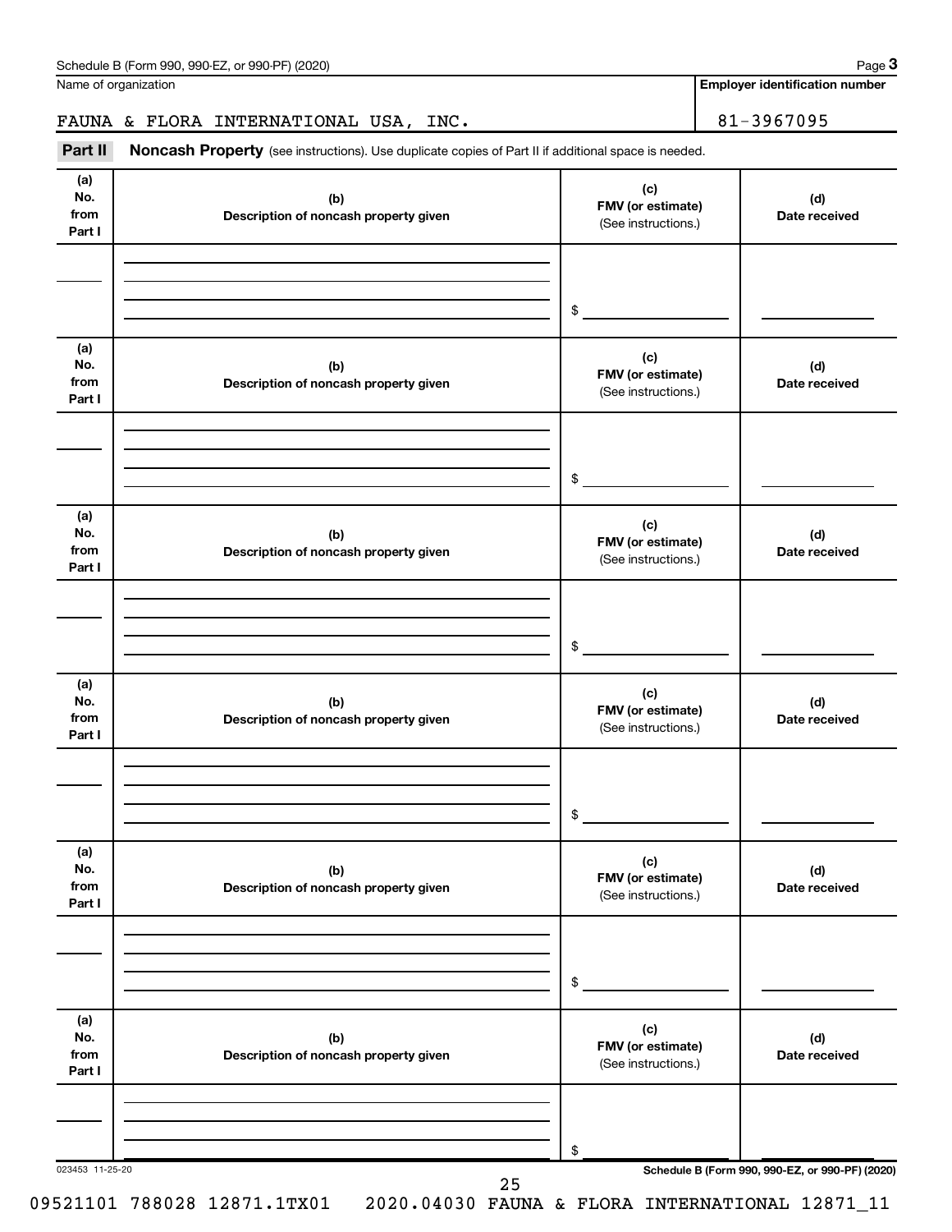Schedule B (Form 990, 990-EZ, or 990-PF) (2020) Page **3**

Name of organization

FAUNA & FLORA INTERNATIONAL USA, INC.

**Employer identification number**

81-3967095

**Part II** **Noncash Property** (see instructions). Use duplicate copies of Part II if additional space is needed.

| (a) No. from Part I | (b) Description of noncash property given | (c) FMV (or estimate) (See instructions.) | (d) Date received |
|---|---|---|---|
| | | $ | |

| (a) No. from Part I | (b) Description of noncash property given | (c) FMV (or estimate) (See instructions.) | (d) Date received |
|---|---|---|---|
| | | $ | |

| (a) No. from Part I | (b) Description of noncash property given | (c) FMV (or estimate) (See instructions.) | (d) Date received |
|---|---|---|---|
| | | $ | |

| (a) No. from Part I | (b) Description of noncash property given | (c) FMV (or estimate) (See instructions.) | (d) Date received |
|---|---|---|---|
| | | $ | |

| (a) No. from Part I | (b) Description of noncash property given | (c) FMV (or estimate) (See instructions.) | (d) Date received |
|---|---|---|---|
| | | $ | |

| (a) No. from Part I | (b) Description of noncash property given | (c) FMV (or estimate) (See instructions.) | (d) Date received |
|---|---|---|---|
| | | $ | |

023453 11-25-20 **Schedule B (Form 990, 990-EZ, or 990-PF) (2020)**

09521101 788028 12871.1TX01 2020.04030 FAUNA & FLORA INTERNATIONAL 12871_11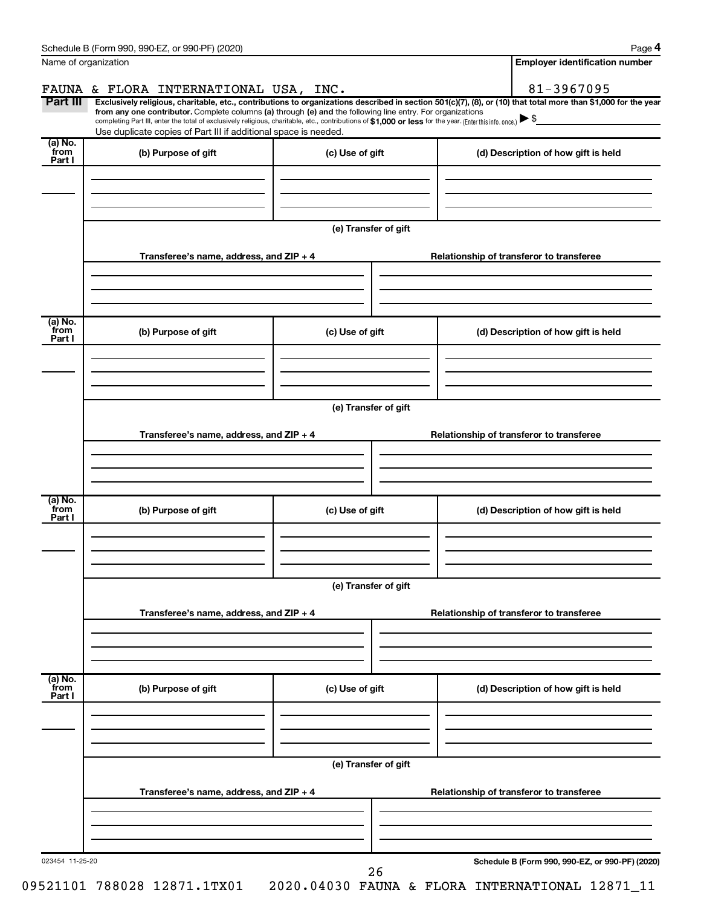Schedule B (Form 990, 990-EZ, or 990-PF) (2020)

Name of organization: FAUNA & FLORA INTERNATIONAL USA, INC.

Employer identification number: 81-3967095

**Part III** **Exclusively religious, charitable, etc., contributions to organizations described in section 501(c)(7), (8), or (10) that total more than $1,000 for the year from any one contributor.** Complete columns **(a)** through **(e)** and the following line entry. For organizations completing Part III, enter the total of exclusively religious, charitable, etc., contributions of **$1,000 or less** for the year. (Enter this info. once.) ▶ $

Use duplicate copies of Part III if additional space is needed.

| (a) No. from Part I | (b) Purpose of gift | (c) Use of gift | (d) Description of how gift is held |
| --- | --- | --- | --- |
| | | | |

(e) Transfer of gift

| Transferee's name, address, and ZIP + 4 | Relationship of transferor to transferee |
| --- | --- |
| | |

| (a) No. from Part I | (b) Purpose of gift | (c) Use of gift | (d) Description of how gift is held |
| --- | --- | --- | --- |
| | | | |

(e) Transfer of gift

| Transferee's name, address, and ZIP + 4 | Relationship of transferor to transferee |
| --- | --- |
| | |

| (a) No. from Part I | (b) Purpose of gift | (c) Use of gift | (d) Description of how gift is held |
| --- | --- | --- | --- |
| | | | |

(e) Transfer of gift

| Transferee's name, address, and ZIP + 4 | Relationship of transferor to transferee |
| --- | --- |
| | |

| (a) No. from Part I | (b) Purpose of gift | (c) Use of gift | (d) Description of how gift is held |
| --- | --- | --- | --- |
| | | | |

(e) Transfer of gift

| Transferee's name, address, and ZIP + 4 | Relationship of transferor to transferee |
| --- | --- |
| | |

023454 11-25-20

Schedule B (Form 990, 990-EZ, or 990-PF) (2020)

09521101 788028 12871.1TX01 2020.04030 FAUNA & FLORA INTERNATIONAL 12871_11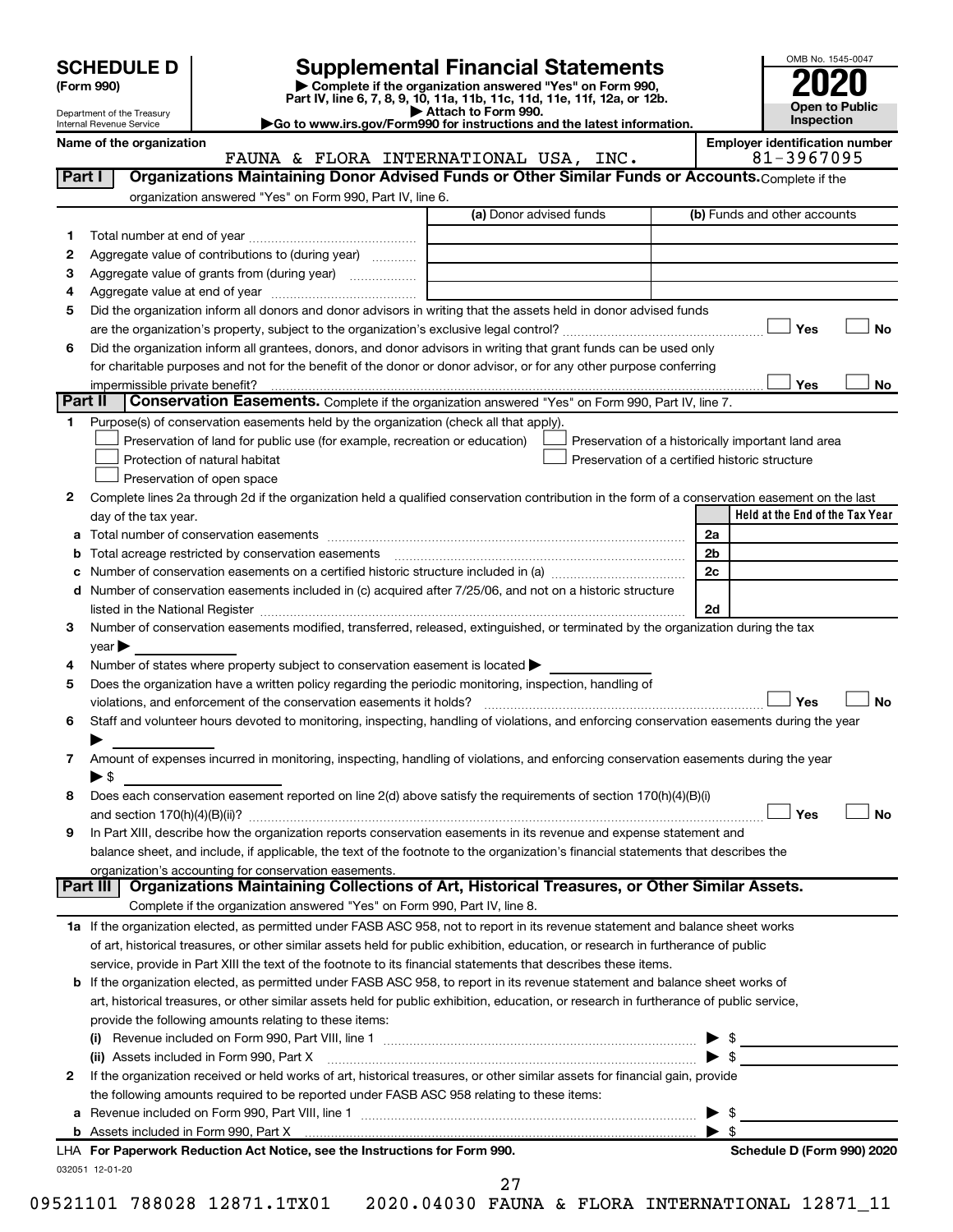# SCHEDULE D (Form 990)

Department of the Treasury
Internal Revenue Service

## Supplemental Financial Statements

▶ Complete if the organization answered "Yes" on Form 990, Part IV, line 6, 7, 8, 9, 10, 11a, 11b, 11c, 11d, 11e, 11f, 12a, or 12b.
▶ Attach to Form 990.
▶Go to www.irs.gov/Form990 for instructions and the latest information.

OMB No. 1545-0047
**2020**
**Open to Public Inspection**

**Name of the organization:** FAUNA & FLORA INTERNATIONAL USA, INC.
**Employer identification number:** 81-3967095

### Part I — Organizations Maintaining Donor Advised Funds or Other Similar Funds or Accounts. Complete if the organization answered "Yes" on Form 990, Part IV, line 6.

| | | (a) Donor advised funds | (b) Funds and other accounts |
|---|---|---|---|
| 1 | Total number at end of year | | |
| 2 | Aggregate value of contributions to (during year) | | |
| 3 | Aggregate value of grants from (during year) | | |
| 4 | Aggregate value at end of year | | |

5 Did the organization inform all donors and donor advisors in writing that the assets held in donor advised funds are the organization's property, subject to the organization's exclusive legal control? ☐ Yes ☐ No

6 Did the organization inform all grantees, donors, and donor advisors in writing that grant funds can be used only for charitable purposes and not for the benefit of the donor or donor advisor, or for any other purpose conferring impermissible private benefit? ☐ Yes ☐ No

### Part II — Conservation Easements. Complete if the organization answered "Yes" on Form 990, Part IV, line 7.

1 Purpose(s) of conservation easements held by the organization (check all that apply).
- ☐ Preservation of land for public use (for example, recreation or education)
- ☐ Protection of natural habitat
- ☐ Preservation of open space
- ☐ Preservation of a historically important land area
- ☐ Preservation of a certified historic structure

2 Complete lines 2a through 2d if the organization held a qualified conservation contribution in the form of a conservation easement on the last day of the tax year.

| | | | Held at the End of the Tax Year |
|---|---|---|---|
| a | Total number of conservation easements | 2a | |
| b | Total acreage restricted by conservation easements | 2b | |
| c | Number of conservation easements on a certified historic structure included in (a) | 2c | |
| d | Number of conservation easements included in (c) acquired after 7/25/06, and not on a historic structure listed in the National Register | 2d | |

3 Number of conservation easements modified, transferred, released, extinguished, or terminated by the organization during the tax year ▶

4 Number of states where property subject to conservation easement is located ▶

5 Does the organization have a written policy regarding the periodic monitoring, inspection, handling of violations, and enforcement of the conservation easements it holds? ☐ Yes ☐ No

6 Staff and volunteer hours devoted to monitoring, inspecting, handling of violations, and enforcing conservation easements during the year ▶

7 Amount of expenses incurred in monitoring, inspecting, handling of violations, and enforcing conservation easements during the year ▶ $

8 Does each conservation easement reported on line 2(d) above satisfy the requirements of section 170(h)(4)(B)(i) and section 170(h)(4)(B)(ii)? ☐ Yes ☐ No

9 In Part XIII, describe how the organization reports conservation easements in its revenue and expense statement and balance sheet, and include, if applicable, the text of the footnote to the organization's financial statements that describes the organization's accounting for conservation easements.

### Part III — Organizations Maintaining Collections of Art, Historical Treasures, or Other Similar Assets.

Complete if the organization answered "Yes" on Form 990, Part IV, line 8.

1a If the organization elected, as permitted under FASB ASC 958, not to report in its revenue statement and balance sheet works of art, historical treasures, or other similar assets held for public exhibition, education, or research in furtherance of public service, provide in Part XIII the text of the footnote to its financial statements that describes these items.

b If the organization elected, as permitted under FASB ASC 958, to report in its revenue statement and balance sheet works of art, historical treasures, or other similar assets held for public exhibition, education, or research in furtherance of public service, provide the following amounts relating to these items:

(i) Revenue included on Form 990, Part VIII, line 1 ▶ $

(ii) Assets included in Form 990, Part X ▶ $

2 If the organization received or held works of art, historical treasures, or other similar assets for financial gain, provide the following amounts required to be reported under FASB ASC 958 relating to these items:

a Revenue included on Form 990, Part VIII, line 1 ▶ $

b Assets included in Form 990, Part X ▶ $

LHA For Paperwork Reduction Act Notice, see the Instructions for Form 990. **Schedule D (Form 990) 2020**

032051 12-01-20

09521101 788028 12871.1TX01 2020.04030 FAUNA & FLORA INTERNATIONAL 12871_11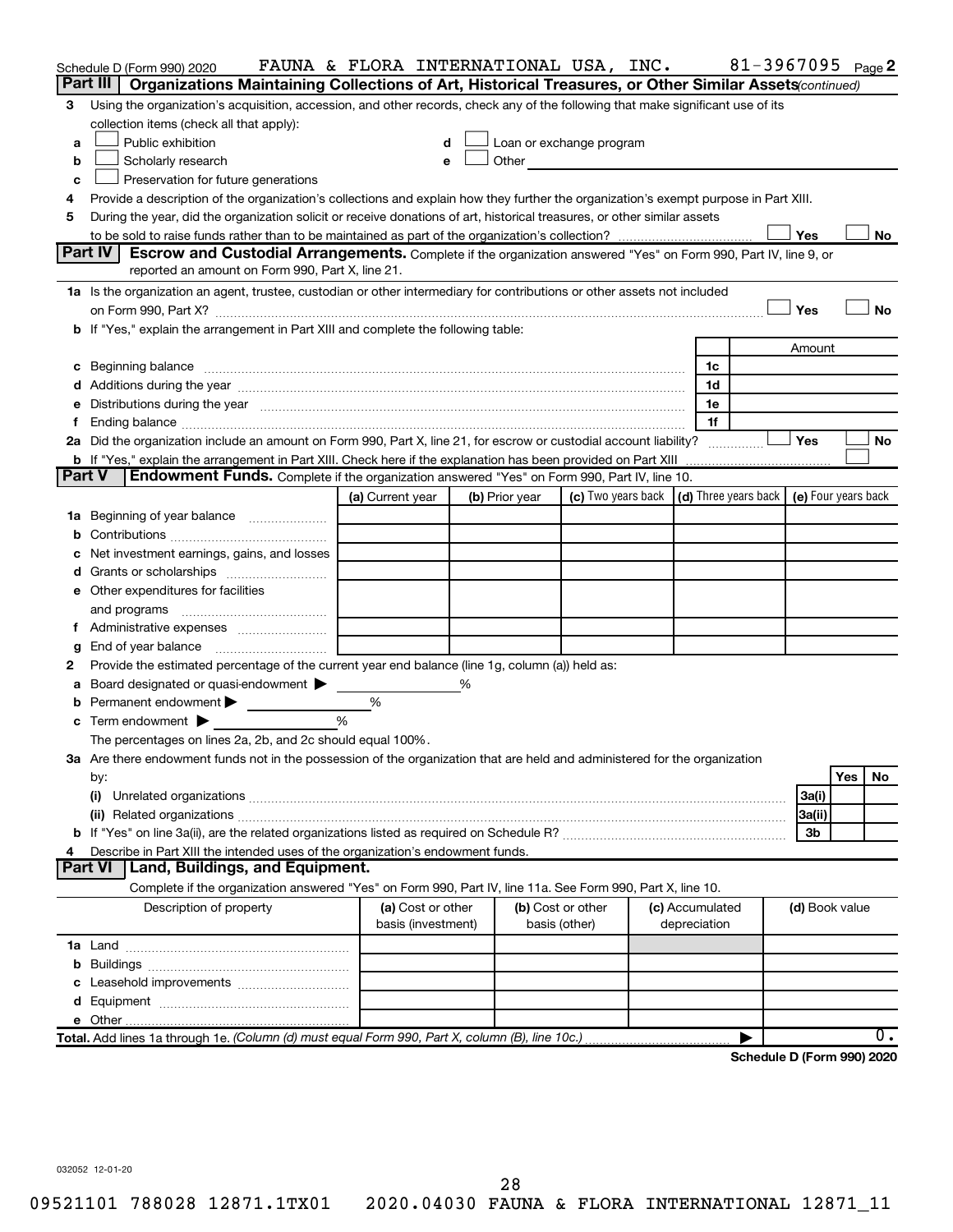Schedule D (Form 990) 2020 FAUNA & FLORA INTERNATIONAL USA, INC. 81-3967095 Page 2

## Part III Organizations Maintaining Collections of Art, Historical Treasures, or Other Similar Assets *(continued)*

3 Using the organization's acquisition, accession, and other records, check any of the following that make significant use of its collection items (check all that apply):

a ☐ Public exhibition
b ☐ Scholarly research
c ☐ Preservation for future generations
d ☐ Loan or exchange program
e ☐ Other

4 Provide a description of the organization's collections and explain how they further the organization's exempt purpose in Part XIII.

5 During the year, did the organization solicit or receive donations of art, historical treasures, or other similar assets to be sold to raise funds rather than to be maintained as part of the organization's collection? ☐ Yes ☐ No

## Part IV Escrow and Custodial Arrangements.

Complete if the organization answered "Yes" on Form 990, Part IV, line 9, or reported an amount on Form 990, Part X, line 21.

1a Is the organization an agent, trustee, custodian or other intermediary for contributions or other assets not included on Form 990, Part X? ☐ Yes ☐ No

b If "Yes," explain the arrangement in Part XIII and complete the following table:

| | | Amount |
|---|---|---|
| c Beginning balance | 1c | |
| d Additions during the year | 1d | |
| e Distributions during the year | 1e | |
| f Ending balance | 1f | |

2a Did the organization include an amount on Form 990, Part X, line 21, for escrow or custodial account liability? ☐ Yes ☐ No

b If "Yes," explain the arrangement in Part XIII. Check here if the explanation has been provided on Part XIII ☐

## Part V Endowment Funds.

Complete if the organization answered "Yes" on Form 990, Part IV, line 10.

| | (a) Current year | (b) Prior year | (c) Two years back | (d) Three years back | (e) Four years back |
|---|---|---|---|---|---|
| 1a Beginning of year balance | | | | | |
| b Contributions | | | | | |
| c Net investment earnings, gains, and losses | | | | | |
| d Grants or scholarships | | | | | |
| e Other expenditures for facilities and programs | | | | | |
| f Administrative expenses | | | | | |
| g End of year balance | | | | | |

2 Provide the estimated percentage of the current year end balance (line 1g, column (a)) held as:

a Board designated or quasi-endowment ▶ %
b Permanent endowment ▶ %
c Term endowment ▶ %

The percentages on lines 2a, 2b, and 2c should equal 100%.

3a Are there endowment funds not in the possession of the organization that are held and administered for the organization by:

| | | Yes | No |
|---|---|---|---|
| (i) Unrelated organizations | 3a(i) | | |
| (ii) Related organizations | 3a(ii) | | |
| b If "Yes" on line 3a(ii), are the related organizations listed as required on Schedule R? | 3b | | |

4 Describe in Part XIII the intended uses of the organization's endowment funds.

## Part VI Land, Buildings, and Equipment.

Complete if the organization answered "Yes" on Form 990, Part IV, line 11a. See Form 990, Part X, line 10.

| Description of property | (a) Cost or other basis (investment) | (b) Cost or other basis (other) | (c) Accumulated depreciation | (d) Book value |
|---|---|---|---|---|
| 1a Land | | | | |
| b Buildings | | | | |
| c Leasehold improvements | | | | |
| d Equipment | | | | |
| e Other | | | | |
| **Total.** Add lines 1a through 1e. *(Column (d) must equal Form 990, Part X, column (B), line 10c.)* | | | ▶ | 0. |

**Schedule D (Form 990) 2020**

032052 12-01-20

09521101 788028 12871.1TX01 2020.04030 FAUNA & FLORA INTERNATIONAL 12871_11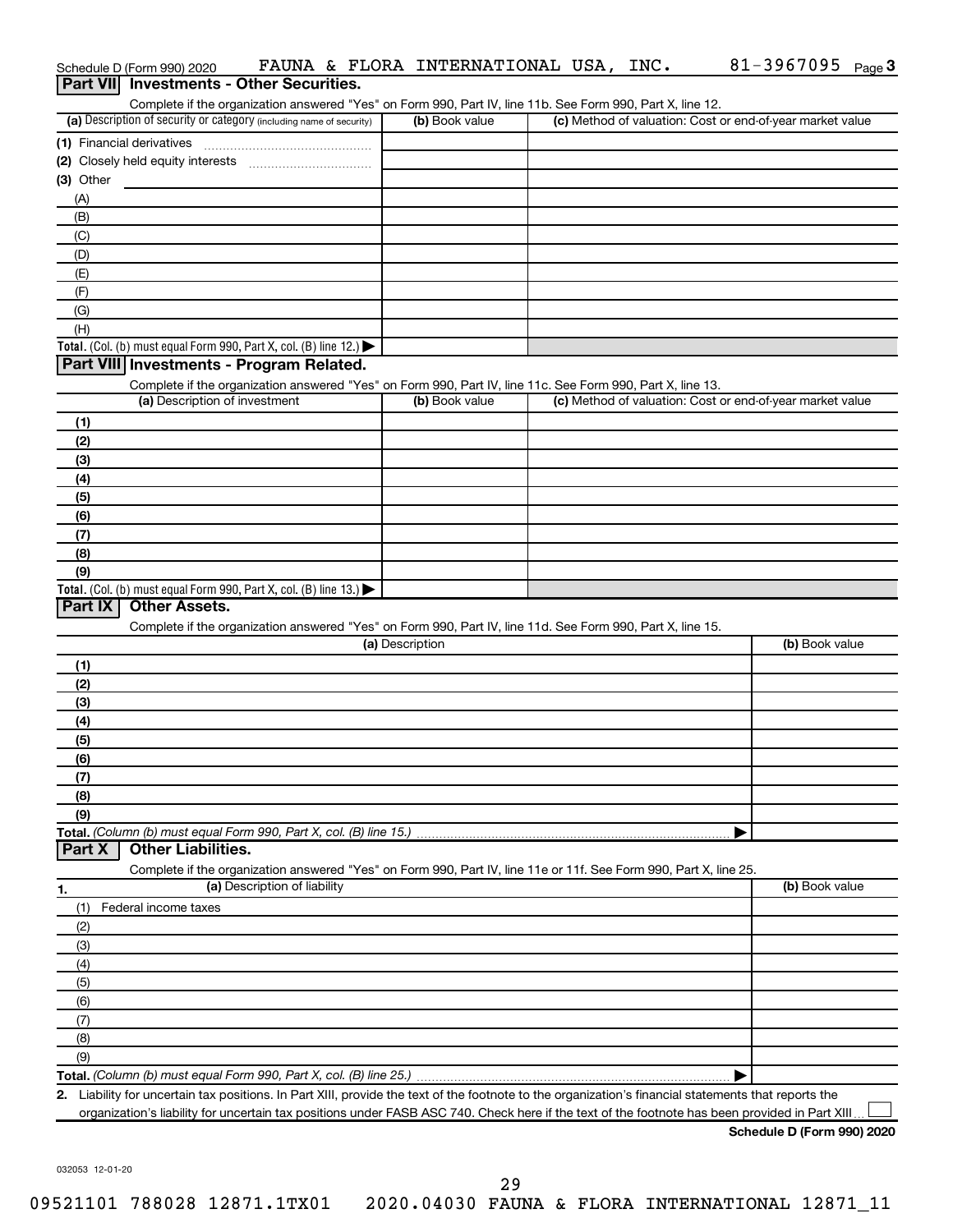Schedule D (Form 990) 2020 FAUNA & FLORA INTERNATIONAL USA, INC. 81-3967095 Page 3

## Part VII Investments - Other Securities.

Complete if the organization answered "Yes" on Form 990, Part IV, line 11b. See Form 990, Part X, line 12.

| (a) Description of security or category (including name of security) | (b) Book value | (c) Method of valuation: Cost or end-of-year market value |
|---|---|---|
| (1) Financial derivatives | | |
| (2) Closely held equity interests | | |
| (3) Other | | |
| (A) | | |
| (B) | | |
| (C) | | |
| (D) | | |
| (E) | | |
| (F) | | |
| (G) | | |
| (H) | | |
| **Total.** (Col. (b) must equal Form 990, Part X, col. (B) line 12.) ▶ | | |

## Part VIII Investments - Program Related.

Complete if the organization answered "Yes" on Form 990, Part IV, line 11c. See Form 990, Part X, line 13.

| (a) Description of investment | (b) Book value | (c) Method of valuation: Cost or end-of-year market value |
|---|---|---|
| (1) | | |
| (2) | | |
| (3) | | |
| (4) | | |
| (5) | | |
| (6) | | |
| (7) | | |
| (8) | | |
| (9) | | |
| **Total.** (Col. (b) must equal Form 990, Part X, col. (B) line 13.) ▶ | | |

## Part IX Other Assets.

Complete if the organization answered "Yes" on Form 990, Part IV, line 11d. See Form 990, Part X, line 15.

| (a) Description | (b) Book value |
|---|---|
| (1) | |
| (2) | |
| (3) | |
| (4) | |
| (5) | |
| (6) | |
| (7) | |
| (8) | |
| (9) | |
| **Total.** *(Column (b) must equal Form 990, Part X, col. (B) line 15.)* ▶ | |

## Part X Other Liabilities.

Complete if the organization answered "Yes" on Form 990, Part IV, line 11e or 11f. See Form 990, Part X, line 25.

| 1. (a) Description of liability | (b) Book value |
|---|---|
| (1) Federal income taxes | |
| (2) | |
| (3) | |
| (4) | |
| (5) | |
| (6) | |
| (7) | |
| (8) | |
| (9) | |
| **Total.** *(Column (b) must equal Form 990, Part X, col. (B) line 25.)* ▶ | |

**2.** Liability for uncertain tax positions. In Part XIII, provide the text of the footnote to the organization's financial statements that reports the organization's liability for uncertain tax positions under FASB ASC 740. Check here if the text of the footnote has been provided in Part XIII ☐

**Schedule D (Form 990) 2020**

032053 12-01-20

09521101 788028 12871.1TX01 2020.04030 FAUNA & FLORA INTERNATIONAL 12871_11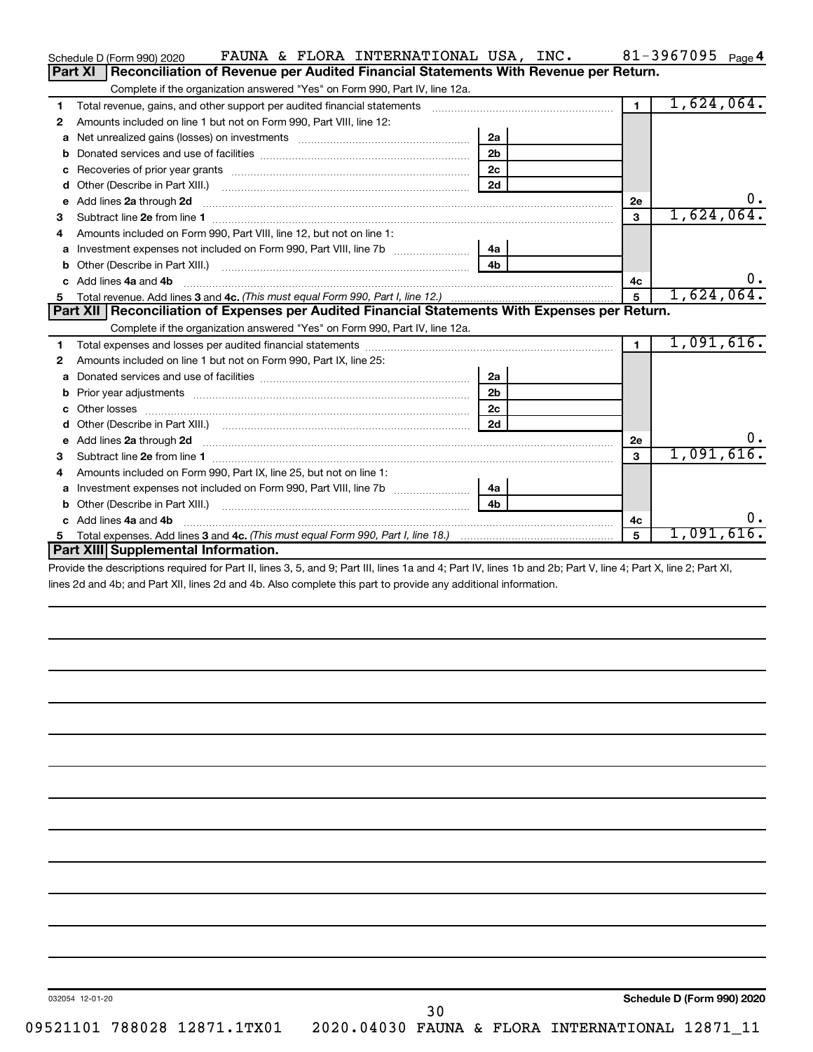Schedule D (Form 990) 2020 FAUNA & FLORA INTERNATIONAL USA, INC. 81-3967095 Page 4

## Part XI Reconciliation of Revenue per Audited Financial Statements With Revenue per Return.

Complete if the organization answered "Yes" on Form 990, Part IV, line 12a.

| | | | | | |
|---|---|---|---|---|---|
| 1 | Total revenue, gains, and other support per audited financial statements | | | 1 | 1,624,064. |
| 2 | Amounts included on line 1 but not on Form 990, Part VIII, line 12: | | | | |
| a | Net unrealized gains (losses) on investments | 2a | | | |
| b | Donated services and use of facilities | 2b | | | |
| c | Recoveries of prior year grants | 2c | | | |
| d | Other (Describe in Part XIII.) | 2d | | | |
| e | Add lines 2a through 2d | | | 2e | 0. |
| 3 | Subtract line 2e from line 1 | | | 3 | 1,624,064. |
| 4 | Amounts included on Form 990, Part VIII, line 12, but not on line 1: | | | | |
| a | Investment expenses not included on Form 990, Part VIII, line 7b | 4a | | | |
| b | Other (Describe in Part XIII.) | 4b | | | |
| c | Add lines 4a and 4b | | | 4c | 0. |
| 5 | Total revenue. Add lines 3 and 4c. *(This must equal Form 990, Part I, line 12.)* | | | 5 | 1,624,064. |

## Part XII Reconciliation of Expenses per Audited Financial Statements With Expenses per Return.

Complete if the organization answered "Yes" on Form 990, Part IV, line 12a.

| | | | | | |
|---|---|---|---|---|---|
| 1 | Total expenses and losses per audited financial statements | | | 1 | 1,091,616. |
| 2 | Amounts included on line 1 but not on Form 990, Part IX, line 25: | | | | |
| a | Donated services and use of facilities | 2a | | | |
| b | Prior year adjustments | 2b | | | |
| c | Other losses | 2c | | | |
| d | Other (Describe in Part XIII.) | 2d | | | |
| e | Add lines 2a through 2d | | | 2e | 0. |
| 3 | Subtract line 2e from line 1 | | | 3 | 1,091,616. |
| 4 | Amounts included on Form 990, Part IX, line 25, but not on line 1: | | | | |
| a | Investment expenses not included on Form 990, Part VIII, line 7b | 4a | | | |
| b | Other (Describe in Part XIII.) | 4b | | | |
| c | Add lines 4a and 4b | | | 4c | 0. |
| 5 | Total expenses. Add lines 3 and 4c. *(This must equal Form 990, Part I, line 18.)* | | | 5 | 1,091,616. |

## Part XIII Supplemental Information.

Provide the descriptions required for Part II, lines 3, 5, and 9; Part III, lines 1a and 4; Part IV, lines 1b and 2b; Part V, line 4; Part X, line 2; Part XI, lines 2d and 4b; and Part XII, lines 2d and 4b. Also complete this part to provide any additional information.

032054 12-01-20 **Schedule D (Form 990) 2020**

09521101 788028 12871.1TX01 2020.04030 FAUNA & FLORA INTERNATIONAL 12871_11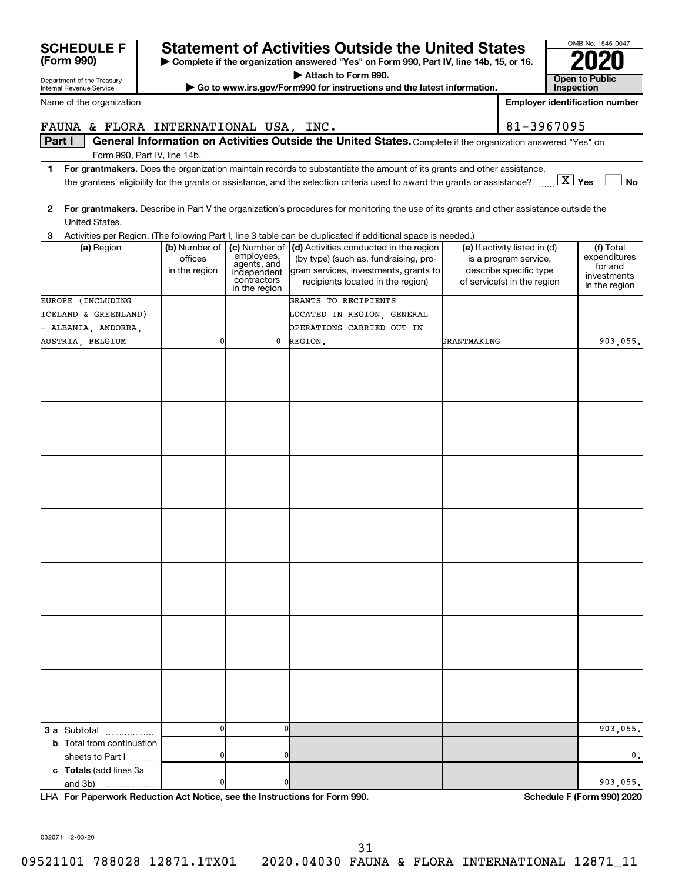**SCHEDULE F (Form 990)**

Department of the Treasury
Internal Revenue Service

# Statement of Activities Outside the United States

▶ Complete if the organization answered "Yes" on Form 990, Part IV, line 14b, 15, or 16.
▶ Attach to Form 990.
▶ Go to www.irs.gov/Form990 for instructions and the latest information.

OMB No. 1545-0047
**2020**
**Open to Public Inspection**

Name of the organization: FAUNA & FLORA INTERNATIONAL USA, INC.

Employer identification number: 81-3967095

**Part I — General Information on Activities Outside the United States.** Complete if the organization answered "Yes" on Form 990, Part IV, line 14b.

1 **For grantmakers.** Does the organization maintain records to substantiate the amount of its grants and other assistance, the grantees' eligibility for the grants or assistance, and the selection criteria used to award the grants or assistance? [X] Yes [ ] No

2 **For grantmakers.** Describe in Part V the organization's procedures for monitoring the use of its grants and other assistance outside the United States.

3 Activities per Region. (The following Part I, line 3 table can be duplicated if additional space is needed.)

| (a) Region | (b) Number of offices in the region | (c) Number of employees, agents, and independent contractors in the region | (d) Activities conducted in the region (by type) (such as, fundraising, program services, investments, grants to recipients located in the region) | (e) If activity listed in (d) is a program service, describe specific type of service(s) in the region | (f) Total expenditures for and investments in the region |
|---|---|---|---|---|---|
| EUROPE (INCLUDING ICELAND & GREENLAND) - ALBANIA, ANDORRA, AUSTRIA, BELGIUM | 0 | 0 | GRANTS TO RECIPIENTS LOCATED IN REGION, GENERAL OPERATIONS CARRIED OUT IN REGION. | GRANTMAKING | 903,055. |
| | | | | | |
| | | | | | |
| | | | | | |
| | | | | | |
| | | | | | |
| | | | | | |
| | | | | | |
| **3 a** Subtotal | 0 | 0 | | | 903,055. |
| **b** Total from continuation sheets to Part I | 0 | 0 | | | 0. |
| **c Totals** (add lines 3a and 3b) | 0 | 0 | | | 903,055. |

LHA **For Paperwork Reduction Act Notice, see the Instructions for Form 990.** **Schedule F (Form 990) 2020**

032071 12-03-20

09521101 788028 12871.1TX01 2020.04030 FAUNA & FLORA INTERNATIONAL 12871_11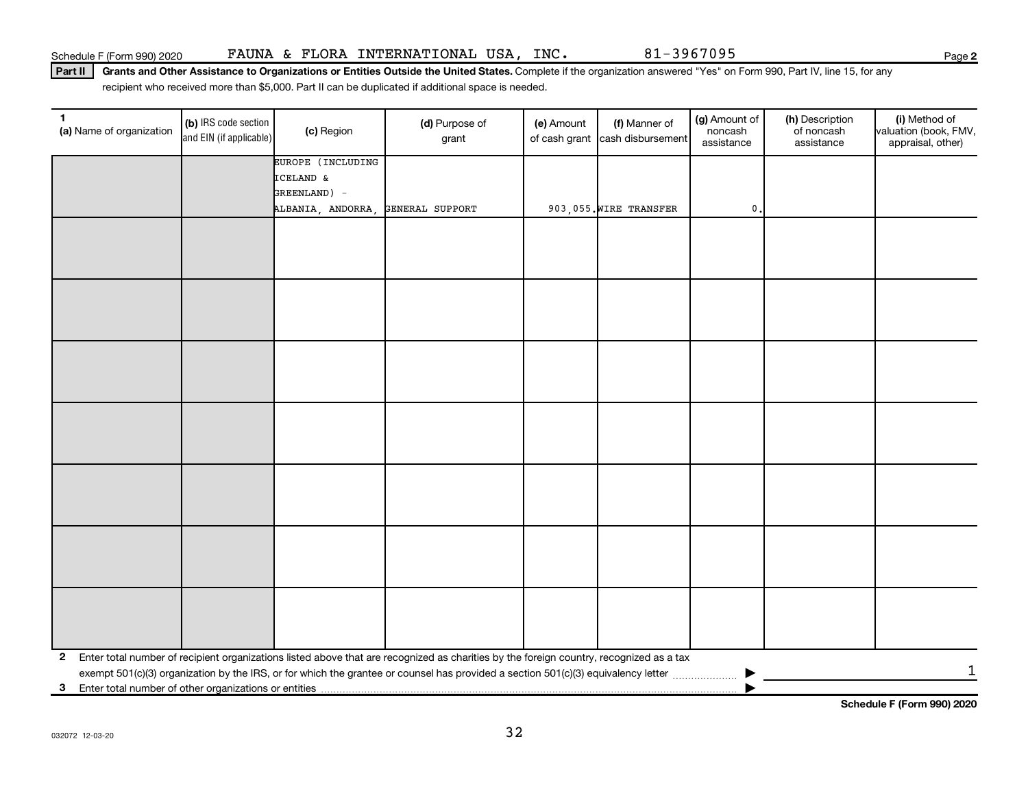Schedule F (Form 990) 2020 FAUNA & FLORA INTERNATIONAL USA, INC. 81-3967095 Page 2

**Part II** **Grants and Other Assistance to Organizations or Entities Outside the United States.** Complete if the organization answered "Yes" on Form 990, Part IV, line 15, for any recipient who received more than $5,000. Part II can be duplicated if additional space is needed.

| 1 (a) Name of organization | (b) IRS code section and EIN (if applicable) | (c) Region | (d) Purpose of grant | (e) Amount of cash grant | (f) Manner of cash disbursement | (g) Amount of noncash assistance | (h) Description of noncash assistance | (i) Method of valuation (book, FMV, appraisal, other) |
|---|---|---|---|---|---|---|---|---|
| | | EUROPE (INCLUDING ICELAND & GREENLAND) - ALBANIA, ANDORRA, | GENERAL SUPPORT | 903,055. | WIRE TRANSFER | 0. | | |
| | | | | | | | | |
| | | | | | | | | |
| | | | | | | | | |
| | | | | | | | | |
| | | | | | | | | |
| | | | | | | | | |
| | | | | | | | | |

**2** Enter total number of recipient organizations listed above that are recognized as charities by the foreign country, recognized as a tax exempt 501(c)(3) organization by the IRS, or for which the grantee or counsel has provided a section 501(c)(3) equivalency letter ▶ 1

**3** Enter total number of other organizations or entities ▶

**Schedule F (Form 990) 2020**

032072 12-03-20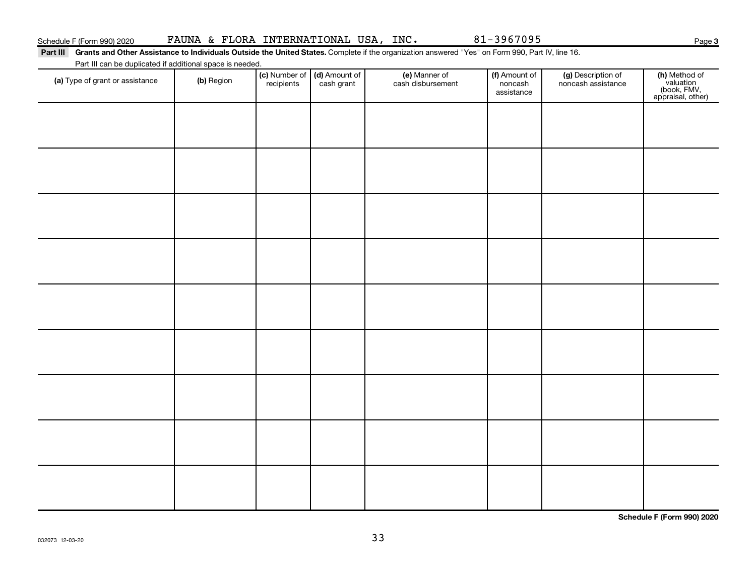Schedule F (Form 990) 2020 FAUNA & FLORA INTERNATIONAL USA, INC. 81-3967095 Page **3**

**Part III** **Grants and Other Assistance to Individuals Outside the United States.** Complete if the organization answered "Yes" on Form 990, Part IV, line 16.

Part III can be duplicated if additional space is needed.

| **(a)** Type of grant or assistance | **(b)** Region | **(c)** Number of recipients | **(d)** Amount of cash grant | **(e)** Manner of cash disbursement | **(f)** Amount of noncash assistance | **(g)** Description of noncash assistance | **(h)** Method of valuation (book, FMV, appraisal, other) |
|---|---|---|---|---|---|---|---|
| | | | | | | | |
| | | | | | | | |
| | | | | | | | |
| | | | | | | | |
| | | | | | | | |
| | | | | | | | |
| | | | | | | | |
| | | | | | | | |
| | | | | | | | |

**Schedule F (Form 990) 2020**

032073 12-03-20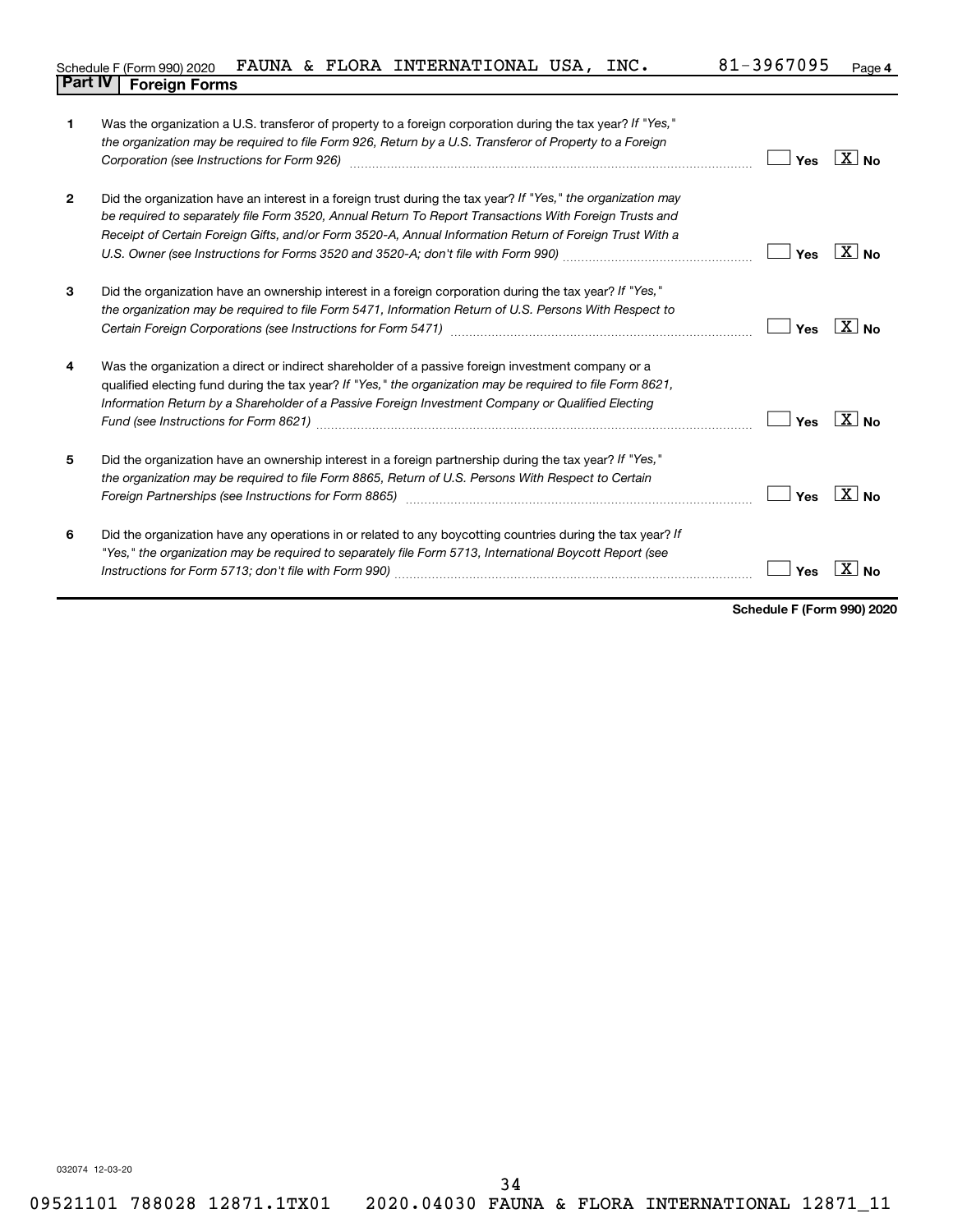Schedule F (Form 990) 2020 FAUNA & FLORA INTERNATIONAL USA, INC. 81-3967095 Page **4**

## Part IV | Foreign Forms

**1** Was the organization a U.S. transferor of property to a foreign corporation during the tax year? *If "Yes," the organization may be required to file Form 926, Return by a U.S. Transferor of Property to a Foreign Corporation (see Instructions for Form 926)* ☐ Yes ☒ No

**2** Did the organization have an interest in a foreign trust during the tax year? *If "Yes," the organization may be required to separately file Form 3520, Annual Return To Report Transactions With Foreign Trusts and Receipt of Certain Foreign Gifts, and/or Form 3520-A, Annual Information Return of Foreign Trust With a U.S. Owner (see Instructions for Forms 3520 and 3520-A; don't file with Form 990)* ☐ Yes ☒ No

**3** Did the organization have an ownership interest in a foreign corporation during the tax year? *If "Yes," the organization may be required to file Form 5471, Information Return of U.S. Persons With Respect to Certain Foreign Corporations (see Instructions for Form 5471)* ☐ Yes ☒ No

**4** Was the organization a direct or indirect shareholder of a passive foreign investment company or a qualified electing fund during the tax year? *If "Yes," the organization may be required to file Form 8621, Information Return by a Shareholder of a Passive Foreign Investment Company or Qualified Electing Fund (see Instructions for Form 8621)* ☐ Yes ☒ No

**5** Did the organization have an ownership interest in a foreign partnership during the tax year? *If "Yes," the organization may be required to file Form 8865, Return of U.S. Persons With Respect to Certain Foreign Partnerships (see Instructions for Form 8865)* ☐ Yes ☒ No

**6** Did the organization have any operations in or related to any boycotting countries during the tax year? *If "Yes," the organization may be required to separately file Form 5713, International Boycott Report (see Instructions for Form 5713; don't file with Form 990)* ☐ Yes ☒ No

**Schedule F (Form 990) 2020**

032074 12-03-20

09521101 788028 12871.1TX01 2020.04030 FAUNA & FLORA INTERNATIONAL 12871_11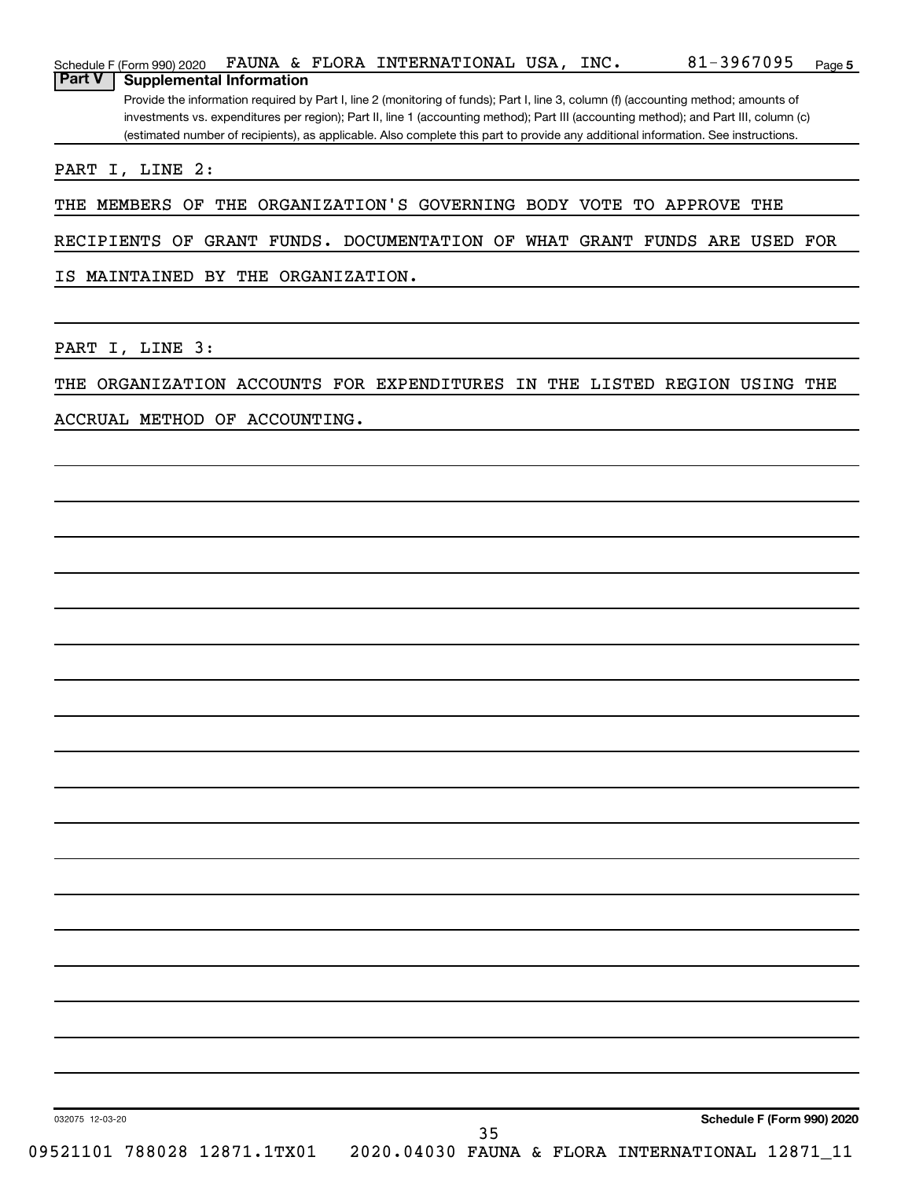Schedule F (Form 990) 2020 FAUNA & FLORA INTERNATIONAL USA, INC. 81-3967095 Page 5

## Part V Supplemental Information

Provide the information required by Part I, line 2 (monitoring of funds); Part I, line 3, column (f) (accounting method; amounts of investments vs. expenditures per region); Part II, line 1 (accounting method); Part III (accounting method); and Part III, column (c) (estimated number of recipients), as applicable. Also complete this part to provide any additional information. See instructions.

PART I, LINE 2:

THE MEMBERS OF THE ORGANIZATION'S GOVERNING BODY VOTE TO APPROVE THE RECIPIENTS OF GRANT FUNDS. DOCUMENTATION OF WHAT GRANT FUNDS ARE USED FOR IS MAINTAINED BY THE ORGANIZATION.

PART I, LINE 3:

THE ORGANIZATION ACCOUNTS FOR EXPENDITURES IN THE LISTED REGION USING THE ACCRUAL METHOD OF ACCOUNTING.

032075 12-03-20 Schedule F (Form 990) 2020

09521101 788028 12871.1TX01 2020.04030 FAUNA & FLORA INTERNATIONAL 12871_11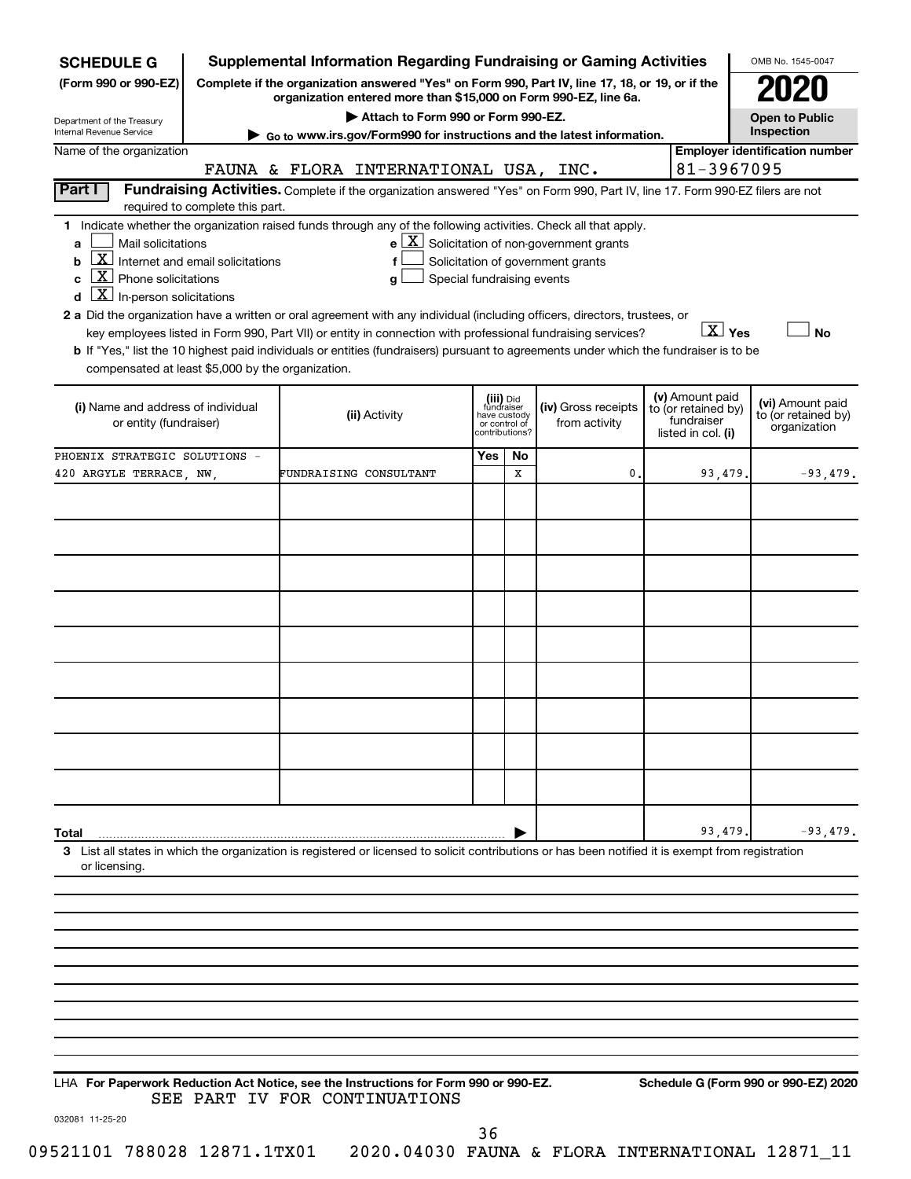**SCHEDULE G (Form 990 or 990-EZ)**

Department of the Treasury
Internal Revenue Service

# Supplemental Information Regarding Fundraising or Gaming Activities

**Complete if the organization answered "Yes" on Form 990, Part IV, line 17, 18, or 19, or if the organization entered more than $15,000 on Form 990-EZ, line 6a.**

▶ Attach to Form 990 or Form 990-EZ.

▶ Go to www.irs.gov/Form990 for instructions and the latest information.

OMB No. 1545-0047

**2020**

**Open to Public Inspection**

Name of the organization: FAUNA & FLORA INTERNATIONAL USA, INC.

Employer identification number: 81-3967095

## Part I Fundraising Activities.

Complete if the organization answered "Yes" on Form 990, Part IV, line 17. Form 990-EZ filers are not required to complete this part.

**1** Indicate whether the organization raised funds through any of the following activities. Check all that apply.

- **a** [ ] Mail solicitations
- **b** [X] Internet and email solicitations
- **c** [X] Phone solicitations
- **d** [X] In-person solicitations
- **e** [X] Solicitation of non-government grants
- **f** [ ] Solicitation of government grants
- **g** [ ] Special fundraising events

**2 a** Did the organization have a written or oral agreement with any individual (including officers, directors, trustees, or key employees listed in Form 990, Part VII) or entity in connection with professional fundraising services? [X] Yes [ ] No

**b** If "Yes," list the 10 highest paid individuals or entities (fundraisers) pursuant to agreements under which the fundraiser is to be compensated at least $5,000 by the organization.

| (i) Name and address of individual or entity (fundraiser) | (ii) Activity | (iii) Did fundraiser have custody or control of contributions? Yes | No | (iv) Gross receipts from activity | (v) Amount paid to (or retained by) fundraiser listed in col. (i) | (vi) Amount paid to (or retained by) organization |
|---|---|---|---|---|---|---|
| PHOENIX STRATEGIC SOLUTIONS - 420 ARGYLE TERRACE, NW, | FUNDRAISING CONSULTANT | | X | 0. | 93,479. | -93,479. |
| | | | | | | |
| | | | | | | |
| | | | | | | |
| | | | | | | |
| | | | | | | |
| | | | | | | |
| | | | | | | |
| | | | | | | |
| | | | | | | |
| **Total** | | | | | 93,479. | -93,479. |

**3** List all states in which the organization is registered or licensed to solicit contributions or has been notified it is exempt from registration or licensing.

LHA **For Paperwork Reduction Act Notice, see the Instructions for Form 990 or 990-EZ.**

**Schedule G (Form 990 or 990-EZ) 2020**

SEE PART IV FOR CONTINUATIONS

032081 11-25-20

09521101 788028 12871.1TX01 2020.04030 FAUNA & FLORA INTERNATIONAL 12871_11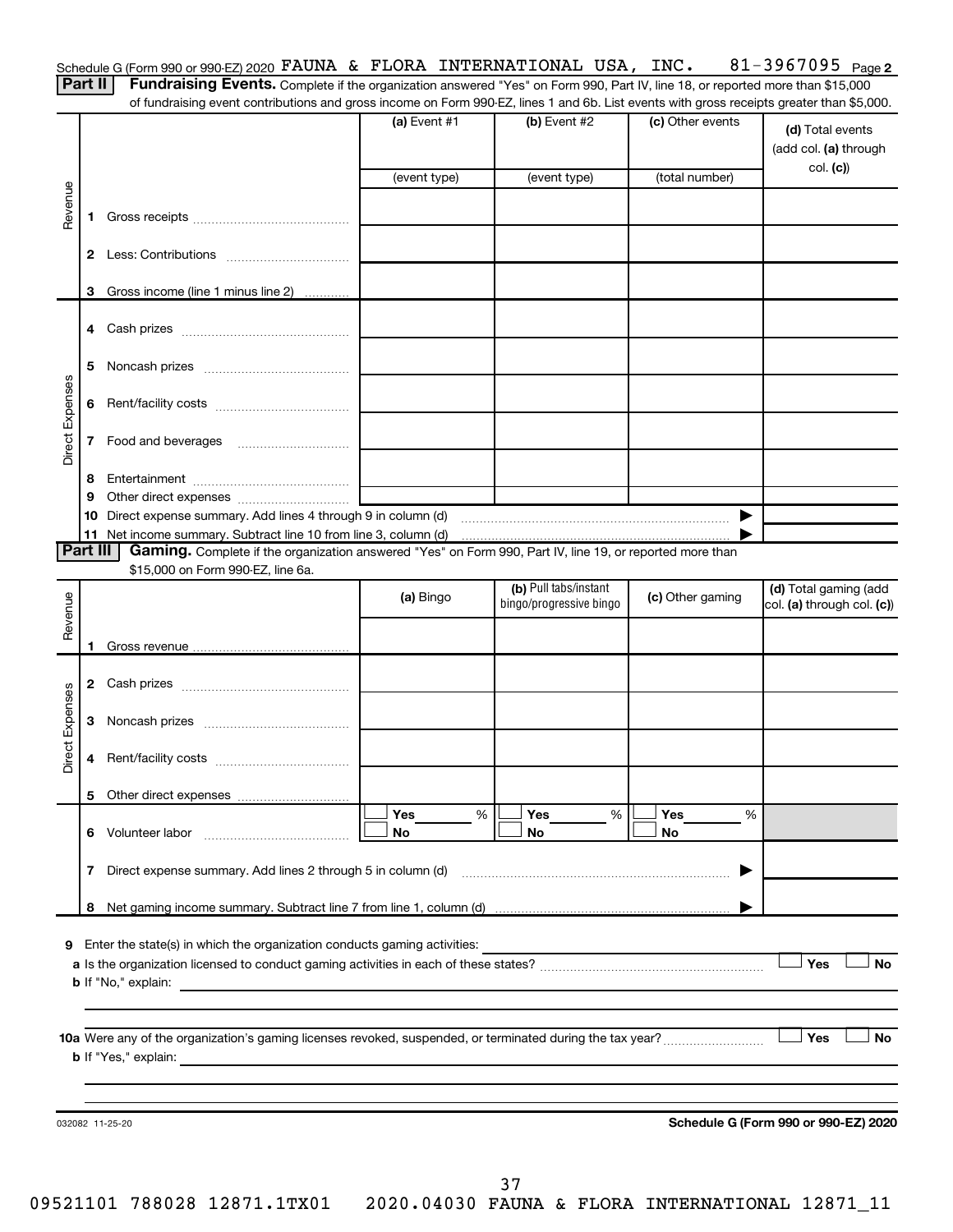Schedule G (Form 990 or 990-EZ) 2020 FAUNA & FLORA INTERNATIONAL USA, INC. 81-3967095 Page 2

**Part II** **Fundraising Events.** Complete if the organization answered "Yes" on Form 990, Part IV, line 18, or reported more than $15,000 of fundraising event contributions and gross income on Form 990-EZ, lines 1 and 6b. List events with gross receipts greater than $5,000.

| | | (a) Event #1 | (b) Event #2 | (c) Other events | (d) Total events (add col. (a) through col. (c)) |
|---|---|---|---|---|---|
| | | (event type) | (event type) | (total number) | |
| Revenue | 1 Gross receipts | | | | |
| | 2 Less: Contributions | | | | |
| | 3 Gross income (line 1 minus line 2) | | | | |
| Direct Expenses | 4 Cash prizes | | | | |
| | 5 Noncash prizes | | | | |
| | 6 Rent/facility costs | | | | |
| | 7 Food and beverages | | | | |
| | 8 Entertainment | | | | |
| | 9 Other direct expenses | | | | |
| | 10 Direct expense summary. Add lines 4 through 9 in column (d) | | | ▶ | |
| | 11 Net income summary. Subtract line 10 from line 3, column (d) | | | ▶ | |

**Part III** **Gaming.** Complete if the organization answered "Yes" on Form 990, Part IV, line 19, or reported more than $15,000 on Form 990-EZ, line 6a.

| | | (a) Bingo | (b) Pull tabs/instant bingo/progressive bingo | (c) Other gaming | (d) Total gaming (add col. (a) through col. (c)) |
|---|---|---|---|---|---|
| Revenue | 1 Gross revenue | | | | |
| Direct Expenses | 2 Cash prizes | | | | |
| | 3 Noncash prizes | | | | |
| | 4 Rent/facility costs | | | | |
| | 5 Other direct expenses | | | | |
| | 6 Volunteer labor | ☐ Yes ____ % ☐ No | ☐ Yes ____ % ☐ No | ☐ Yes ____ % ☐ No | |
| | 7 Direct expense summary. Add lines 2 through 5 in column (d) | | | ▶ | |
| | 8 Net gaming income summary. Subtract line 7 from line 1, column (d) | | | ▶ | |

9 Enter the state(s) in which the organization conducts gaming activities: ______

a Is the organization licensed to conduct gaming activities in each of these states? ☐ Yes ☐ No

b If "No," explain: ______

10a Were any of the organization's gaming licenses revoked, suspended, or terminated during the tax year? ☐ Yes ☐ No

b If "Yes," explain: ______

032082 11-25-20

**Schedule G (Form 990 or 990-EZ) 2020**

09521101 788028 12871.1TX01 2020.04030 FAUNA & FLORA INTERNATIONAL 12871_11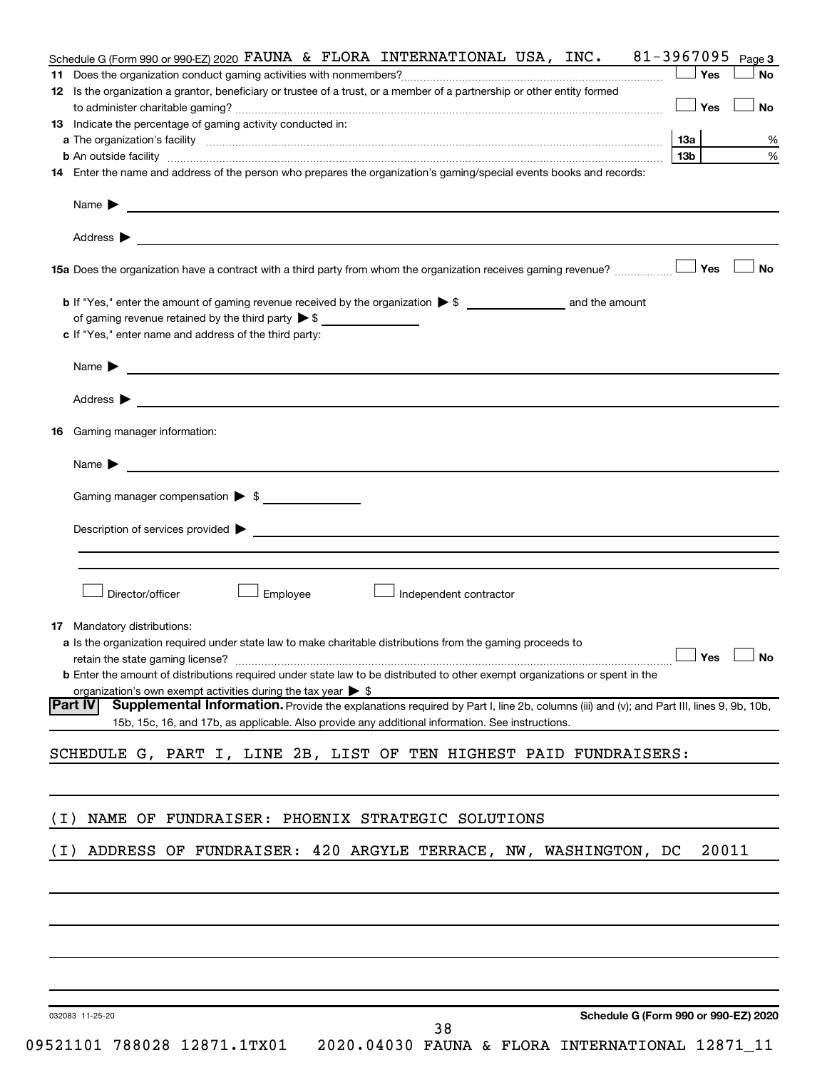Schedule G (Form 990 or 990-EZ) 2020 FAUNA & FLORA INTERNATIONAL USA, INC. 81-3967095 Page 3

**11** Does the organization conduct gaming activities with nonmembers? ☐ Yes ☐ No

**12** Is the organization a grantor, beneficiary or trustee of a trust, or a member of a partnership or other entity formed to administer charitable gaming? ☐ Yes ☐ No

**13** Indicate the percentage of gaming activity conducted in:

**a** The organization's facility **13a** %

**b** An outside facility **13b** %

**14** Enter the name and address of the person who prepares the organization's gaming/special events books and records:

Name ▶

Address ▶

**15a** Does the organization have a contract with a third party from whom the organization receives gaming revenue? ☐ Yes ☐ No

**b** If "Yes," enter the amount of gaming revenue received by the organization ▶ $ ______ and the amount of gaming revenue retained by the third party ▶ $ ______

**c** If "Yes," enter name and address of the third party:

Name ▶

Address ▶

**16** Gaming manager information:

Name ▶

Gaming manager compensation ▶ $

Description of services provided ▶

☐ Director/officer ☐ Employee ☐ Independent contractor

**17** Mandatory distributions:

**a** Is the organization required under state law to make charitable distributions from the gaming proceeds to retain the state gaming license? ☐ Yes ☐ No

**b** Enter the amount of distributions required under state law to be distributed to other exempt organizations or spent in the organization's own exempt activities during the tax year ▶ $

**Part IV** **Supplemental Information.** Provide the explanations required by Part I, line 2b, columns (iii) and (v); and Part III, lines 9, 9b, 10b, 15b, 15c, 16, and 17b, as applicable. Also provide any additional information. See instructions.

SCHEDULE G, PART I, LINE 2B, LIST OF TEN HIGHEST PAID FUNDRAISERS:

(I) NAME OF FUNDRAISER: PHOENIX STRATEGIC SOLUTIONS

(I) ADDRESS OF FUNDRAISER: 420 ARGYLE TERRACE, NW, WASHINGTON, DC 20011

032083 11-25-20 **Schedule G (Form 990 or 990-EZ) 2020**

09521101 788028 12871.1TX01 2020.04030 FAUNA & FLORA INTERNATIONAL 12871_11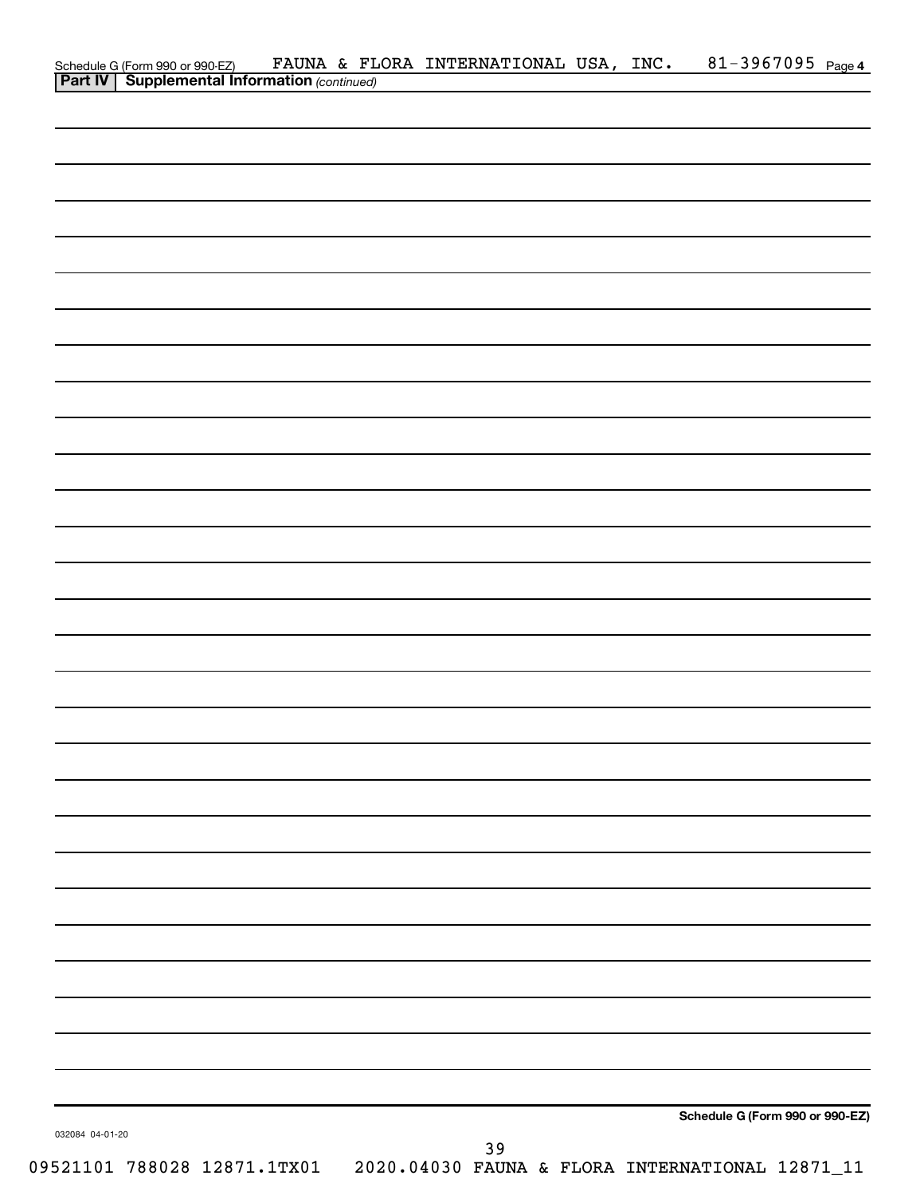Schedule G (Form 990 or 990-EZ) FAUNA & FLORA INTERNATIONAL USA, INC. 81-3967095 Page 4

**Part IV | Supplemental Information** *(continued)*

**Schedule G (Form 990 or 990-EZ)**

032084 04-01-20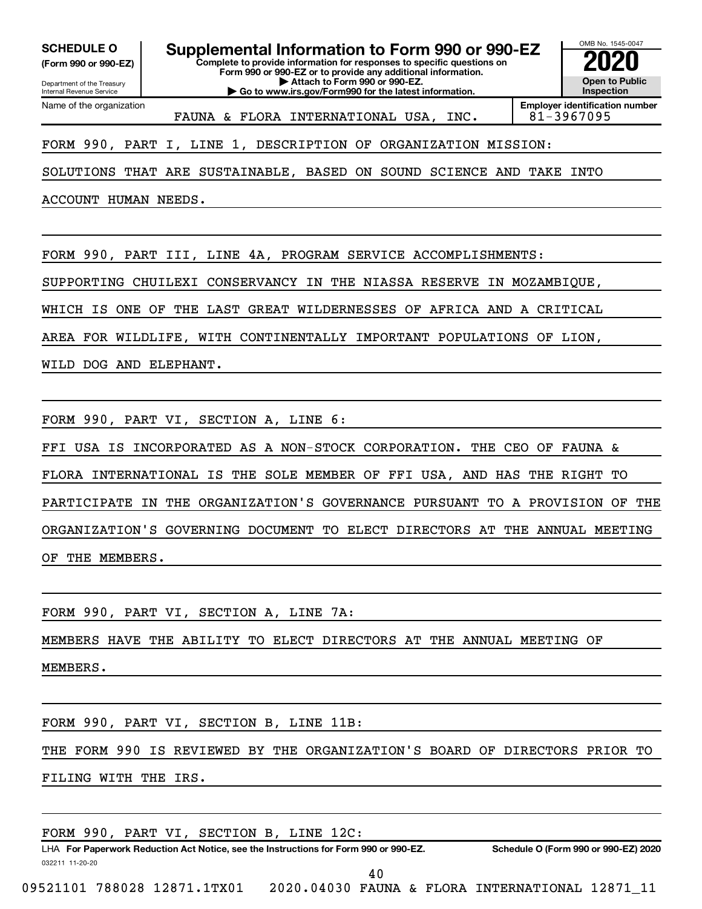**SCHEDULE O**
**(Form 990 or 990-EZ)**

Department of the Treasury
Internal Revenue Service

# Supplemental Information to Form 990 or 990-EZ

**Complete to provide information for responses to specific questions on Form 990 or 990-EZ or to provide any additional information.**
**▶ Attach to Form 990 or 990-EZ.**
**▶ Go to www.irs.gov/Form990 for the latest information.**

OMB No. 1545-0047

**2020**

**Open to Public Inspection**

Name of the organization: FAUNA & FLORA INTERNATIONAL USA, INC.

**Employer identification number:** 81-3967095

FORM 990, PART I, LINE 1, DESCRIPTION OF ORGANIZATION MISSION:

SOLUTIONS THAT ARE SUSTAINABLE, BASED ON SOUND SCIENCE AND TAKE INTO ACCOUNT HUMAN NEEDS.

FORM 990, PART III, LINE 4A, PROGRAM SERVICE ACCOMPLISHMENTS:

SUPPORTING CHUILEXI CONSERVANCY IN THE NIASSA RESERVE IN MOZAMBIQUE, WHICH IS ONE OF THE LAST GREAT WILDERNESSES OF AFRICA AND A CRITICAL AREA FOR WILDLIFE, WITH CONTINENTALLY IMPORTANT POPULATIONS OF LION, WILD DOG AND ELEPHANT.

FORM 990, PART VI, SECTION A, LINE 6:

FFI USA IS INCORPORATED AS A NON-STOCK CORPORATION. THE CEO OF FAUNA & FLORA INTERNATIONAL IS THE SOLE MEMBER OF FFI USA, AND HAS THE RIGHT TO PARTICIPATE IN THE ORGANIZATION'S GOVERNANCE PURSUANT TO A PROVISION OF THE ORGANIZATION'S GOVERNING DOCUMENT TO ELECT DIRECTORS AT THE ANNUAL MEETING OF THE MEMBERS.

FORM 990, PART VI, SECTION A, LINE 7A:

MEMBERS HAVE THE ABILITY TO ELECT DIRECTORS AT THE ANNUAL MEETING OF MEMBERS.

FORM 990, PART VI, SECTION B, LINE 11B:

THE FORM 990 IS REVIEWED BY THE ORGANIZATION'S BOARD OF DIRECTORS PRIOR TO FILING WITH THE IRS.

FORM 990, PART VI, SECTION B, LINE 12C:

LHA **For Paperwork Reduction Act Notice, see the Instructions for Form 990 or 990-EZ.** **Schedule O (Form 990 or 990-EZ) 2020**

032211 11-20-20

09521101 788028 12871.1TX01 2020.04030 FAUNA & FLORA INTERNATIONAL 12871_11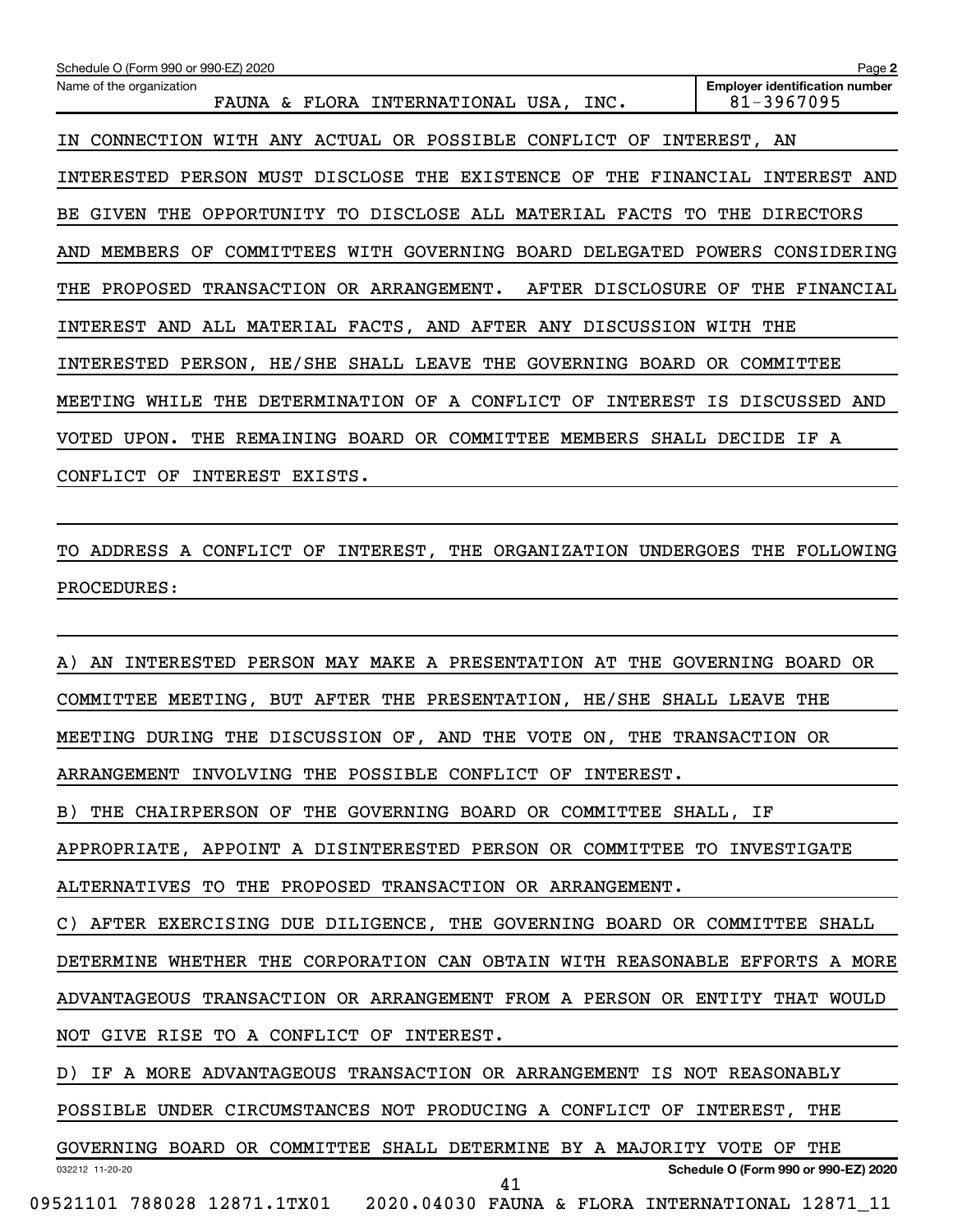Name of the organization: FAUNA & FLORA INTERNATIONAL USA, INC.

Employer identification number: 81-3967095

IN CONNECTION WITH ANY ACTUAL OR POSSIBLE CONFLICT OF INTEREST, AN INTERESTED PERSON MUST DISCLOSE THE EXISTENCE OF THE FINANCIAL INTEREST AND BE GIVEN THE OPPORTUNITY TO DISCLOSE ALL MATERIAL FACTS TO THE DIRECTORS AND MEMBERS OF COMMITTEES WITH GOVERNING BOARD DELEGATED POWERS CONSIDERING THE PROPOSED TRANSACTION OR ARRANGEMENT. AFTER DISCLOSURE OF THE FINANCIAL INTEREST AND ALL MATERIAL FACTS, AND AFTER ANY DISCUSSION WITH THE INTERESTED PERSON, HE/SHE SHALL LEAVE THE GOVERNING BOARD OR COMMITTEE MEETING WHILE THE DETERMINATION OF A CONFLICT OF INTEREST IS DISCUSSED AND VOTED UPON. THE REMAINING BOARD OR COMMITTEE MEMBERS SHALL DECIDE IF A CONFLICT OF INTEREST EXISTS.

TO ADDRESS A CONFLICT OF INTEREST, THE ORGANIZATION UNDERGOES THE FOLLOWING PROCEDURES:

A) AN INTERESTED PERSON MAY MAKE A PRESENTATION AT THE GOVERNING BOARD OR COMMITTEE MEETING, BUT AFTER THE PRESENTATION, HE/SHE SHALL LEAVE THE MEETING DURING THE DISCUSSION OF, AND THE VOTE ON, THE TRANSACTION OR ARRANGEMENT INVOLVING THE POSSIBLE CONFLICT OF INTEREST.

B) THE CHAIRPERSON OF THE GOVERNING BOARD OR COMMITTEE SHALL, IF APPROPRIATE, APPOINT A DISINTERESTED PERSON OR COMMITTEE TO INVESTIGATE ALTERNATIVES TO THE PROPOSED TRANSACTION OR ARRANGEMENT.

C) AFTER EXERCISING DUE DILIGENCE, THE GOVERNING BOARD OR COMMITTEE SHALL DETERMINE WHETHER THE CORPORATION CAN OBTAIN WITH REASONABLE EFFORTS A MORE ADVANTAGEOUS TRANSACTION OR ARRANGEMENT FROM A PERSON OR ENTITY THAT WOULD NOT GIVE RISE TO A CONFLICT OF INTEREST.

D) IF A MORE ADVANTAGEOUS TRANSACTION OR ARRANGEMENT IS NOT REASONABLY POSSIBLE UNDER CIRCUMSTANCES NOT PRODUCING A CONFLICT OF INTEREST, THE GOVERNING BOARD OR COMMITTEE SHALL DETERMINE BY A MAJORITY VOTE OF THE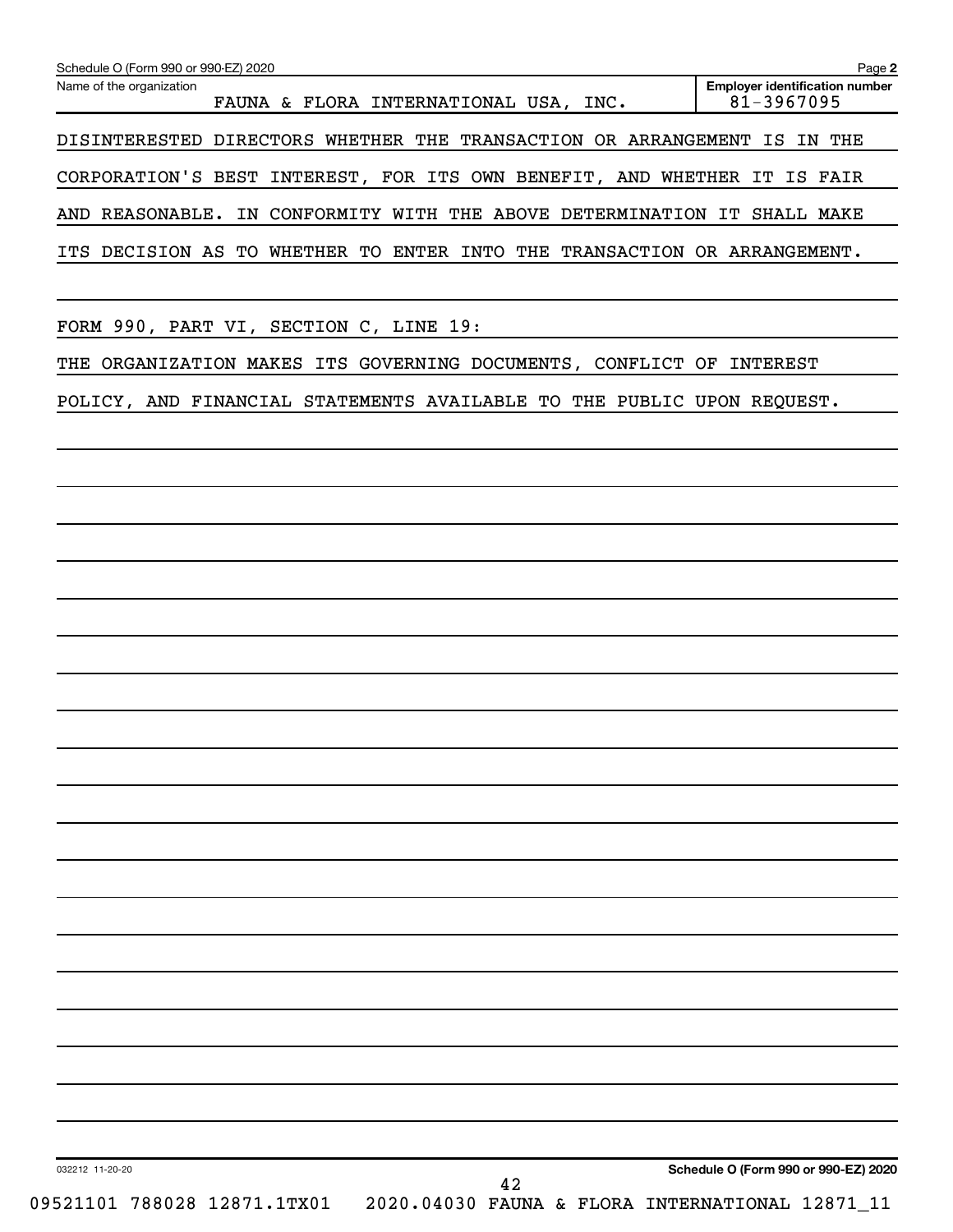Schedule O (Form 990 or 990-EZ) 2020

Name of the organization: FAUNA & FLORA INTERNATIONAL USA, INC.

Employer identification number: 81-3967095

DISINTERESTED DIRECTORS WHETHER THE TRANSACTION OR ARRANGEMENT IS IN THE CORPORATION'S BEST INTEREST, FOR ITS OWN BENEFIT, AND WHETHER IT IS FAIR AND REASONABLE. IN CONFORMITY WITH THE ABOVE DETERMINATION IT SHALL MAKE ITS DECISION AS TO WHETHER TO ENTER INTO THE TRANSACTION OR ARRANGEMENT.

FORM 990, PART VI, SECTION C, LINE 19:

THE ORGANIZATION MAKES ITS GOVERNING DOCUMENTS, CONFLICT OF INTEREST POLICY, AND FINANCIAL STATEMENTS AVAILABLE TO THE PUBLIC UPON REQUEST.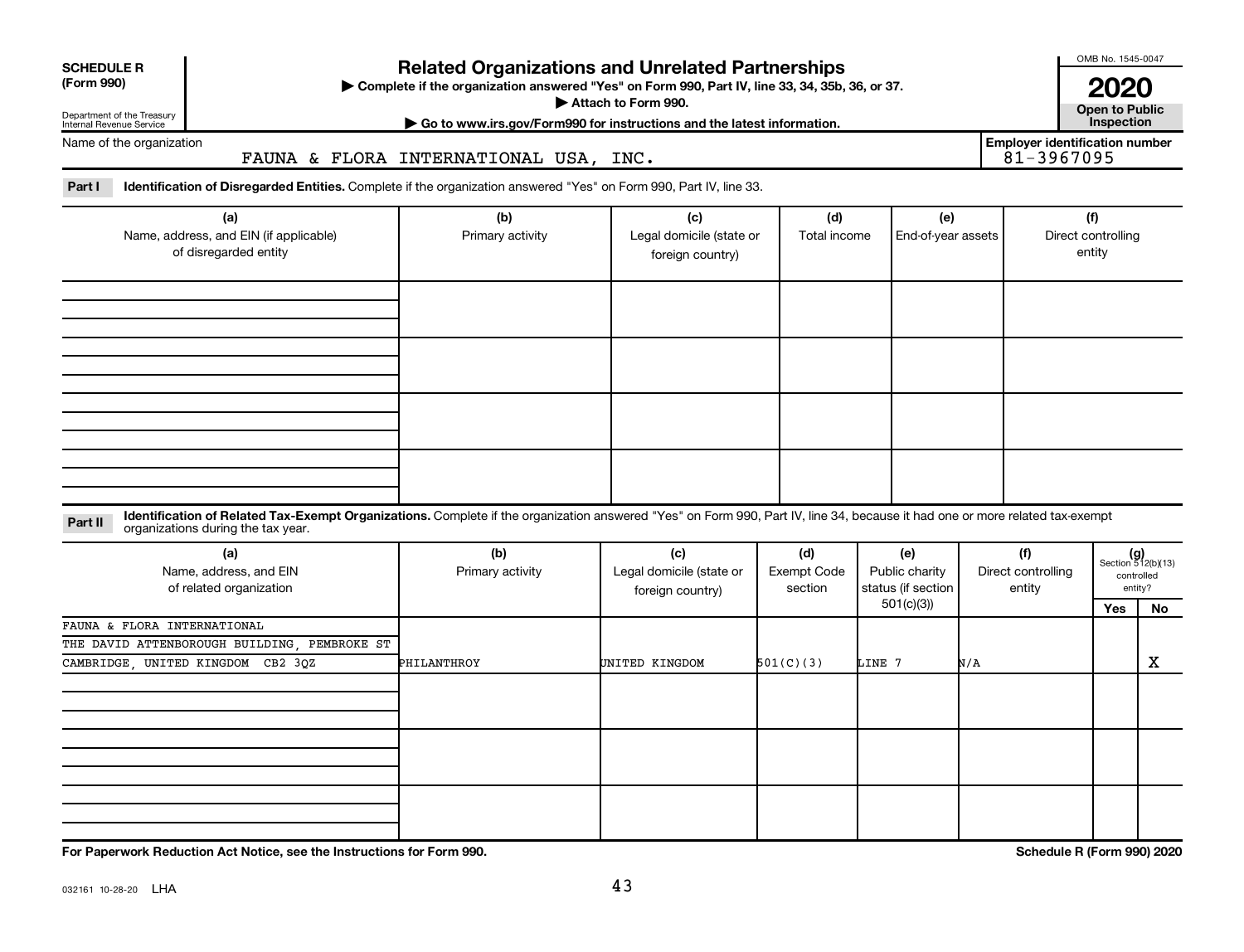**SCHEDULE R (Form 990)**

Department of the Treasury
Internal Revenue Service

# Related Organizations and Unrelated Partnerships

▶ Complete if the organization answered "Yes" on Form 990, Part IV, line 33, 34, 35b, 36, or 37.
▶ Attach to Form 990.
▶ Go to www.irs.gov/Form990 for instructions and the latest information.

OMB No. 1545-0047

**2020**

**Open to Public Inspection**

Name of the organization: FAUNA & FLORA INTERNATIONAL USA, INC.

Employer identification number: 81-3967095

**Part I** **Identification of Disregarded Entities.** Complete if the organization answered "Yes" on Form 990, Part IV, line 33.

| (a) Name, address, and EIN (if applicable) of disregarded entity | (b) Primary activity | (c) Legal domicile (state or foreign country) | (d) Total income | (e) End-of-year assets | (f) Direct controlling entity |
|---|---|---|---|---|---|
| | | | | | |
| | | | | | |
| | | | | | |
| | | | | | |

**Part II** **Identification of Related Tax-Exempt Organizations.** Complete if the organization answered "Yes" on Form 990, Part IV, line 34, because it had one or more related tax-exempt organizations during the tax year.

| (a) Name, address, and EIN of related organization | (b) Primary activity | (c) Legal domicile (state or foreign country) | (d) Exempt Code section | (e) Public charity status (if section 501(c)(3)) | (f) Direct controlling entity | (g) Section 512(b)(13) controlled entity? Yes | No |
|---|---|---|---|---|---|---|---|
| FAUNA & FLORA INTERNATIONAL<br>THE DAVID ATTENBOROUGH BUILDING, PEMBROKE ST<br>CAMBRIDGE, UNITED KINGDOM CB2 3QZ | PHILANTHROY | UNITED KINGDOM | 501(C)(3) | LINE 7 | N/A | | X |
| | | | | | | | |
| | | | | | | | |
| | | | | | | | |

For Paperwork Reduction Act Notice, see the Instructions for Form 990.

Schedule R (Form 990) 2020

032161 10-28-20 LHA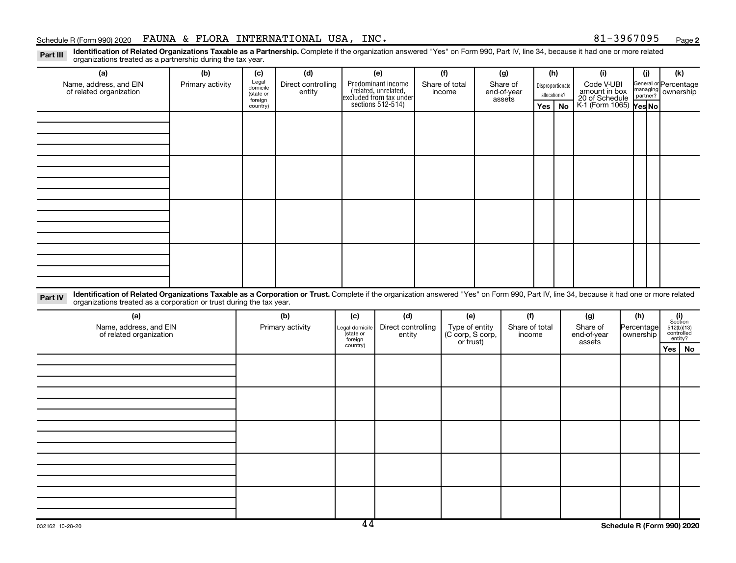Schedule R (Form 990) 2020 FAUNA & FLORA INTERNATIONAL USA, INC. 81-3967095 Page **2**

**Part III** **Identification of Related Organizations Taxable as a Partnership.** Complete if the organization answered "Yes" on Form 990, Part IV, line 34, because it had one or more related organizations treated as a partnership during the tax year.

| (a) Name, address, and EIN of related organization | (b) Primary activity | (c) Legal domicile (state or foreign country) | (d) Direct controlling entity | (e) Predominant income (related, unrelated, excluded from tax under sections 512-514) | (f) Share of total income | (g) Share of end-of-year assets | (h) Disproportionate allocations? | | (i) Code V-UBI amount in box 20 of Schedule K-1 (Form 1065) | (j) General or managing partner? | | (k) Percentage ownership |
|---|---|---|---|---|---|---|---|---|---|---|---|---|
| | | | | | | | Yes | No | | Yes | No | |
| | | | | | | | | | | | | |
| | | | | | | | | | | | | |
| | | | | | | | | | | | | |
| | | | | | | | | | | | | |

**Part IV** **Identification of Related Organizations Taxable as a Corporation or Trust.** Complete if the organization answered "Yes" on Form 990, Part IV, line 34, because it had one or more related organizations treated as a corporation or trust during the tax year.

| (a) Name, address, and EIN of related organization | (b) Primary activity | (c) Legal domicile (state or foreign country) | (d) Direct controlling entity | (e) Type of entity (C corp, S corp, or trust) | (f) Share of total income | (g) Share of end-of-year assets | (h) Percentage ownership | (i) Section 512(b)(13) controlled entity? | |
|---|---|---|---|---|---|---|---|---|---|
| | | | | | | | | Yes | No |
| | | | | | | | | | |
| | | | | | | | | | |
| | | | | | | | | | |
| | | | | | | | | | |
| | | | | | | | | | |

032162 10-28-20 **Schedule R (Form 990) 2020**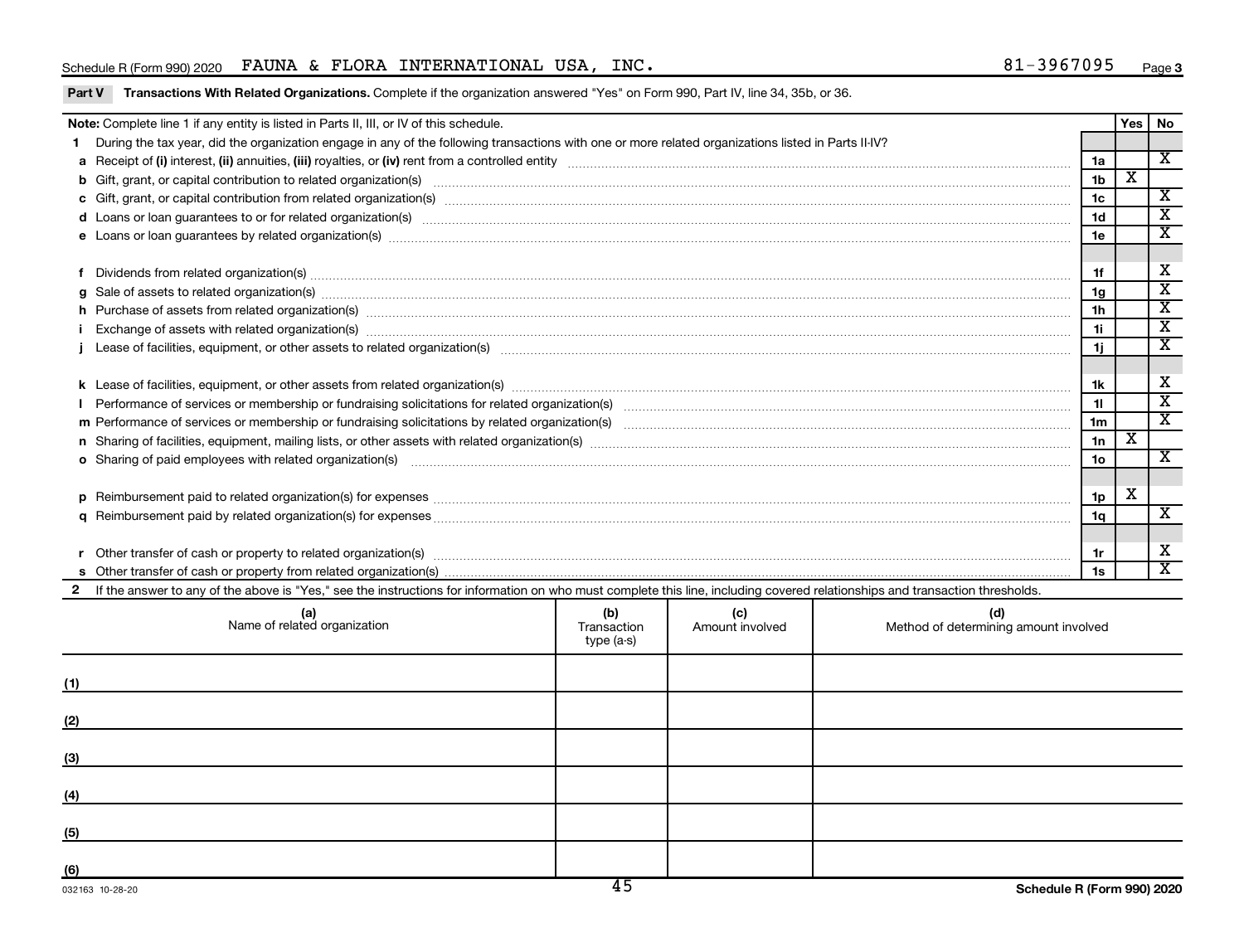Schedule R (Form 990) 2020 FAUNA & FLORA INTERNATIONAL USA, INC. 81-3967095 Page 3

**Part V Transactions With Related Organizations.** Complete if the organization answered "Yes" on Form 990, Part IV, line 34, 35b, or 36.

| **Note:** Complete line 1 if any entity is listed in Parts II, III, or IV of this schedule. | | Yes | No |
|---|---|---|---|
| **1** During the tax year, did the organization engage in any of the following transactions with one or more related organizations listed in Parts II-IV? | | | |
| **a** Receipt of **(i)** interest, **(ii)** annuities, **(iii)** royalties, or **(iv)** rent from a controlled entity | 1a | | X |
| **b** Gift, grant, or capital contribution to related organization(s) | 1b | X | |
| **c** Gift, grant, or capital contribution from related organization(s) | 1c | | X |
| **d** Loans or loan guarantees to or for related organization(s) | 1d | | X |
| **e** Loans or loan guarantees by related organization(s) | 1e | | X |
| **f** Dividends from related organization(s) | 1f | | X |
| **g** Sale of assets to related organization(s) | 1g | | X |
| **h** Purchase of assets from related organization(s) | 1h | | X |
| **i** Exchange of assets with related organization(s) | 1i | | X |
| **j** Lease of facilities, equipment, or other assets to related organization(s) | 1j | | X |
| **k** Lease of facilities, equipment, or other assets from related organization(s) | 1k | | X |
| **l** Performance of services or membership or fundraising solicitations for related organization(s) | 1l | | X |
| **m** Performance of services or membership or fundraising solicitations by related organization(s) | 1m | | X |
| **n** Sharing of facilities, equipment, mailing lists, or other assets with related organization(s) | 1n | X | |
| **o** Sharing of paid employees with related organization(s) | 1o | | X |
| **p** Reimbursement paid to related organization(s) for expenses | 1p | X | |
| **q** Reimbursement paid by related organization(s) for expenses | 1q | | X |
| **r** Other transfer of cash or property to related organization(s) | 1r | | X |
| **s** Other transfer of cash or property from related organization(s) | 1s | | X |

**2** If the answer to any of the above is "Yes," see the instructions for information on who must complete this line, including covered relationships and transaction thresholds.

| | (a) Name of related organization | (b) Transaction type (a-s) | (c) Amount involved | (d) Method of determining amount involved |
|---|---|---|---|---|
| (1) | | | | |
| (2) | | | | |
| (3) | | | | |
| (4) | | | | |
| (5) | | | | |
| (6) | | | | |

032163 10-28-20 Schedule R (Form 990) 2020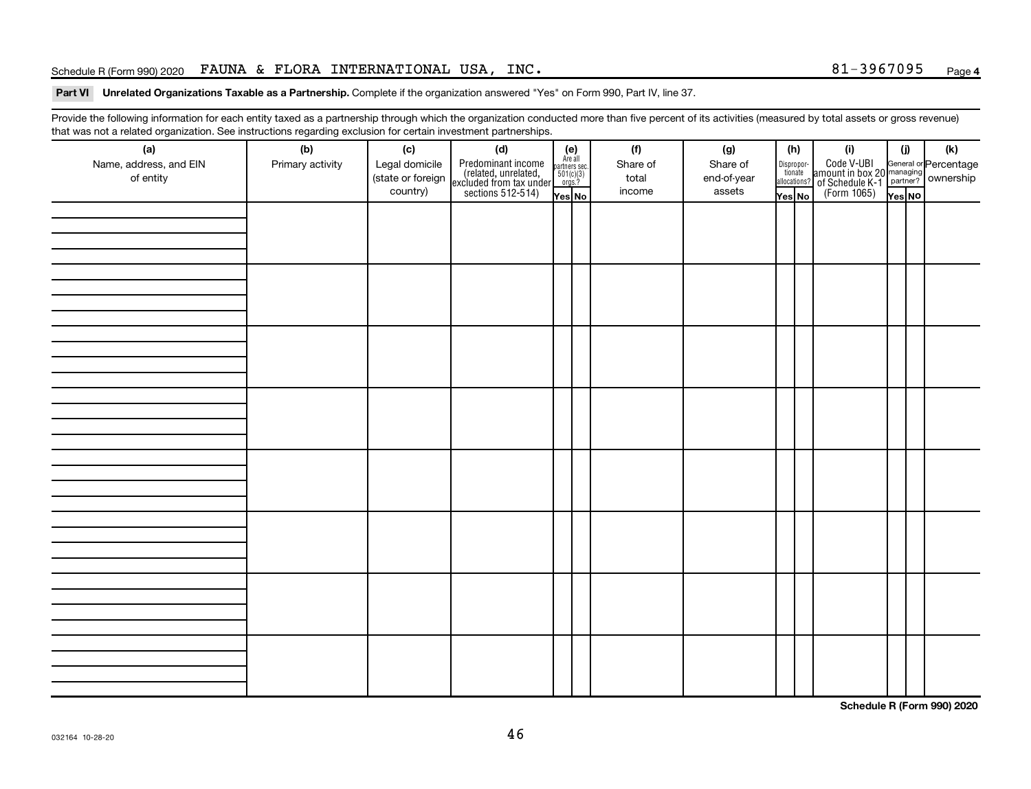Schedule R (Form 990) 2020 FAUNA & FLORA INTERNATIONAL USA, INC. 81-3967095 Page 4

**Part VI Unrelated Organizations Taxable as a Partnership.** Complete if the organization answered "Yes" on Form 990, Part IV, line 37.

Provide the following information for each entity taxed as a partnership through which the organization conducted more than five percent of its activities (measured by total assets or gross revenue) that was not a related organization. See instructions regarding exclusion for certain investment partnerships.

| (a) Name, address, and EIN of entity | (b) Primary activity | (c) Legal domicile (state or foreign country) | (d) Predominant income (related, unrelated, excluded from tax under sections 512-514) | (e) Are all partners sec. 501(c)(3) orgs.? Yes | (e) No | (f) Share of total income | (g) Share of end-of-year assets | (h) Disproportionate allocations? Yes | (h) No | (i) Code V-UBI amount in box 20 of Schedule K-1 (Form 1065) | (j) General or managing partner? Yes | (j) No | (k) Percentage ownership |
|---|---|---|---|---|---|---|---|---|---|---|---|---|---|
| | | | | | | | | | | | | | |
| | | | | | | | | | | | | | |
| | | | | | | | | | | | | | |
| | | | | | | | | | | | | | |
| | | | | | | | | | | | | | |
| | | | | | | | | | | | | | |
| | | | | | | | | | | | | | |
| | | | | | | | | | | | | | |

**Schedule R (Form 990) 2020**

032164 10-28-20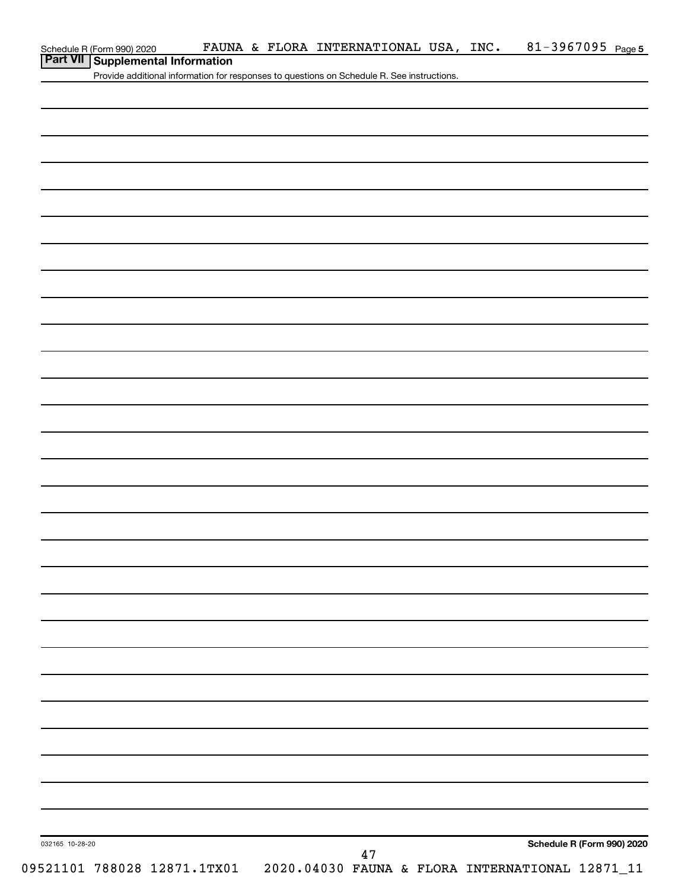Schedule R (Form 990) 2020 FAUNA & FLORA INTERNATIONAL USA, INC. 81-3967095 Page 5

## Part VII Supplemental Information

Provide additional information for responses to questions on Schedule R. See instructions.

032165 10-28-20

**Schedule R (Form 990) 2020**

09521101 788028 12871.1TX01 2020.04030 FAUNA & FLORA INTERNATIONAL 12871_11